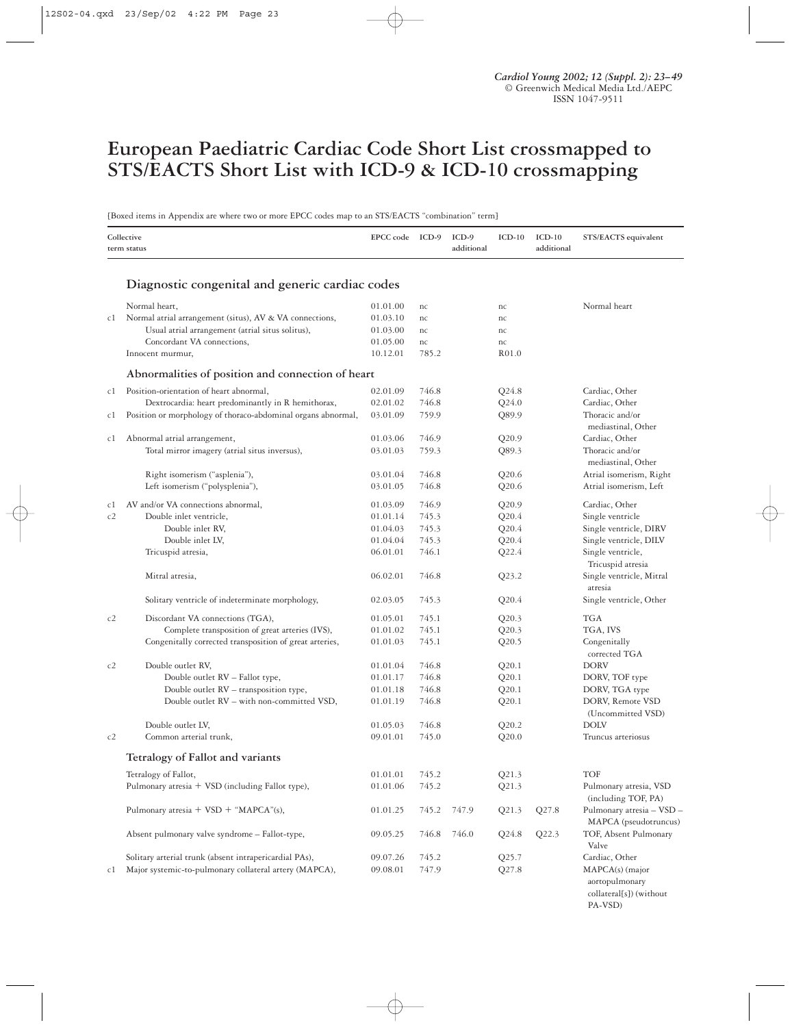# European Paediatric Cardiac Code Short List crossmapped to STS/EACTS Short List with ICD-9 & ICD-10 crossmapping

[Boxed items in Appendix are where two or more EPCC codes map to an STS/EACTS "combination" term]

| Collective term status | | EPCC code | ICD-9 | ICD-9 additional | ICD-10 | ICD-10 additional | STS/EACTS equivalent |
|---|---|---|---|---|---|---|---|
| | **Diagnostic congenital and generic cardiac codes** | | | | | | |
| | Normal heart, | 01.01.00 | nc | | nc | | Normal heart |
| c1 | Normal atrial arrangement (situs), AV & VA connections, | 01.03.10 | nc | | nc | | |
| | Usual atrial arrangement (atrial situs solitus), | 01.03.00 | nc | | nc | | |
| | Concordant VA connections, | 01.05.00 | nc | | nc | | |
| | Innocent murmur, | 10.12.01 | 785.2 | | R01.0 | | |
| | **Abnormalities of position and connection of heart** | | | | | | |
| c1 | Position-orientation of heart abnormal, | 02.01.09 | 746.8 | | Q24.8 | | Cardiac, Other |
| | Dextrocardia: heart predominantly in R hemithorax, | 02.01.02 | 746.8 | | Q24.0 | | Cardiac, Other |
| c1 | Position or morphology of thoraco-abdominal organs abnormal, | 03.01.09 | 759.9 | | Q89.9 | | Thoracic and/or mediastinal, Other |
| c1 | Abnormal atrial arrangement, | 01.03.06 | 746.9 | | Q20.9 | | Cardiac, Other |
| | Total mirror imagery (atrial situs inversus), | 03.01.03 | 759.3 | | Q89.3 | | Thoracic and/or mediastinal, Other |
| | Right isomerism ("asplenia"), | 03.01.04 | 746.8 | | Q20.6 | | Atrial isomerism, Right |
| | Left isomerism ("polysplenia"), | 03.01.05 | 746.8 | | Q20.6 | | Atrial isomerism, Left |
| c1 | AV and/or VA connections abnormal, | 01.03.09 | 746.9 | | Q20.9 | | Cardiac, Other |
| c2 | Double inlet ventricle, | 01.01.14 | 745.3 | | Q20.4 | | Single ventricle |
| | Double inlet RV, | 01.04.03 | 745.3 | | Q20.4 | | Single ventricle, DIRV |
| | Double inlet LV, | 01.04.04 | 745.3 | | Q20.4 | | Single ventricle, DILV |
| | Tricuspid atresia, | 06.01.01 | 746.1 | | Q22.4 | | Single ventricle, Tricuspid atresia |
| | Mitral atresia, | 06.02.01 | 746.8 | | Q23.2 | | Single ventricle, Mitral atresia |
| | Solitary ventricle of indeterminate morphology, | 02.03.05 | 745.3 | | Q20.4 | | Single ventricle, Other |
| c2 | Discordant VA connections (TGA), | 01.05.01 | 745.1 | | Q20.3 | | TGA |
| | Complete transposition of great arteries (IVS), | 01.01.02 | 745.1 | | Q20.3 | | TGA, IVS |
| | Congenitally corrected transposition of great arteries, | 01.01.03 | 745.1 | | Q20.5 | | Congenitally corrected TGA |
| c2 | Double outlet RV, | 01.01.04 | 746.8 | | Q20.1 | | DORV |
| | Double outlet RV – Fallot type, | 01.01.17 | 746.8 | | Q20.1 | | DORV, TOF type |
| | Double outlet RV – transposition type, | 01.01.18 | 746.8 | | Q20.1 | | DORV, TGA type |
| | Double outlet RV – with non-committed VSD, | 01.01.19 | 746.8 | | Q20.1 | | DORV, Remote VSD (Uncommitted VSD) |
| | Double outlet LV, | 01.05.03 | 746.8 | | Q20.2 | | DOLV |
| c2 | Common arterial trunk, | 09.01.01 | 745.0 | | Q20.0 | | Truncus arteriosus |
| | **Tetralogy of Fallot and variants** | | | | | | |
| | Tetralogy of Fallot, | 01.01.01 | 745.2 | | Q21.3 | | TOF |
| | Pulmonary atresia + VSD (including Fallot type), | 01.01.06 | 745.2 | | Q21.3 | | Pulmonary atresia, VSD (including TOF, PA) |
| | Pulmonary atresia + VSD + "MAPCA"(s), | 01.01.25 | 745.2 | 747.9 | Q21.3 | Q27.8 | Pulmonary atresia – VSD – MAPCA (pseudotruncus) |
| | Absent pulmonary valve syndrome – Fallot-type, | 09.05.25 | 746.8 | 746.0 | Q24.8 | Q22.3 | TOF, Absent Pulmonary Valve |
| | Solitary arterial trunk (absent intrapericardial PAs), | 09.07.26 | 745.2 | | Q25.7 | | Cardiac, Other |
| c1 | Major systemic-to-pulmonary collateral artery (MAPCA), | 09.08.01 | 747.9 | | Q27.8 | | MAPCA(s) (major aortopulmonary collateral[s]) (without PA-VSD) |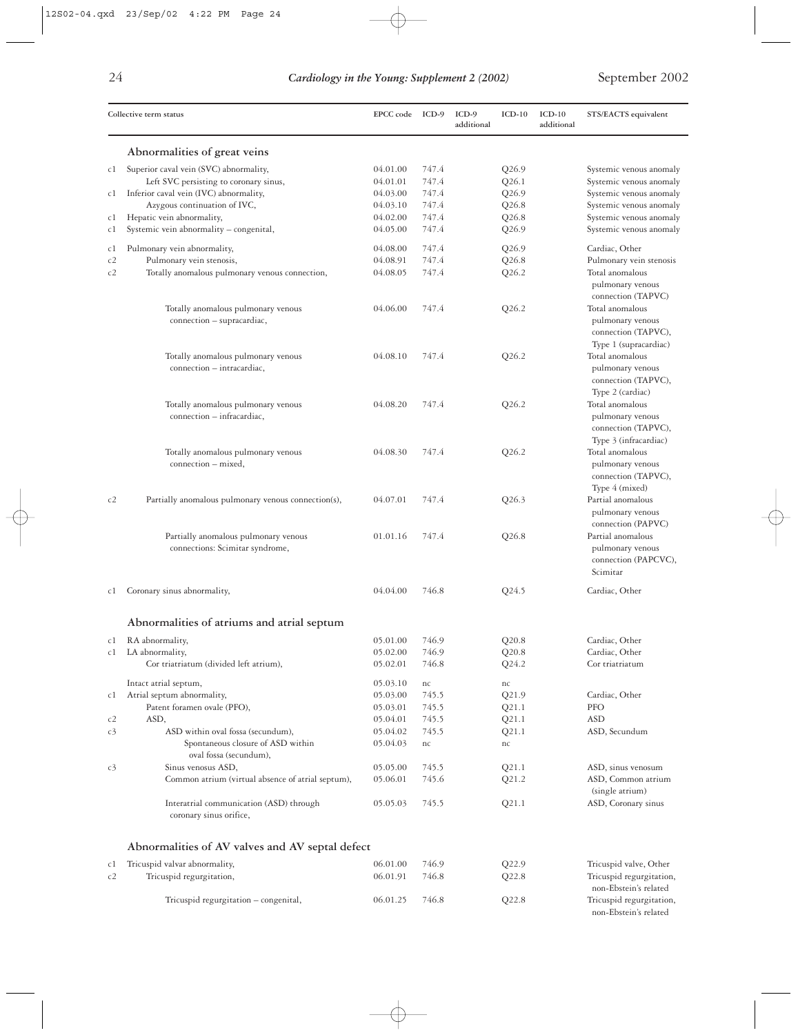| Collective term status | | EPCC code | ICD-9 | ICD-9 additional | ICD-10 | ICD-10 additional | STS/EACTS equivalent |
|---|---|---|---|---|---|---|---|
| | **Abnormalities of great veins** | | | | | | |
| c1 | Superior caval vein (SVC) abnormality, | 04.01.00 | 747.4 | | Q26.9 | | Systemic venous anomaly |
| | Left SVC persisting to coronary sinus, | 04.01.01 | 747.4 | | Q26.1 | | Systemic venous anomaly |
| c1 | Inferior caval vein (IVC) abnormality, | 04.03.00 | 747.4 | | Q26.9 | | Systemic venous anomaly |
| | Azygous continuation of IVC, | 04.03.10 | 747.4 | | Q26.8 | | Systemic venous anomaly |
| c1 | Hepatic vein abnormality, | 04.02.00 | 747.4 | | Q26.8 | | Systemic venous anomaly |
| c1 | Systemic vein abnormality – congenital, | 04.05.00 | 747.4 | | Q26.9 | | Systemic venous anomaly |
| c1 | Pulmonary vein abnormality, | 04.08.00 | 747.4 | | Q26.9 | | Cardiac, Other |
| c2 | Pulmonary vein stenosis, | 04.08.91 | 747.4 | | Q26.8 | | Pulmonary vein stenosis |
| c2 | Totally anomalous pulmonary venous connection, | 04.08.05 | 747.4 | | Q26.2 | | Total anomalous pulmonary venous connection (TAPVC) |
| | Totally anomalous pulmonary venous connection – supracardiac, | 04.06.00 | 747.4 | | Q26.2 | | Total anomalous pulmonary venous connection (TAPVC), Type 1 (supracardiac) |
| | Totally anomalous pulmonary venous connection – intracardiac, | 04.08.10 | 747.4 | | Q26.2 | | Total anomalous pulmonary venous connection (TAPVC), Type 2 (cardiac) |
| | Totally anomalous pulmonary venous connection – infracardiac, | 04.08.20 | 747.4 | | Q26.2 | | Total anomalous pulmonary venous connection (TAPVC), Type 3 (infracardiac) |
| | Totally anomalous pulmonary venous connection – mixed, | 04.08.30 | 747.4 | | Q26.2 | | Total anomalous pulmonary venous connection (TAPVC), Type 4 (mixed) |
| c2 | Partially anomalous pulmonary venous connection(s), | 04.07.01 | 747.4 | | Q26.3 | | Partial anomalous pulmonary venous connection (PAPVC) |
| | Partially anomalous pulmonary venous connections: Scimitar syndrome, | 01.01.16 | 747.4 | | Q26.8 | | Partial anomalous pulmonary venous connection (PAPCVC), Scimitar |
| c1 | Coronary sinus abnormality, | 04.04.00 | 746.8 | | Q24.5 | | Cardiac, Other |
| | **Abnormalities of atriums and atrial septum** | | | | | | |
| c1 | RA abnormality, | 05.01.00 | 746.9 | | Q20.8 | | Cardiac, Other |
| c1 | LA abnormality, | 05.02.00 | 746.9 | | Q20.8 | | Cardiac, Other |
| | Cor triatriatum (divided left atrium), | 05.02.01 | 746.8 | | Q24.2 | | Cor triatriatum |
| | Intact atrial septum, | 05.03.10 | nc | | nc | | |
| c1 | Atrial septum abnormality, | 05.03.00 | 745.5 | | Q21.9 | | Cardiac, Other |
| | Patent foramen ovale (PFO), | 05.03.01 | 745.5 | | Q21.1 | | PFO |
| c2 | ASD, | 05.04.01 | 745.5 | | Q21.1 | | ASD |
| c3 | ASD within oval fossa (secundum), | 05.04.02 | 745.5 | | Q21.1 | | ASD, Secundum |
| | Spontaneous closure of ASD within oval fossa (secundum), | 05.04.03 | nc | | nc | | |
| c3 | Sinus venosus ASD, | 05.05.00 | 745.5 | | Q21.1 | | ASD, sinus venosum |
| | Common atrium (virtual absence of atrial septum), | 05.06.01 | 745.6 | | Q21.2 | | ASD, Common atrium (single atrium) |
| | Interatrial communication (ASD) through coronary sinus orifice, | 05.05.03 | 745.5 | | Q21.1 | | ASD, Coronary sinus |
| | **Abnormalities of AV valves and AV septal defect** | | | | | | |
| c1 | Tricuspid valvar abnormality, | 06.01.00 | 746.9 | | Q22.9 | | Tricuspid valve, Other |
| c2 | Tricuspid regurgitation, | 06.01.91 | 746.8 | | Q22.8 | | Tricuspid regurgitation, non-Ebstein's related |
| | Tricuspid regurgitation – congenital, | 06.01.25 | 746.8 | | Q22.8 | | Tricuspid regurgitation, non-Ebstein's related |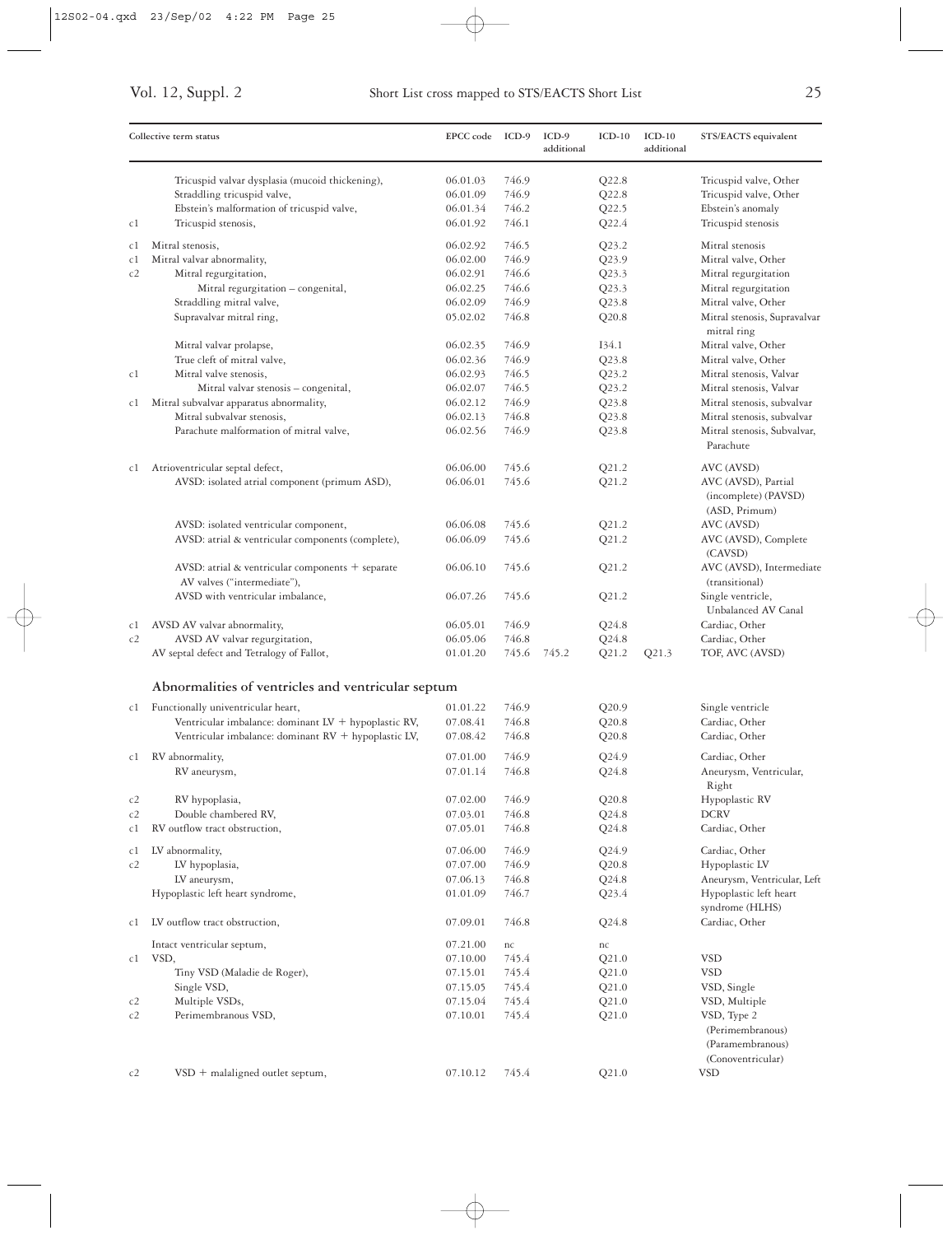| | Collective term status | EPCC code | ICD-9 | ICD-9 additional | ICD-10 | ICD-10 additional | STS/EACTS equivalent |
|---|---|---|---|---|---|---|---|
| | Tricuspid valvar dysplasia (mucoid thickening), | 06.01.03 | 746.9 | | Q22.8 | | Tricuspid valve, Other |
| | Straddling tricuspid valve, | 06.01.09 | 746.9 | | Q22.8 | | Tricuspid valve, Other |
| | Ebstein's malformation of tricuspid valve, | 06.01.34 | 746.2 | | Q22.5 | | Ebstein's anomaly |
| c1 | Tricuspid stenosis, | 06.01.92 | 746.1 | | Q22.4 | | Tricuspid stenosis |
| c1 | Mitral stenosis, | 06.02.92 | 746.5 | | Q23.2 | | Mitral stenosis |
| c1 | Mitral valvar abnormality, | 06.02.00 | 746.9 | | Q23.9 | | Mitral valve, Other |
| c2 | Mitral regurgitation, | 06.02.91 | 746.6 | | Q23.3 | | Mitral regurgitation |
| | Mitral regurgitation – congenital, | 06.02.25 | 746.6 | | Q23.3 | | Mitral regurgitation |
| | Straddling mitral valve, | 06.02.09 | 746.9 | | Q23.8 | | Mitral valve, Other |
| | Supravalvar mitral ring, | 05.02.02 | 746.8 | | Q20.8 | | Mitral stenosis, Supravalvar mitral ring |
| | Mitral valvar prolapse, | 06.02.35 | 746.9 | | I34.1 | | Mitral valve, Other |
| | True cleft of mitral valve, | 06.02.36 | 746.9 | | Q23.8 | | Mitral valve, Other |
| c1 | Mitral valve stenosis, | 06.02.93 | 746.5 | | Q23.2 | | Mitral stenosis, Valvar |
| | Mitral valvar stenosis – congenital, | 06.02.07 | 746.5 | | Q23.2 | | Mitral stenosis, Valvar |
| c1 | Mitral subvalvar apparatus abnormality, | 06.02.12 | 746.9 | | Q23.8 | | Mitral stenosis, subvalvar |
| | Mitral subvalvar stenosis, | 06.02.13 | 746.8 | | Q23.8 | | Mitral stenosis, subvalvar |
| | Parachute malformation of mitral valve, | 06.02.56 | 746.9 | | Q23.8 | | Mitral stenosis, Subvalvar, Parachute |
| c1 | Atrioventricular septal defect, | 06.06.00 | 745.6 | | Q21.2 | | AVC (AVSD) |
| | AVSD: isolated atrial component (primum ASD), | 06.06.01 | 745.6 | | Q21.2 | | AVC (AVSD), Partial (incomplete) (PAVSD) (ASD, Primum) |
| | AVSD: isolated ventricular component, | 06.06.08 | 745.6 | | Q21.2 | | AVC (AVSD) |
| | AVSD: atrial & ventricular components (complete), | 06.06.09 | 745.6 | | Q21.2 | | AVC (AVSD), Complete (CAVSD) |
| | AVSD: atrial & ventricular components + separate AV valves ("intermediate"), | 06.06.10 | 745.6 | | Q21.2 | | AVC (AVSD), Intermediate (transitional) |
| | AVSD with ventricular imbalance, | 06.07.26 | 745.6 | | Q21.2 | | Single ventricle, Unbalanced AV Canal |
| c1 | AVSD AV valvar abnormality, | 06.05.01 | 746.9 | | Q24.8 | | Cardiac, Other |
| c2 | AVSD AV valvar regurgitation, | 06.05.06 | 746.8 | | Q24.8 | | Cardiac, Other |
| | AV septal defect and Tetralogy of Fallot, | 01.01.20 | 745.6 | 745.2 | Q21.2 | Q21.3 | TOF, AVC (AVSD) |
| | **Abnormalities of ventricles and ventricular septum** | | | | | | |
| c1 | Functionally univentricular heart, | 01.01.22 | 746.9 | | Q20.9 | | Single ventricle |
| | Ventricular imbalance: dominant LV + hypoplastic RV, | 07.08.41 | 746.8 | | Q20.8 | | Cardiac, Other |
| | Ventricular imbalance: dominant RV + hypoplastic LV, | 07.08.42 | 746.8 | | Q20.8 | | Cardiac, Other |
| c1 | RV abnormality, | 07.01.00 | 746.9 | | Q24.9 | | Cardiac, Other |
| | RV aneurysm, | 07.01.14 | 746.8 | | Q24.8 | | Aneurysm, Ventricular, Right |
| c2 | RV hypoplasia, | 07.02.00 | 746.9 | | Q20.8 | | Hypoplastic RV |
| c2 | Double chambered RV, | 07.03.01 | 746.8 | | Q24.8 | | DCRV |
| c1 | RV outflow tract obstruction, | 07.05.01 | 746.8 | | Q24.8 | | Cardiac, Other |
| c1 | LV abnormality, | 07.06.00 | 746.9 | | Q24.9 | | Cardiac, Other |
| c2 | LV hypoplasia, | 07.07.00 | 746.9 | | Q20.8 | | Hypoplastic LV |
| | LV aneurysm, | 07.06.13 | 746.8 | | Q24.8 | | Aneurysm, Ventricular, Left |
| | Hypoplastic left heart syndrome, | 01.01.09 | 746.7 | | Q23.4 | | Hypoplastic left heart syndrome (HLHS) |
| c1 | LV outflow tract obstruction, | 07.09.01 | 746.8 | | Q24.8 | | Cardiac, Other |
| | Intact ventricular septum, | 07.21.00 | nc | | nc | | |
| c1 | VSD, | 07.10.00 | 745.4 | | Q21.0 | | VSD |
| | Tiny VSD (Maladie de Roger), | 07.15.01 | 745.4 | | Q21.0 | | VSD |
| | Single VSD, | 07.15.05 | 745.4 | | Q21.0 | | VSD, Single |
| c2 | Multiple VSDs, | 07.15.04 | 745.4 | | Q21.0 | | VSD, Multiple |
| c2 | Perimembranous VSD, | 07.10.01 | 745.4 | | Q21.0 | | VSD, Type 2 (Perimembranous) (Paramembranous) (Conoventricular) |
| c2 | VSD + malaligned outlet septum, | 07.10.12 | 745.4 | | Q21.0 | | VSD |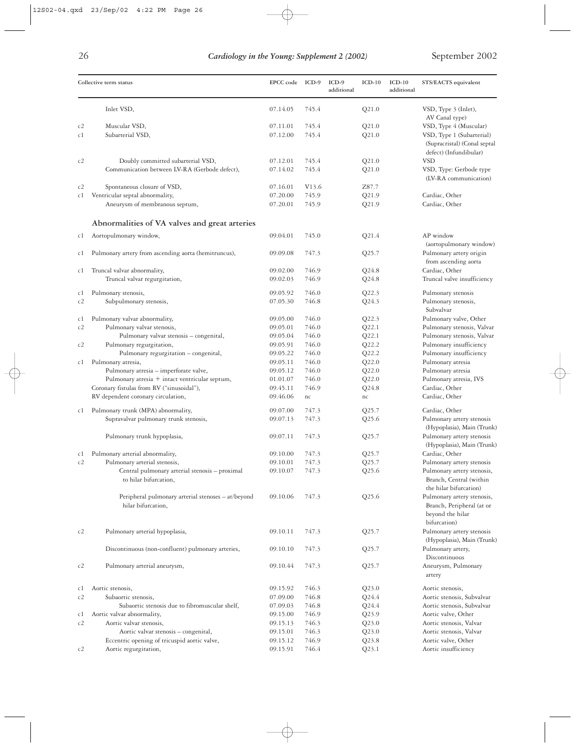| Collective term status | | EPCC code | ICD-9 | ICD-9 additional | ICD-10 | ICD-10 additional | STS/EACTS equivalent |
|---|---|---|---|---|---|---|---|
| | Inlet VSD, | 07.14.05 | 745.4 | | Q21.0 | | VSD, Type 3 (Inlet), AV Canal type) |
| c2 | Muscular VSD, | 07.11.01 | 745.4 | | Q21.0 | | VSD, Type 4 (Muscular) |
| c1 | Subarterial VSD, | 07.12.00 | 745.4 | | Q21.0 | | VSD, Type 1 (Subarterial) (Supracristal) (Conal septal defect) (Infundibular) |
| c2 | Doubly committed subarterial VSD, | 07.12.01 | 745.4 | | Q21.0 | | VSD |
| | Communication between LV-RA (Gerbode defect), | 07.14.02 | 745.4 | | Q21.0 | | VSD, Type: Gerbode type (LV-RA communication) |
| c2 | Spontaneous closure of VSD, | 07.16.01 | V13.6 | | Z87.7 | | |
| c1 | Ventricular septal abnormality, | 07.20.00 | 745.9 | | Q21.9 | | Cardiac, Other |
| | Aneurysm of membranous septum, | 07.20.01 | 745.9 | | Q21.9 | | Cardiac, Other |
| | **Abnormalities of VA valves and great arteries** | | | | | | |
| c1 | Aortopulmonary window, | 09.04.01 | 745.0 | | Q21.4 | | AP window (aortopulmonary window) |
| c1 | Pulmonary artery from ascending aorta (hemitruncus), | 09.09.08 | 747.3 | | Q25.7 | | Pulmonary artery origin from ascending aorta |
| c1 | Truncal valvar abnormality, | 09.02.00 | 746.9 | | Q24.8 | | Cardiac, Other |
| | Truncal valvar regurgitation, | 09.02.03 | 746.9 | | Q24.8 | | Truncal valve insufficiency |
| c1 | Pulmonary stenosis, | 09.05.92 | 746.0 | | Q22.3 | | Pulmonary stenosis |
| c2 | Subpulmonary stenosis, | 07.05.30 | 746.8 | | Q24.3 | | Pulmonary stenosis, Subvalvar |
| c1 | Pulmonary valvar abnormality, | 09.05.00 | 746.0 | | Q22.3 | | Pulmonary valve, Other |
| c2 | Pulmonary valvar stenosis, | 09.05.01 | 746.0 | | Q22.1 | | Pulmonary stenosis, Valvar |
| | Pulmonary valvar stenosis – congenital, | 09.05.04 | 746.0 | | Q22.1 | | Pulmonary stenosis, Valvar |
| c2 | Pulmonary regurgitation, | 09.05.91 | 746.0 | | Q22.2 | | Pulmonary insufficiency |
| | Pulmonary regurgitation – congenital, | 09.05.22 | 746.0 | | Q22.2 | | Pulmonary insufficiency |
| c1 | Pulmonary atresia, | 09.05.11 | 746.0 | | Q22.0 | | Pulmonary atresia |
| | Pulmonary atresia – imperforate valve, | 09.05.12 | 746.0 | | Q22.0 | | Pulmonary atresia |
| | Pulmonary atresia + intact ventricular septum, | 01.01.07 | 746.0 | | Q22.0 | | Pulmonary atresia, IVS |
| | Coronary fistulas from RV ("sinusoidal"), | 09.45.11 | 746.9 | | Q24.8 | | Cardiac, Other |
| | RV dependent coronary circulation, | 09.46.06 | nc | | nc | | Cardiac, Other |
| c1 | Pulmonary trunk (MPA) abnormality, | 09.07.00 | 747.3 | | Q25.7 | | Cardiac, Other |
| | Supravalvar pulmonary trunk stenosis, | 09.07.13 | 747.3 | | Q25.6 | | Pulmonary artery stenosis (Hypoplasia), Main (Trunk) |
| | Pulmonary trunk hypoplasia, | 09.07.11 | 747.3 | | Q25.7 | | Pulmonary artery stenosis (Hypoplasia), Main (Trunk) |
| c1 | Pulmonary arterial abnormality, | 09.10.00 | 747.3 | | Q25.7 | | Cardiac, Other |
| c2 | Pulmonary arterial stenosis, | 09.10.01 | 747.3 | | Q25.7 | | Pulmonary artery stenosis |
| | Central pulmonary arterial stenosis – proximal to hilar bifurcation, | 09.10.07 | 747.3 | | Q25.6 | | Pulmonary artery stenosis, Branch, Central (within the hilar bifurcation) |
| | Peripheral pulmonary arterial stenoses – at/beyond hilar bifurcation, | 09.10.06 | 747.3 | | Q25.6 | | Pulmonary artery stenosis, Branch, Peripheral (at or beyond the hilar bifurcation) |
| c2 | Pulmonary arterial hypoplasia, | 09.10.11 | 747.3 | | Q25.7 | | Pulmonary artery stenosis (Hypoplasia), Main (Trunk) |
| | Discontinuous (non-confluent) pulmonary arteries, | 09.10.10 | 747.3 | | Q25.7 | | Pulmonary artery, Discontinuous |
| c2 | Pulmonary arterial aneurysm, | 09.10.44 | 747.3 | | Q25.7 | | Aneurysm, Pulmonary artery |
| c1 | Aortic stenosis, | 09.15.92 | 746.3 | | Q23.0 | | Aortic stenosis, |
| c2 | Subaortic stenosis, | 07.09.00 | 746.8 | | Q24.4 | | Aortic stenosis, Subvalvar |
| | Subaortic stenosis due to fibromuscular shelf, | 07.09.03 | 746.8 | | Q24.4 | | Aortic stenosis, Subvalvar |
| c1 | Aortic valvar abnormality, | 09.15.00 | 746.9 | | Q23.9 | | Aortic valve, Other |
| c2 | Aortic valvar stenosis, | 09.15.13 | 746.3 | | Q23.0 | | Aortic stenosis, Valvar |
| | Aortic valvar stenosis – congenital, | 09.15.01 | 746.3 | | Q23.0 | | Aortic stenosis, Valvar |
| | Eccentric opening of tricuspid aortic valve, | 09.15.12 | 746.9 | | Q23.8 | | Aortic valve, Other |
| c2 | Aortic regurgitation, | 09.15.91 | 746.4 | | Q23.1 | | Aortic insufficiency |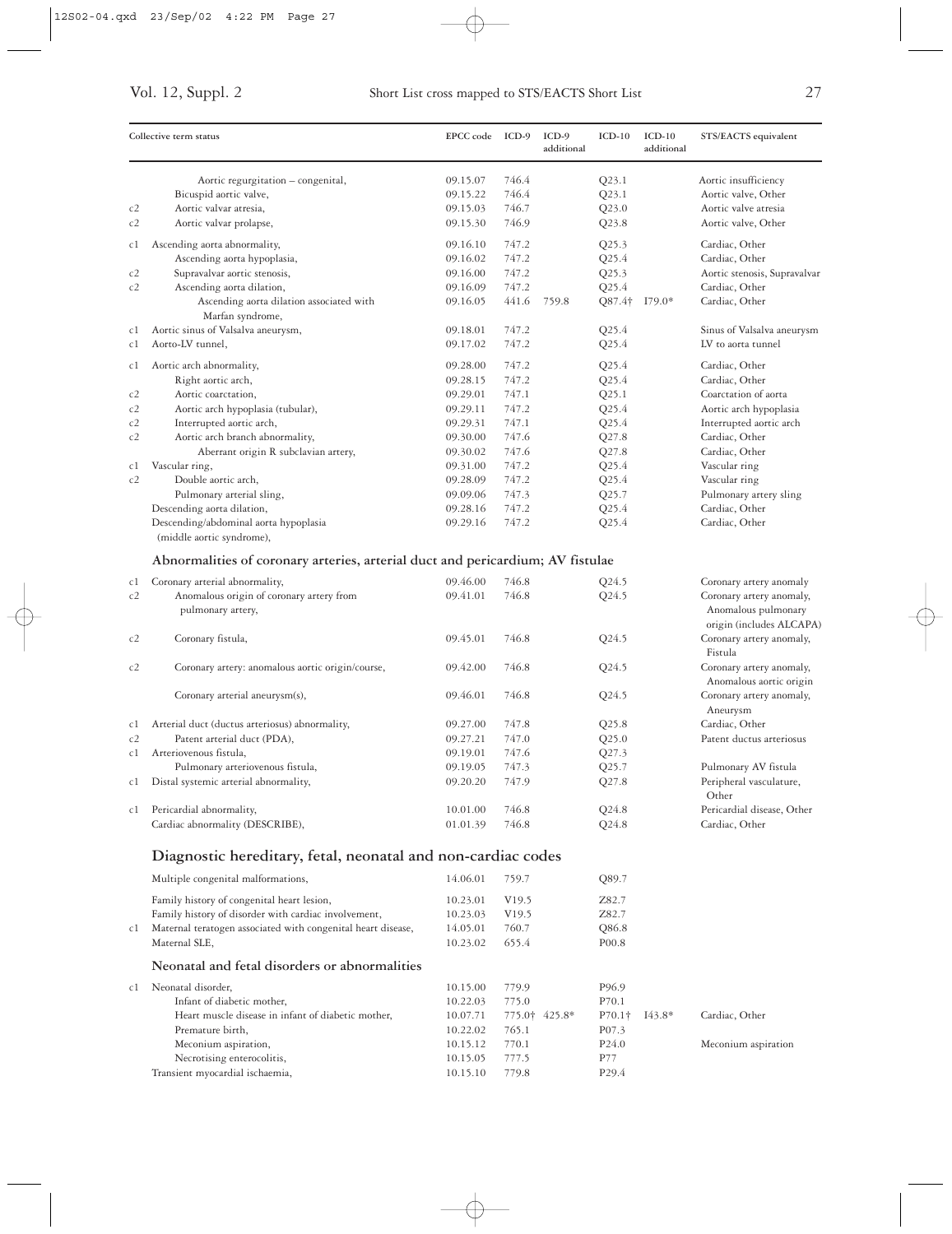| | Collective term status | EPCC code | ICD-9 | ICD-9 additional | ICD-10 | ICD-10 additional | STS/EACTS equivalent |
|---|---|---|---|---|---|---|---|
| | Aortic regurgitation – congenital, | 09.15.07 | 746.4 | | Q23.1 | | Aortic insufficiency |
| | Bicuspid aortic valve, | 09.15.22 | 746.4 | | Q23.1 | | Aortic valve, Other |
| c2 | Aortic valvar atresia, | 09.15.03 | 746.7 | | Q23.0 | | Aortic valve atresia |
| c2 | Aortic valvar prolapse, | 09.15.30 | 746.9 | | Q23.8 | | Aortic valve, Other |
| c1 | Ascending aorta abnormality, | 09.16.10 | 747.2 | | Q25.3 | | Cardiac, Other |
| | Ascending aorta hypoplasia, | 09.16.02 | 747.2 | | Q25.4 | | Cardiac, Other |
| c2 | Supravalvar aortic stenosis, | 09.16.00 | 747.2 | | Q25.3 | | Aortic stenosis, Supravalvar |
| c2 | Ascending aorta dilation, | 09.16.09 | 747.2 | | Q25.4 | | Cardiac, Other |
| | Ascending aorta dilation associated with Marfan syndrome, | 09.16.05 | 441.6 | 759.8 | Q87.4† | I79.0* | Cardiac, Other |
| c1 | Aortic sinus of Valsalva aneurysm, | 09.18.01 | 747.2 | | Q25.4 | | Sinus of Valsalva aneurysm |
| c1 | Aorto-LV tunnel, | 09.17.02 | 747.2 | | Q25.4 | | LV to aorta tunnel |
| c1 | Aortic arch abnormality, | 09.28.00 | 747.2 | | Q25.4 | | Cardiac, Other |
| | Right aortic arch, | 09.28.15 | 747.2 | | Q25.4 | | Cardiac, Other |
| c2 | Aortic coarctation, | 09.29.01 | 747.1 | | Q25.1 | | Coarctation of aorta |
| c2 | Aortic arch hypoplasia (tubular), | 09.29.11 | 747.2 | | Q25.4 | | Aortic arch hypoplasia |
| c2 | Interrupted aortic arch, | 09.29.31 | 747.1 | | Q25.4 | | Interrupted aortic arch |
| c2 | Aortic arch branch abnormality, | 09.30.00 | 747.6 | | Q27.8 | | Cardiac, Other |
| | Aberrant origin R subclavian artery, | 09.30.02 | 747.6 | | Q27.8 | | Cardiac, Other |
| c1 | Vascular ring, | 09.31.00 | 747.2 | | Q25.4 | | Vascular ring |
| c2 | Double aortic arch, | 09.28.09 | 747.2 | | Q25.4 | | Vascular ring |
| | Pulmonary arterial sling, | 09.09.06 | 747.3 | | Q25.7 | | Pulmonary artery sling |
| | Descending aorta dilation, | 09.28.16 | 747.2 | | Q25.4 | | Cardiac, Other |
| | Descending/abdominal aorta hypoplasia (middle aortic syndrome), | 09.29.16 | 747.2 | | Q25.4 | | Cardiac, Other |

### Abnormalities of coronary arteries, arterial duct and pericardium; AV fistulae

| | Collective term status | EPCC code | ICD-9 | ICD-9 additional | ICD-10 | ICD-10 additional | STS/EACTS equivalent |
|---|---|---|---|---|---|---|---|
| c1 | Coronary arterial abnormality, | 09.46.00 | 746.8 | | Q24.5 | | Coronary artery anomaly |
| c2 | Anomalous origin of coronary artery from pulmonary artery, | 09.41.01 | 746.8 | | Q24.5 | | Coronary artery anomaly, Anomalous pulmonary origin (includes ALCAPA) |
| c2 | Coronary fistula, | 09.45.01 | 746.8 | | Q24.5 | | Coronary artery anomaly, Fistula |
| c2 | Coronary artery: anomalous aortic origin/course, | 09.42.00 | 746.8 | | Q24.5 | | Coronary artery anomaly, Anomalous aortic origin |
| | Coronary arterial aneurysm(s), | 09.46.01 | 746.8 | | Q24.5 | | Coronary artery anomaly, Aneurysm |
| c1 | Arterial duct (ductus arteriosus) abnormality, | 09.27.00 | 747.8 | | Q25.8 | | Cardiac, Other |
| c2 | Patent arterial duct (PDA), | 09.27.21 | 747.0 | | Q25.0 | | Patent ductus arteriosus |
| c1 | Arteriovenous fistula, | 09.19.01 | 747.6 | | Q27.3 | | |
| | Pulmonary arteriovenous fistula, | 09.19.05 | 747.3 | | Q25.7 | | Pulmonary AV fistula |
| c1 | Distal systemic arterial abnormality, | 09.20.20 | 747.9 | | Q27.8 | | Peripheral vasculature, Other |
| c1 | Pericardial abnormality, | 10.01.00 | 746.8 | | Q24.8 | | Pericardial disease, Other |
| | Cardiac abnormality (DESCRIBE), | 01.01.39 | 746.8 | | Q24.8 | | Cardiac, Other |

## Diagnostic hereditary, fetal, neonatal and non-cardiac codes

| | Collective term status | EPCC code | ICD-9 | ICD-9 additional | ICD-10 | ICD-10 additional | STS/EACTS equivalent |
|---|---|---|---|---|---|---|---|
| | Multiple congenital malformations, | 14.06.01 | 759.7 | | Q89.7 | | |
| | Family history of congenital heart lesion, | 10.23.01 | V19.5 | | Z82.7 | | |
| | Family history of disorder with cardiac involvement, | 10.23.03 | V19.5 | | Z82.7 | | |
| c1 | Maternal teratogen associated with congenital heart disease, | 14.05.01 | 760.7 | | Q86.8 | | |
| | Maternal SLE, | 10.23.02 | 655.4 | | P00.8 | | |

### Neonatal and fetal disorders or abnormalities

| | Collective term status | EPCC code | ICD-9 | ICD-9 additional | ICD-10 | ICD-10 additional | STS/EACTS equivalent |
|---|---|---|---|---|---|---|---|
| c1 | Neonatal disorder, | 10.15.00 | 779.9 | | P96.9 | | |
| | Infant of diabetic mother, | 10.22.03 | 775.0 | | P70.1 | | |
| | Heart muscle disease in infant of diabetic mother, | 10.07.71 | 775.0† | 425.8* | P70.1† | I43.8* | Cardiac, Other |
| | Premature birth, | 10.22.02 | 765.1 | | P07.3 | | |
| | Meconium aspiration, | 10.15.12 | 770.1 | | P24.0 | | Meconium aspiration |
| | Necrotising enterocolitis, | 10.15.05 | 777.5 | | P77 | | |
| | Transient myocardial ischaemia, | 10.15.10 | 779.8 | | P29.4 | | |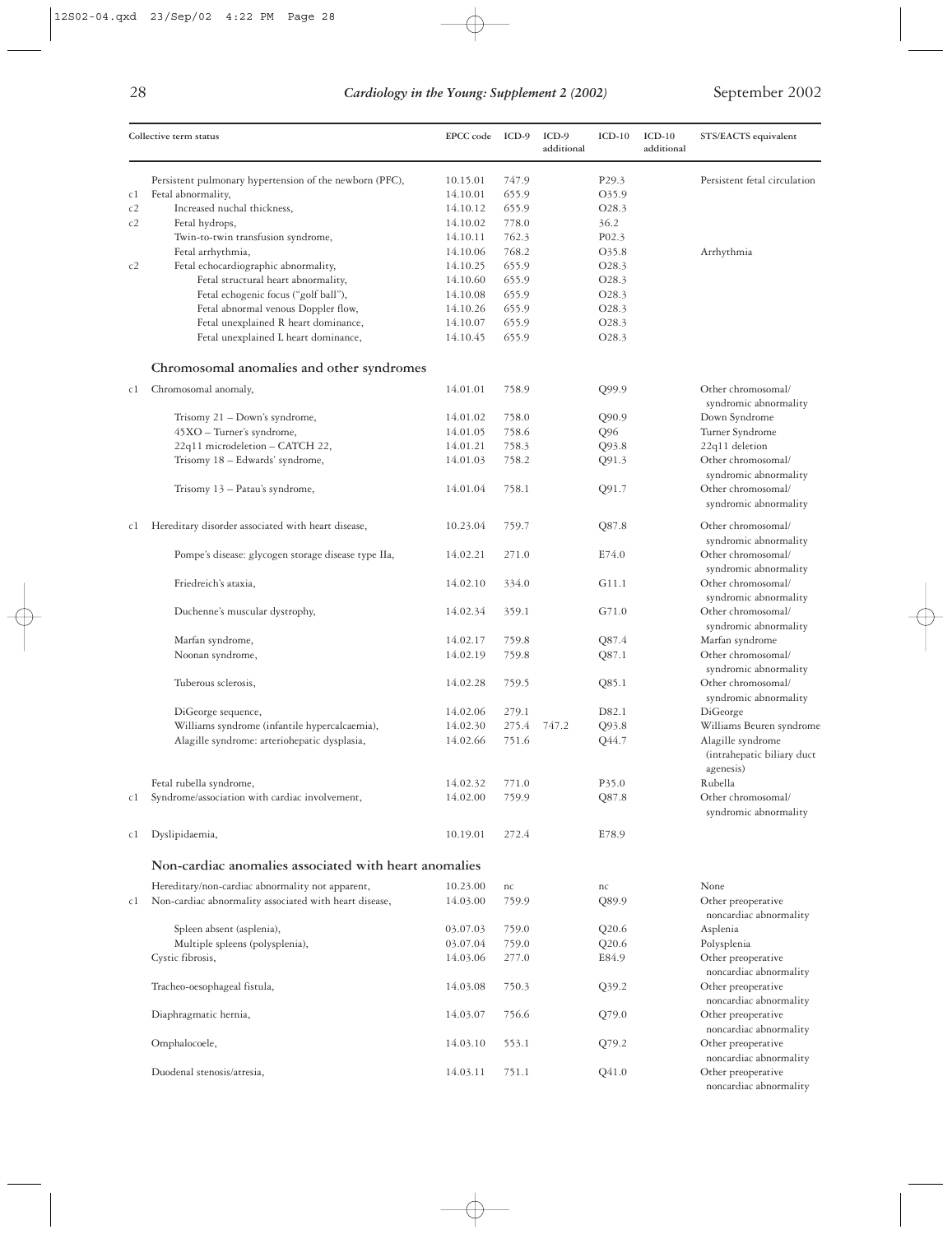| | Collective term status | EPCC code | ICD-9 | ICD-9 additional | ICD-10 | ICD-10 additional | STS/EACTS equivalent |
|---|---|---|---|---|---|---|---|
| | Persistent pulmonary hypertension of the newborn (PFC), | 10.15.01 | 747.9 | | P29.3 | | Persistent fetal circulation |
| c1 | Fetal abnormality, | 14.10.01 | 655.9 | | O35.9 | | |
| c2 | Increased nuchal thickness, | 14.10.12 | 655.9 | | O28.3 | | |
| c2 | Fetal hydrops, | 14.10.02 | 778.0 | | 36.2 | | |
| | Twin-to-twin transfusion syndrome, | 14.10.11 | 762.3 | | P02.3 | | |
| | Fetal arrhythmia, | 14.10.06 | 768.2 | | O35.8 | | Arrhythmia |
| c2 | Fetal echocardiographic abnormality, | 14.10.25 | 655.9 | | O28.3 | | |
| | Fetal structural heart abnormality, | 14.10.60 | 655.9 | | O28.3 | | |
| | Fetal echogenic focus ("golf ball"), | 14.10.08 | 655.9 | | O28.3 | | |
| | Fetal abnormal venous Doppler flow, | 14.10.26 | 655.9 | | O28.3 | | |
| | Fetal unexplained R heart dominance, | 14.10.07 | 655.9 | | O28.3 | | |
| | Fetal unexplained L heart dominance, | 14.10.45 | 655.9 | | O28.3 | | |
| | **Chromosomal anomalies and other syndromes** | | | | | | |
| c1 | Chromosomal anomaly, | 14.01.01 | 758.9 | | Q99.9 | | Other chromosomal/ syndromic abnormality |
| | Trisomy 21 – Down's syndrome, | 14.01.02 | 758.0 | | Q90.9 | | Down Syndrome |
| | 45XO – Turner's syndrome, | 14.01.05 | 758.6 | | Q96 | | Turner Syndrome |
| | 22q11 microdeletion – CATCH 22, | 14.01.21 | 758.3 | | Q93.8 | | 22q11 deletion |
| | Trisomy 18 – Edwards' syndrome, | 14.01.03 | 758.2 | | Q91.3 | | Other chromosomal/ syndromic abnormality |
| | Trisomy 13 – Patau's syndrome, | 14.01.04 | 758.1 | | Q91.7 | | Other chromosomal/ syndromic abnormality |
| c1 | Hereditary disorder associated with heart disease, | 10.23.04 | 759.7 | | Q87.8 | | Other chromosomal/ syndromic abnormality |
| | Pompe's disease: glycogen storage disease type IIa, | 14.02.21 | 271.0 | | E74.0 | | Other chromosomal/ syndromic abnormality |
| | Friedreich's ataxia, | 14.02.10 | 334.0 | | G11.1 | | Other chromosomal/ syndromic abnormality |
| | Duchenne's muscular dystrophy, | 14.02.34 | 359.1 | | G71.0 | | Other chromosomal/ syndromic abnormality |
| | Marfan syndrome, | 14.02.17 | 759.8 | | Q87.4 | | Marfan syndrome |
| | Noonan syndrome, | 14.02.19 | 759.8 | | Q87.1 | | Other chromosomal/ syndromic abnormality |
| | Tuberous sclerosis, | 14.02.28 | 759.5 | | Q85.1 | | Other chromosomal/ syndromic abnormality |
| | DiGeorge sequence, | 14.02.06 | 279.1 | | D82.1 | | DiGeorge |
| | Williams syndrome (infantile hypercalcaemia), | 14.02.30 | 275.4 | 747.2 | Q93.8 | | Williams Beuren syndrome |
| | Alagille syndrome: arteriohepatic dysplasia, | 14.02.66 | 751.6 | | Q44.7 | | Alagille syndrome (intrahepatic biliary duct agenesis) |
| | Fetal rubella syndrome, | 14.02.32 | 771.0 | | P35.0 | | Rubella |
| c1 | Syndrome/association with cardiac involvement, | 14.02.00 | 759.9 | | Q87.8 | | Other chromosomal/ syndromic abnormality |
| c1 | Dyslipidaemia, | 10.19.01 | 272.4 | | E78.9 | | |
| | **Non-cardiac anomalies associated with heart anomalies** | | | | | | |
| | Hereditary/non-cardiac abnormality not apparent, | 10.23.00 | nc | | nc | | None |
| c1 | Non-cardiac abnormality associated with heart disease, | 14.03.00 | 759.9 | | Q89.9 | | Other preoperative noncardiac abnormality |
| | Spleen absent (asplenia), | 03.07.03 | 759.0 | | Q20.6 | | Asplenia |
| | Multiple spleens (polysplenia), | 03.07.04 | 759.0 | | Q20.6 | | Polysplenia |
| | Cystic fibrosis, | 14.03.06 | 277.0 | | E84.9 | | Other preoperative noncardiac abnormality |
| | Tracheo-oesophageal fistula, | 14.03.08 | 750.3 | | Q39.2 | | Other preoperative noncardiac abnormality |
| | Diaphragmatic hernia, | 14.03.07 | 756.6 | | Q79.0 | | Other preoperative noncardiac abnormality |
| | Omphalocoele, | 14.03.10 | 553.1 | | Q79.2 | | Other preoperative noncardiac abnormality |
| | Duodenal stenosis/atresia, | 14.03.11 | 751.1 | | Q41.0 | | Other preoperative noncardiac abnormality |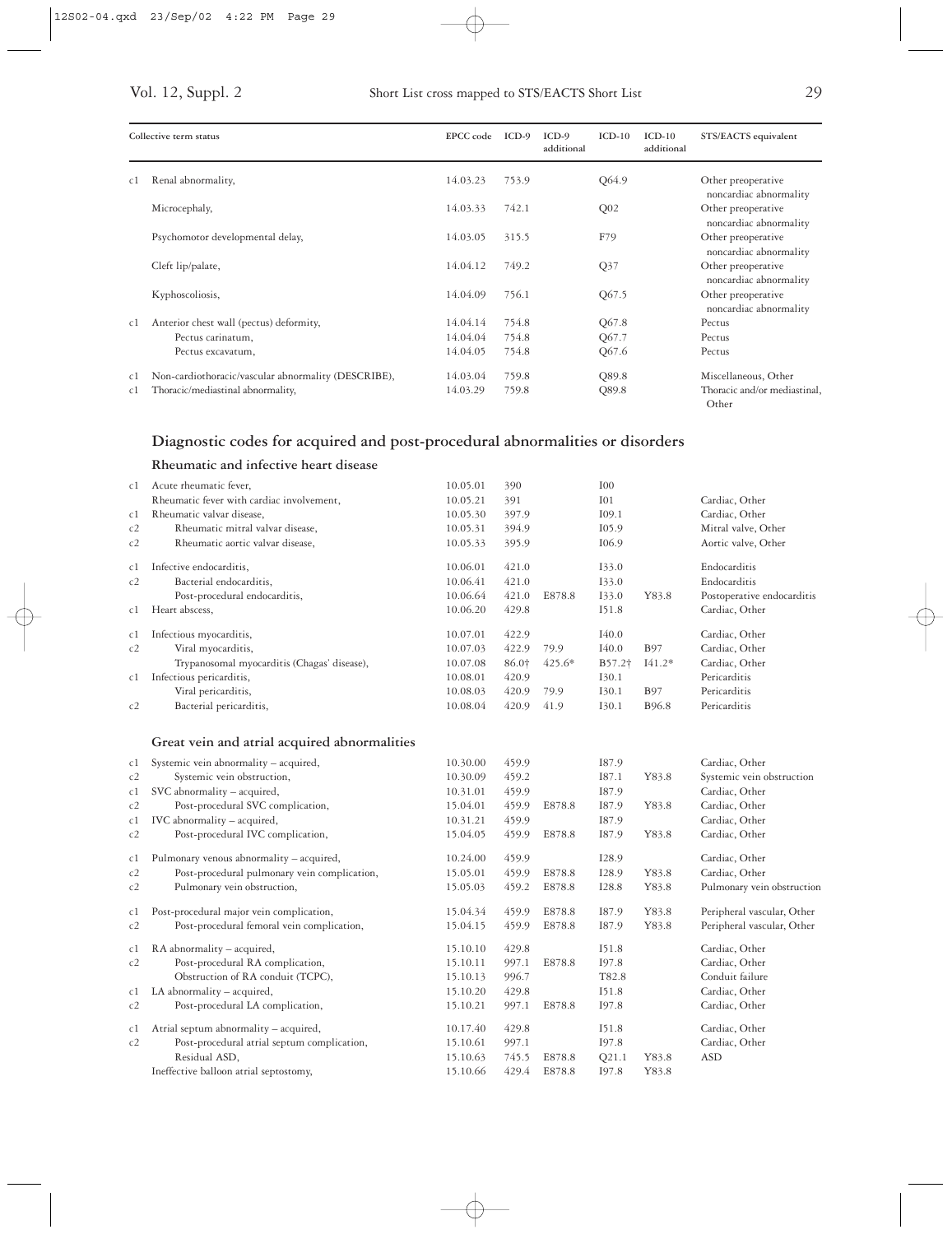| | Collective term status | EPCC code | ICD-9 | ICD-9 additional | ICD-10 | ICD-10 additional | STS/EACTS equivalent |
|---|---|---|---|---|---|---|---|
| c1 | Renal abnormality, | 14.03.23 | 753.9 | | Q64.9 | | Other preoperative noncardiac abnormality |
| | Microcephaly, | 14.03.33 | 742.1 | | Q02 | | Other preoperative noncardiac abnormality |
| | Psychomotor developmental delay, | 14.03.05 | 315.5 | | F79 | | Other preoperative noncardiac abnormality |
| | Cleft lip/palate, | 14.04.12 | 749.2 | | Q37 | | Other preoperative noncardiac abnormality |
| | Kyphoscoliosis, | 14.04.09 | 756.1 | | Q67.5 | | Other preoperative noncardiac abnormality |
| c1 | Anterior chest wall (pectus) deformity, | 14.04.14 | 754.8 | | Q67.8 | | Pectus |
| | Pectus carinatum, | 14.04.04 | 754.8 | | Q67.7 | | Pectus |
| | Pectus excavatum, | 14.04.05 | 754.8 | | Q67.6 | | Pectus |
| c1 | Non-cardiothoracic/vascular abnormality (DESCRIBE), | 14.03.04 | 759.8 | | Q89.8 | | Miscellaneous, Other |
| c1 | Thoracic/mediastinal abnormality, | 14.03.29 | 759.8 | | Q89.8 | | Thoracic and/or mediastinal, Other |

## Diagnostic codes for acquired and post-procedural abnormalities or disorders

### Rheumatic and infective heart disease

| | Collective term status | EPCC code | ICD-9 | ICD-9 additional | ICD-10 | ICD-10 additional | STS/EACTS equivalent |
|---|---|---|---|---|---|---|---|
| c1 | Acute rheumatic fever, | 10.05.01 | 390 | | I00 | | |
| | Rheumatic fever with cardiac involvement, | 10.05.21 | 391 | | I01 | | Cardiac, Other |
| c1 | Rheumatic valvar disease, | 10.05.30 | 397.9 | | I09.1 | | Cardiac, Other |
| c2 | Rheumatic mitral valvar disease, | 10.05.31 | 394.9 | | I05.9 | | Mitral valve, Other |
| c2 | Rheumatic aortic valvar disease, | 10.05.33 | 395.9 | | I06.9 | | Aortic valve, Other |
| c1 | Infective endocarditis, | 10.06.01 | 421.0 | | I33.0 | | Endocarditis |
| c2 | Bacterial endocarditis, | 10.06.41 | 421.0 | | I33.0 | | Endocarditis |
| | Post-procedural endocarditis, | 10.06.64 | 421.0 | E878.8 | I33.0 | Y83.8 | Postoperative endocarditis |
| c1 | Heart abscess, | 10.06.20 | 429.8 | | I51.8 | | Cardiac, Other |
| c1 | Infectious myocarditis, | 10.07.01 | 422.9 | | I40.0 | | Cardiac, Other |
| c2 | Viral myocarditis, | 10.07.03 | 422.9 | 79.9 | I40.0 | B97 | Cardiac, Other |
| | Trypanosomal myocarditis (Chagas' disease), | 10.07.08 | 86.0† | 425.6* | B57.2† | I41.2* | Cardiac, Other |
| c1 | Infectious pericarditis, | 10.08.01 | 420.9 | | I30.1 | | Pericarditis |
| | Viral pericarditis, | 10.08.03 | 420.9 | 79.9 | I30.1 | B97 | Pericarditis |
| c2 | Bacterial pericarditis, | 10.08.04 | 420.9 | 41.9 | I30.1 | B96.8 | Pericarditis |

### Great vein and atrial acquired abnormalities

| | Collective term status | EPCC code | ICD-9 | ICD-9 additional | ICD-10 | ICD-10 additional | STS/EACTS equivalent |
|---|---|---|---|---|---|---|---|
| c1 | Systemic vein abnormality – acquired, | 10.30.00 | 459.9 | | I87.9 | | Cardiac, Other |
| c2 | Systemic vein obstruction, | 10.30.09 | 459.2 | | I87.1 | Y83.8 | Systemic vein obstruction |
| c1 | SVC abnormality – acquired, | 10.31.01 | 459.9 | | I87.9 | | Cardiac, Other |
| c2 | Post-procedural SVC complication, | 15.04.01 | 459.9 | E878.8 | I87.9 | Y83.8 | Cardiac, Other |
| c1 | IVC abnormality – acquired, | 10.31.21 | 459.9 | | I87.9 | | Cardiac, Other |
| c2 | Post-procedural IVC complication, | 15.04.05 | 459.9 | E878.8 | I87.9 | Y83.8 | Cardiac, Other |
| c1 | Pulmonary venous abnormality – acquired, | 10.24.00 | 459.9 | | I28.9 | | Cardiac, Other |
| c2 | Post-procedural pulmonary vein complication, | 15.05.01 | 459.9 | E878.8 | I28.9 | Y83.8 | Cardiac, Other |
| c2 | Pulmonary vein obstruction, | 15.05.03 | 459.2 | E878.8 | I28.8 | Y83.8 | Pulmonary vein obstruction |
| c1 | Post-procedural major vein complication, | 15.04.34 | 459.9 | E878.8 | I87.9 | Y83.8 | Peripheral vascular, Other |
| c2 | Post-procedural femoral vein complication, | 15.04.15 | 459.9 | E878.8 | I87.9 | Y83.8 | Peripheral vascular, Other |
| c1 | RA abnormality – acquired, | 15.10.10 | 429.8 | | I51.8 | | Cardiac, Other |
| c2 | Post-procedural RA complication, | 15.10.11 | 997.1 | E878.8 | I97.8 | | Cardiac, Other |
| | Obstruction of RA conduit (TCPC), | 15.10.13 | 996.7 | | T82.8 | | Conduit failure |
| c1 | LA abnormality – acquired, | 15.10.20 | 429.8 | | I51.8 | | Cardiac, Other |
| c2 | Post-procedural LA complication, | 15.10.21 | 997.1 | E878.8 | I97.8 | | Cardiac, Other |
| c1 | Atrial septum abnormality – acquired, | 10.17.40 | 429.8 | | I51.8 | | Cardiac, Other |
| c2 | Post-procedural atrial septum complication, | 15.10.61 | 997.1 | | I97.8 | | Cardiac, Other |
| | Residual ASD, | 15.10.63 | 745.5 | E878.8 | Q21.1 | Y83.8 | ASD |
| | Ineffective balloon atrial septostomy, | 15.10.66 | 429.4 | E878.8 | I97.8 | Y83.8 | |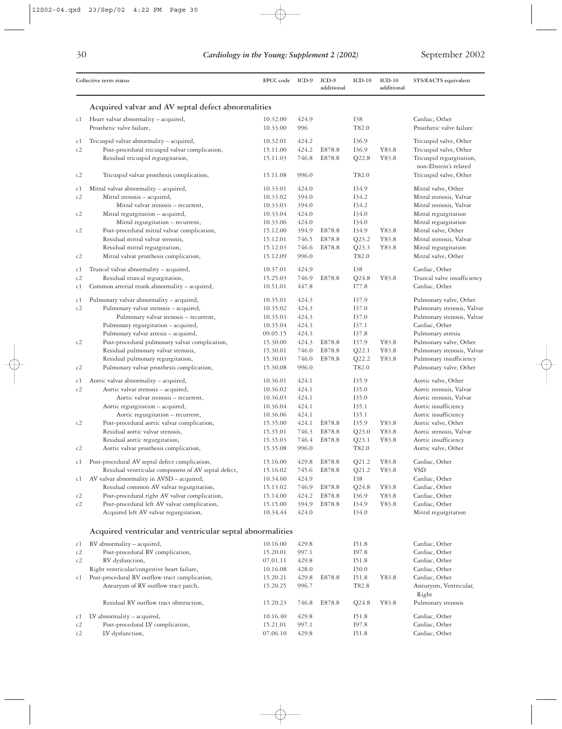| | Collective term status | EPCC code | ICD-9 | ICD-9 additional | ICD-10 | ICD-10 additional | STS/EACTS equivalent |
|---|---|---|---|---|---|---|---|
| | **Acquired valvar and AV septal defect abnormalities** | | | | | | |
| c1 | Heart valvar abnormality – acquired, | 10.32.00 | 424.9 | | I38 | | Cardiac, Other |
| | Prosthetic valve failure, | 10.33.00 | 996 | | T82.0 | | Prosthetic valve failure |
| c1 | Tricuspid valvar abnormality – acquired, | 10.32.01 | 424.2 | | I36.9 | | Tricuspid valve, Other |
| c2 | Post-procedural tricuspid valvar complication, | 15.11.00 | 424.2 | E878.8 | I36.9 | Y83.8 | Tricuspid valve, Other |
| | Residual tricuspid regurgitation, | 15.11.03 | 746.8 | E878.8 | Q22.8 | Y83.8 | Tricuspid regurgitation, non-Ebstein's related |
| c2 | Tricuspid valvar prosthesis complication, | 15.11.08 | 996.0 | | T82.0 | | Tricuspid valve, Other |
| c1 | Mitral valvar abnormality – acquired, | 10.33.01 | 424.0 | | I34.9 | | Mitral valve, Other |
| c2 | Mitral stenosis – acquired, | 10.33.02 | 394.0 | | I34.2 | | Mitral stenosis, Valvar |
| | Mitral valvar stenosis – recurrent, | 10.33.03 | 394.0 | | I34.2 | | Mitral stenosis, Valvar |
| c2 | Mitral regurgitation – acquired, | 10.33.04 | 424.0 | | I34.0 | | Mitral regurgitation |
| | Mitral regurgitation – recurrent, | 10.33.06 | 424.0 | | I34.0 | | Mitral regurgitation |
| c2 | Post-procedural mitral valvar complication, | 15.12.00 | 394.9 | E878.8 | I34.9 | Y83.8 | Mitral valve, Other |
| | Residual mitral valvar stenosis, | 15.12.01 | 746.5 | E878.8 | Q23.2 | Y83.8 | Mitral stenosis, Valvar |
| | Residual mitral regurgitation, | 15.12.03 | 746.6 | E878.8 | Q23.3 | Y83.8 | Mitral regurgitation |
| c2 | Mitral valvar prosthesis complication, | 15.12.09 | 996.0 | | T82.0 | | Mitral valve, Other |
| c1 | Truncal valvar abnormality – acquired, | 10.37.01 | 424.9 | | I38 | | Cardiac, Other |
| c2 | Residual truncal regurgitation, | 15.25.03 | 746.9 | E878.8 | Q24.8 | Y83.8 | Truncal valve insufficiency |
| c1 | Common arterial trunk abnormality – acquired, | 10.51.01 | 447.8 | | I77.8 | | Cardiac, Other |
| c1 | Pulmonary valvar abnormality – acquired, | 10.35.01 | 424.3 | | I37.9 | | Pulmonary valve, Other |
| c2 | Pulmonary valvar stenosis – acquired, | 10.35.02 | 424.3 | | I37.0 | | Pulmonary stenosis, Valvar |
| | Pulmonary valvar stenosis – recurrent, | 10.35.03 | 424.3 | | I37.0 | | Pulmonary stenosis, Valvar |
| | Pulmonary regurgitation – acquired, | 10.35.04 | 424.3 | | I37.1 | | Cardiac, Other |
| | Pulmonary valvar atresia – acquired, | 09.05.15 | 424.3 | | I37.8 | | Pulmonary atresia |
| c2 | Post-procedural pulmonary valvar complication, | 15.30.00 | 424.3 | E878.8 | I37.9 | Y83.8 | Pulmonary valve, Other |
| | Residual pulmonary valvar stenosis, | 15.30.01 | 746.0 | E878.8 | Q22.1 | Y83.8 | Pulmonary stenosis, Valvar |
| | Residual pulmonary regurgitation, | 15.30.03 | 746.0 | E878.8 | Q22.2 | Y83.8 | Pulmonary insufficiency |
| c2 | Pulmonary valvar prosthesis complication, | 15.30.08 | 996.0 | | T82.0 | | Pulmonary valve, Other |
| c1 | Aortic valvar abnormality – acquired, | 10.36.01 | 424.1 | | I35.9 | | Aortic valve, Other |
| c2 | Aortic valvar stenosis – acquired, | 10.36.02 | 424.1 | | I35.0 | | Aortic stenosis, Valvar |
| | Aortic valvar stenosis – recurrent, | 10.36.03 | 424.1 | | I35.0 | | Aortic stenosis, Valvar |
| | Aortic regurgitation – acquired, | 10.36.04 | 424.1 | | I35.1 | | Aortic insufficiency |
| | Aortic regurgitation – recurrent, | 10.36.06 | 424.1 | | I35.1 | | Aortic insufficiency |
| c2 | Post-procedural aortic valvar complication, | 15.35.00 | 424.1 | E878.8 | I35.9 | Y83.8 | Aortic valve, Other |
| | Residual aortic valvar stenosis, | 15.35.01 | 746.3 | E878.8 | Q23.0 | Y83.8 | Aortic stenosis, Valvar |
| | Residual aortic regurgitation, | 15.35.03 | 746.4 | E878.8 | Q23.1 | Y83.8 | Aortic insufficiency |
| c2 | Aortic valvar prosthesis complication, | 15.35.08 | 996.0 | | T82.0 | | Aortic valve, Other |
| c1 | Post-procedural AV septal defect complication, | 15.16.00 | 429.8 | E878.8 | Q21.2 | Y83.8 | Cardiac, Other |
| | Residual ventricular component of AV septal defect, | 15.16.02 | 745.6 | E878.8 | Q21.2 | Y83.8 | VSD |
| c1 | AV valvar abnormality in AVSD – acquired, | 10.34.60 | 424.9 | | I38 | | Cardiac, Other |
| | Residual common AV valvar regurgitation, | 15.13.02 | 746.9 | E878.8 | Q24.8 | Y83.8 | Cardiac, Other |
| c2 | Post-procedural right AV valvar complication, | 15.14.00 | 424.2 | E878.8 | I36.9 | Y83.8 | Cardiac, Other |
| c2 | Post-procedural left AV valvar complication, | 15.15.00 | 394.9 | E878.8 | I34.9 | Y83.8 | Cardiac, Other |
| | Acquired left AV valvar regurgitation, | 10.34.44 | 424.0 | | I34.0 | | Mitral regurgitation |
| | **Acquired ventricular and ventricular septal abnormalities** | | | | | | |
| c1 | RV abnormality – acquired, | 10.16.00 | 429.8 | | I51.8 | | Cardiac, Other |
| c2 | Post-procedural RV complication, | 15.20.01 | 997.1 | | I97.8 | | Cardiac, Other |
| c2 | RV dysfunction, | 07.01.11 | 429.8 | | I51.8 | | Cardiac, Other |
| | Right ventricular/congestive heart failure, | 10.16.08 | 428.0 | | I50.0 | | Cardiac, Other |
| c1 | Post-procedural RV outflow tract complication, | 15.20.21 | 429.8 | E878.8 | I51.8 | Y83.8 | Cardiac, Other |
| | Aneurysm of RV outflow tract patch, | 15.20.25 | 996.7 | | T82.8 | | Aneurysm, Ventricular, Right |
| | Residual RV outflow tract obstruction, | 15.20.23 | 746.8 | E878.8 | Q24.8 | Y83.8 | Pulmonary stenosis |
| c1 | LV abnormality – acquired, | 10.16.40 | 429.8 | | I51.8 | | Cardiac, Other |
| c2 | Post-procedural LV complication, | 15.21.01 | 997.1 | | I97.8 | | Cardiac, Other |
| c2 | LV dysfunction, | 07.06.10 | 429.8 | | I51.8 | | Cardiac, Other |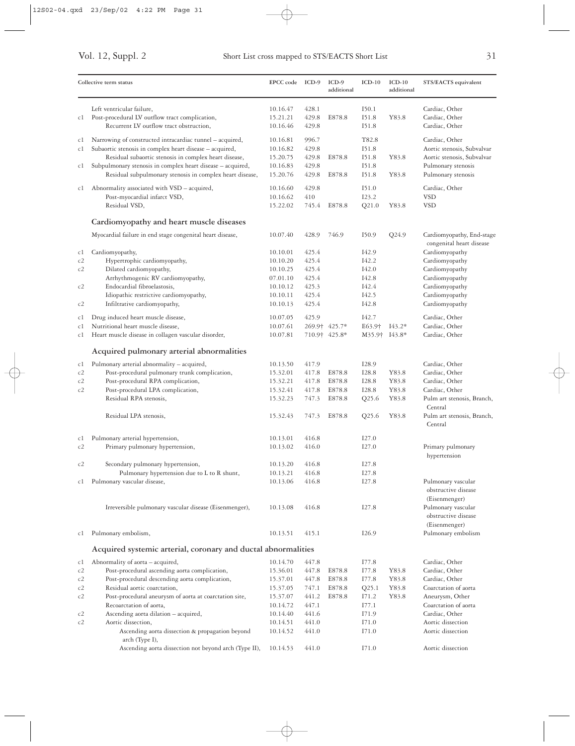| Collective term status | | EPCC code | ICD-9 | ICD-9 additional | ICD-10 | ICD-10 additional | STS/EACTS equivalent |
|---|---|---|---|---|---|---|---|
| | Left ventricular failure, | 10.16.47 | 428.1 | | I50.1 | | Cardiac, Other |
| c1 | Post-procedural LV outflow tract complication, | 15.21.21 | 429.8 | E878.8 | I51.8 | Y83.8 | Cardiac, Other |
| | Recurrent LV outflow tract obstruction, | 10.16.46 | 429.8 | | I51.8 | | Cardiac, Other |
| c1 | Narrowing of constructed intracardiac tunnel – acquired, | 10.16.81 | 996.7 | | T82.8 | | Cardiac, Other |
| c1 | Subaortic stenosis in complex heart disease – acquired, | 10.16.82 | 429.8 | | I51.8 | | Aortic stenosis, Subvalvar |
| | Residual subaortic stenosis in complex heart disease, | 15.20.75 | 429.8 | E878.8 | I51.8 | Y83.8 | Aortic stenosis, Subvalvar |
| c1 | Subpulmonary stenosis in complex heart disease – acquired, | 10.16.83 | 429.8 | | I51.8 | | Pulmonary stenosis |
| | Residual subpulmonary stenosis in complex heart disease, | 15.20.76 | 429.8 | E878.8 | I51.8 | Y83.8 | Pulmonary stenosis |
| c1 | Abnormality associated with VSD – acquired, | 10.16.60 | 429.8 | | I51.0 | | Cardiac, Other |
| | Post-myocardial infarct VSD, | 10.16.62 | 410 | | I23.2 | | VSD |
| | Residual VSD, | 15.22.02 | 745.4 | E878.8 | Q21.0 | Y83.8 | VSD |
| | **Cardiomyopathy and heart muscle diseases** | | | | | | |
| | Myocardial failure in end stage congenital heart disease, | 10.07.40 | 428.9 | 746.9 | I50.9 | Q24.9 | Cardiomyopathy, End-stage congenital heart disease |
| c1 | Cardiomyopathy, | 10.10.01 | 425.4 | | I42.9 | | Cardiomyopathy |
| c2 | Hypertrophic cardiomyopathy, | 10.10.20 | 425.4 | | I42.2 | | Cardiomyopathy |
| c2 | Dilated cardiomyopathy, | 10.10.25 | 425.4 | | I42.0 | | Cardiomyopathy |
| | Arrhythmogenic RV cardiomyopathy, | 07.01.10 | 425.4 | | I42.8 | | Cardiomyopathy |
| c2 | Endocardial fibroelastosis, | 10.10.12 | 425.3 | | I42.4 | | Cardiomyopathy |
| | Idiopathic restrictive cardiomyopathy, | 10.10.11 | 425.4 | | I42.5 | | Cardiomyopathy |
| c2 | Infiltrative cardiomyopathy, | 10.10.13 | 425.4 | | I42.8 | | Cardiomyopathy |
| c1 | Drug induced heart muscle disease, | 10.07.05 | 425.9 | | I42.7 | | Cardiac, Other |
| c1 | Nutritional heart muscle disease, | 10.07.61 | 269.9† | 425.7* | E63.9† | I43.2* | Cardiac, Other |
| c1 | Heart muscle disease in collagen vascular disorder, | 10.07.81 | 710.9† | 425.8* | M35.9† | I43.8* | Cardiac, Other |
| | **Acquired pulmonary arterial abnormalities** | | | | | | |
| c1 | Pulmonary arterial abnormality – acquired, | 10.13.50 | 417.9 | | I28.9 | | Cardiac, Other |
| c2 | Post-procedural pulmonary trunk complication, | 15.32.01 | 417.8 | E878.8 | I28.8 | Y83.8 | Cardiac, Other |
| c2 | Post-procedural RPA complication, | 15.32.21 | 417.8 | E878.8 | I28.8 | Y83.8 | Cardiac, Other |
| c2 | Post-procedural LPA complication, | 15.32.41 | 417.8 | E878.8 | I28.8 | Y83.8 | Cardiac, Other |
| | Residual RPA stenosis, | 15.32.23 | 747.3 | E878.8 | Q25.6 | Y83.8 | Pulm art stenosis, Branch, Central |
| | Residual LPA stenosis, | 15.32.43 | 747.3 | E878.8 | Q25.6 | Y83.8 | Pulm art stenosis, Branch, Central |
| c1 | Pulmonary arterial hypertension, | 10.13.01 | 416.8 | | I27.0 | | |
| c2 | Primary pulmonary hypertension, | 10.13.02 | 416.0 | | I27.0 | | Primary pulmonary hypertension |
| c2 | Secondary pulmonary hypertension, | 10.13.20 | 416.8 | | I27.8 | | |
| | Pulmonary hypertension due to L to R shunt, | 10.13.21 | 416.8 | | I27.8 | | |
| c1 | Pulmonary vascular disease, | 10.13.06 | 416.8 | | I27.8 | | Pulmonary vascular obstructive disease (Eisenmenger) |
| | Irreversible pulmonary vascular disease (Eisenmenger), | 10.13.08 | 416.8 | | I27.8 | | Pulmonary vascular obstructive disease (Eisenmenger) |
| c1 | Pulmonary embolism, | 10.13.51 | 415.1 | | I26.9 | | Pulmonary embolism |
| | **Acquired systemic arterial, coronary and ductal abnormalities** | | | | | | |
| c1 | Abnormality of aorta – acquired, | 10.14.70 | 447.8 | | I77.8 | | Cardiac, Other |
| c2 | Post-procedural ascending aorta complication, | 15.36.01 | 447.8 | E878.8 | I77.8 | Y83.8 | Cardiac, Other |
| c2 | Post-procedural descending aorta complication, | 15.37.01 | 447.8 | E878.8 | I77.8 | Y83.8 | Cardiac, Other |
| c2 | Residual aortic coarctation, | 15.37.05 | 747.1 | E878.8 | Q25.1 | Y83.8 | Coarctation of aorta |
| c2 | Post-procedural aneurysm of aorta at coarctation site, | 15.37.07 | 441.2 | E878.8 | I71.2 | Y83.8 | Aneurysm, Other |
| | Recoarctation of aorta, | 10.14.72 | 447.1 | | I77.1 | | Coarctation of aorta |
| c2 | Ascending aorta dilation – acquired, | 10.14.40 | 441.6 | | I71.9 | | Cardiac, Other |
| c2 | Aortic dissection, | 10.14.51 | 441.0 | | I71.0 | | Aortic dissection |
| | Ascending aorta dissection & propagation beyond arch (Type I), | 10.14.52 | 441.0 | | I71.0 | | Aortic dissection |
| | Ascending aorta dissection not beyond arch (Type II), | 10.14.53 | 441.0 | | I71.0 | | Aortic dissection |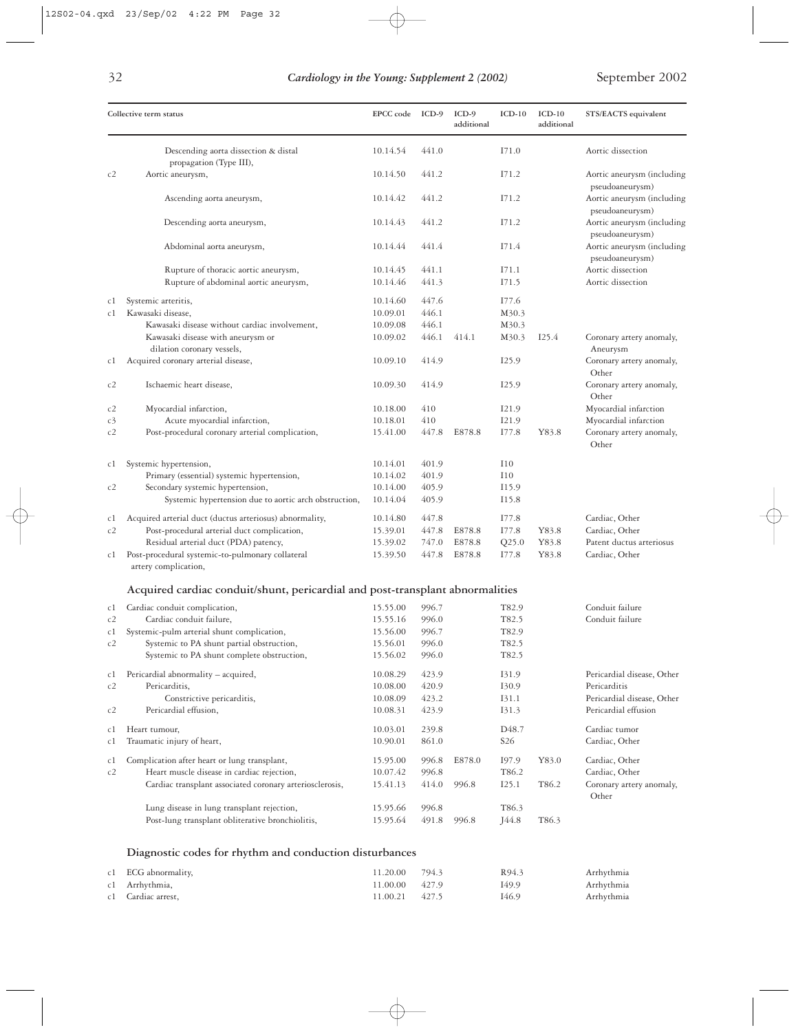| Collective term status | | EPCC code | ICD-9 | ICD-9 additional | ICD-10 | ICD-10 additional | STS/EACTS equivalent |
|---|---|---|---|---|---|---|---|
| | Descending aorta dissection & distal propagation (Type III), | 10.14.54 | 441.0 | | I71.0 | | Aortic dissection |
| c2 | Aortic aneurysm, | 10.14.50 | 441.2 | | I71.2 | | Aortic aneurysm (including pseudoaneurysm) |
| | Ascending aorta aneurysm, | 10.14.42 | 441.2 | | I71.2 | | Aortic aneurysm (including pseudoaneurysm) |
| | Descending aorta aneurysm, | 10.14.43 | 441.2 | | I71.2 | | Aortic aneurysm (including pseudoaneurysm) |
| | Abdominal aorta aneurysm, | 10.14.44 | 441.4 | | I71.4 | | Aortic aneurysm (including pseudoaneurysm) |
| | Rupture of thoracic aortic aneurysm, | 10.14.45 | 441.1 | | I71.1 | | Aortic dissection |
| | Rupture of abdominal aortic aneurysm, | 10.14.46 | 441.3 | | I71.5 | | Aortic dissection |
| c1 | Systemic arteritis, | 10.14.60 | 447.6 | | I77.6 | | |
| c1 | Kawasaki disease, | 10.09.01 | 446.1 | | M30.3 | | |
| | Kawasaki disease without cardiac involvement, | 10.09.08 | 446.1 | | M30.3 | | |
| | Kawasaki disease with aneurysm or dilation coronary vessels, | 10.09.02 | 446.1 | 414.1 | M30.3 | I25.4 | Coronary artery anomaly, Aneurysm |
| c1 | Acquired coronary arterial disease, | 10.09.10 | 414.9 | | I25.9 | | Coronary artery anomaly, Other |
| c2 | Ischaemic heart disease, | 10.09.30 | 414.9 | | I25.9 | | Coronary artery anomaly, Other |
| c2 | Myocardial infarction, | 10.18.00 | 410 | | I21.9 | | Myocardial infarction |
| c3 | Acute myocardial infarction, | 10.18.01 | 410 | | I21.9 | | Myocardial infarction |
| c2 | Post-procedural coronary arterial complication, | 15.41.00 | 447.8 | E878.8 | I77.8 | Y83.8 | Coronary artery anomaly, Other |
| c1 | Systemic hypertension, | 10.14.01 | 401.9 | | I10 | | |
| | Primary (essential) systemic hypertension, | 10.14.02 | 401.9 | | I10 | | |
| c2 | Secondary systemic hypertension, | 10.14.00 | 405.9 | | I15.9 | | |
| | Systemic hypertension due to aortic arch obstruction, | 10.14.04 | 405.9 | | I15.8 | | |
| c1 | Acquired arterial duct (ductus arteriosus) abnormality, | 10.14.80 | 447.8 | | I77.8 | | Cardiac, Other |
| c2 | Post-procedural arterial duct complication, | 15.39.01 | 447.8 | E878.8 | I77.8 | Y83.8 | Cardiac, Other |
| | Residual arterial duct (PDA) patency, | 15.39.02 | 747.0 | E878.8 | Q25.0 | Y83.8 | Patent ductus arteriosus |
| c1 | Post-procedural systemic-to-pulmonary collateral artery complication, | 15.39.50 | 447.8 | E878.8 | I77.8 | Y83.8 | Cardiac, Other |
| | **Acquired cardiac conduit/shunt, pericardial and post-transplant abnormalities** | | | | | | |
| c1 | Cardiac conduit complication, | 15.55.00 | 996.7 | | T82.9 | | Conduit failure |
| c2 | Cardiac conduit failure, | 15.55.16 | 996.0 | | T82.5 | | Conduit failure |
| c1 | Systemic-pulm arterial shunt complication, | 15.56.00 | 996.7 | | T82.9 | | |
| c2 | Systemic to PA shunt partial obstruction, | 15.56.01 | 996.0 | | T82.5 | | |
| | Systemic to PA shunt complete obstruction, | 15.56.02 | 996.0 | | T82.5 | | |
| c1 | Pericardial abnormality – acquired, | 10.08.29 | 423.9 | | I31.9 | | Pericardial disease, Other |
| c2 | Pericarditis, | 10.08.00 | 420.9 | | I30.9 | | Pericarditis |
| | Constrictive pericarditis, | 10.08.09 | 423.2 | | I31.1 | | Pericardial disease, Other |
| c2 | Pericardial effusion, | 10.08.31 | 423.9 | | I31.3 | | Pericardial effusion |
| c1 | Heart tumour, | 10.03.01 | 239.8 | | D48.7 | | Cardiac tumor |
| c1 | Traumatic injury of heart, | 10.90.01 | 861.0 | | S26 | | Cardiac, Other |
| c1 | Complication after heart or lung transplant, | 15.95.00 | 996.8 | E878.0 | I97.9 | Y83.0 | Cardiac, Other |
| c2 | Heart muscle disease in cardiac rejection, | 10.07.42 | 996.8 | | T86.2 | | Cardiac, Other |
| | Cardiac transplant associated coronary arteriosclerosis, | 15.41.13 | 414.0 | 996.8 | I25.1 | T86.2 | Coronary artery anomaly, Other |
| | Lung disease in lung transplant rejection, | 15.95.66 | 996.8 | | T86.3 | | |
| | Post-lung transplant obliterative bronchiolitis, | 15.95.64 | 491.8 | 996.8 | J44.8 | T86.3 | |
| | **Diagnostic codes for rhythm and conduction disturbances** | | | | | | |
| c1 | ECG abnormality, | 11.20.00 | 794.3 | | R94.3 | | Arrhythmia |
| c1 | Arrhythmia, | 11.00.00 | 427.9 | | I49.9 | | Arrhythmia |
| c1 | Cardiac arrest, | 11.00.21 | 427.5 | | I46.9 | | Arrhythmia |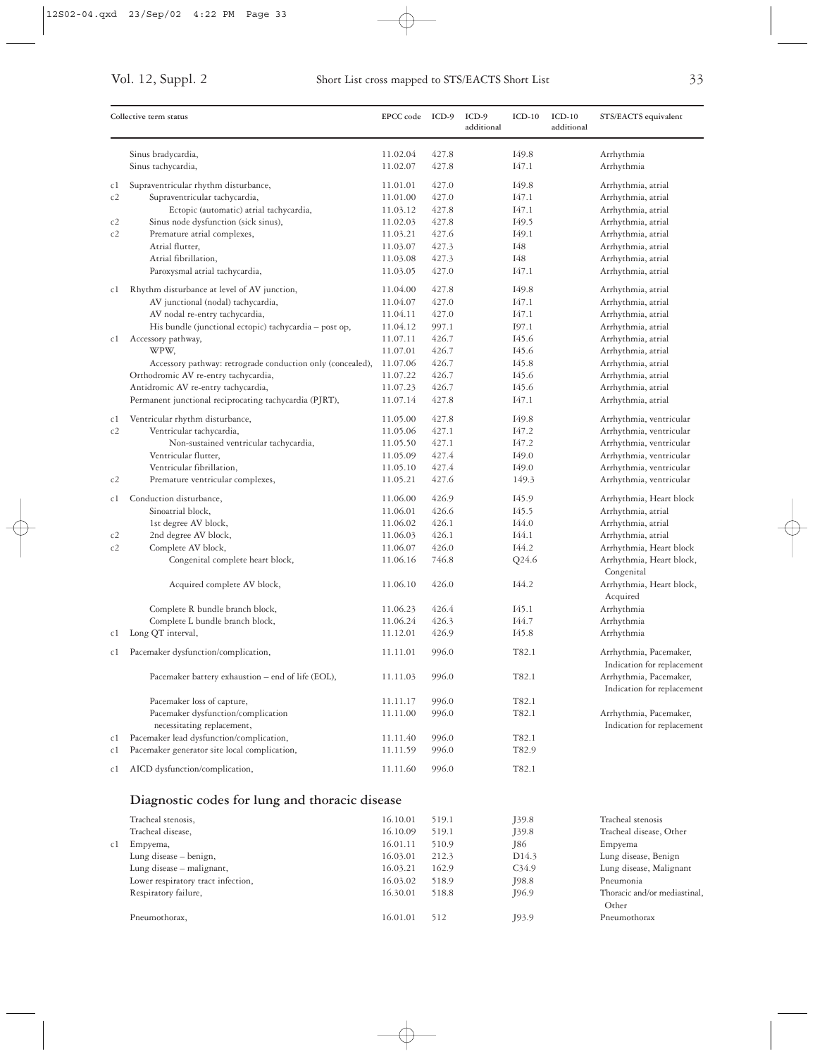| Collective term status | | EPCC code | ICD-9 | ICD-9 additional | ICD-10 | ICD-10 additional | STS/EACTS equivalent |
|---|---|---|---|---|---|---|---|
| | Sinus bradycardia, | 11.02.04 | 427.8 | | I49.8 | | Arrhythmia |
| | Sinus tachycardia, | 11.02.07 | 427.8 | | I47.1 | | Arrhythmia |
| c1 | Supraventricular rhythm disturbance, | 11.01.01 | 427.0 | | I49.8 | | Arrhythmia, atrial |
| c2 | Supraventricular tachycardia, | 11.01.00 | 427.0 | | I47.1 | | Arrhythmia, atrial |
| | Ectopic (automatic) atrial tachycardia, | 11.03.12 | 427.8 | | I47.1 | | Arrhythmia, atrial |
| c2 | Sinus node dysfunction (sick sinus), | 11.02.03 | 427.8 | | I49.5 | | Arrhythmia, atrial |
| c2 | Premature atrial complexes, | 11.03.21 | 427.6 | | I49.1 | | Arrhythmia, atrial |
| | Atrial flutter, | 11.03.07 | 427.3 | | I48 | | Arrhythmia, atrial |
| | Atrial fibrillation, | 11.03.08 | 427.3 | | I48 | | Arrhythmia, atrial |
| | Paroxysmal atrial tachycardia, | 11.03.05 | 427.0 | | I47.1 | | Arrhythmia, atrial |
| c1 | Rhythm disturbance at level of AV junction, | 11.04.00 | 427.8 | | I49.8 | | Arrhythmia, atrial |
| | AV junctional (nodal) tachycardia, | 11.04.07 | 427.0 | | I47.1 | | Arrhythmia, atrial |
| | AV nodal re-entry tachycardia, | 11.04.11 | 427.0 | | I47.1 | | Arrhythmia, atrial |
| | His bundle (junctional ectopic) tachycardia – post op, | 11.04.12 | 997.1 | | I97.1 | | Arrhythmia, atrial |
| c1 | Accessory pathway, | 11.07.11 | 426.7 | | I45.6 | | Arrhythmia, atrial |
| | WPW, | 11.07.01 | 426.7 | | I45.6 | | Arrhythmia, atrial |
| | Accessory pathway: retrograde conduction only (concealed), | 11.07.06 | 426.7 | | I45.8 | | Arrhythmia, atrial |
| | Orthodromic AV re-entry tachycardia, | 11.07.22 | 426.7 | | I45.6 | | Arrhythmia, atrial |
| | Antidromic AV re-entry tachycardia, | 11.07.23 | 426.7 | | I45.6 | | Arrhythmia, atrial |
| | Permanent junctional reciprocating tachycardia (PJRT), | 11.07.14 | 427.8 | | I47.1 | | Arrhythmia, atrial |
| c1 | Ventricular rhythm disturbance, | 11.05.00 | 427.8 | | I49.8 | | Arrhythmia, ventricular |
| c2 | Ventricular tachycardia, | 11.05.06 | 427.1 | | I47.2 | | Arrhythmia, ventricular |
| | Non-sustained ventricular tachycardia, | 11.05.50 | 427.1 | | I47.2 | | Arrhythmia, ventricular |
| | Ventricular flutter, | 11.05.09 | 427.4 | | I49.0 | | Arrhythmia, ventricular |
| | Ventricular fibrillation, | 11.05.10 | 427.4 | | I49.0 | | Arrhythmia, ventricular |
| c2 | Premature ventricular complexes, | 11.05.21 | 427.6 | | 149.3 | | Arrhythmia, ventricular |
| c1 | Conduction disturbance, | 11.06.00 | 426.9 | | I45.9 | | Arrhythmia, Heart block |
| | Sinoatrial block, | 11.06.01 | 426.6 | | I45.5 | | Arrhythmia, atrial |
| | 1st degree AV block, | 11.06.02 | 426.1 | | I44.0 | | Arrhythmia, atrial |
| c2 | 2nd degree AV block, | 11.06.03 | 426.1 | | I44.1 | | Arrhythmia, atrial |
| c2 | Complete AV block, | 11.06.07 | 426.0 | | I44.2 | | Arrhythmia, Heart block |
| | Congenital complete heart block, | 11.06.16 | 746.8 | | Q24.6 | | Arrhythmia, Heart block, Congenital |
| | Acquired complete AV block, | 11.06.10 | 426.0 | | I44.2 | | Arrhythmia, Heart block, Acquired |
| | Complete R bundle branch block, | 11.06.23 | 426.4 | | I45.1 | | Arrhythmia |
| | Complete L bundle branch block, | 11.06.24 | 426.3 | | I44.7 | | Arrhythmia |
| c1 | Long QT interval, | 11.12.01 | 426.9 | | I45.8 | | Arrhythmia |
| c1 | Pacemaker dysfunction/complication, | 11.11.01 | 996.0 | | T82.1 | | Arrhythmia, Pacemaker, Indication for replacement |
| | Pacemaker battery exhaustion – end of life (EOL), | 11.11.03 | 996.0 | | T82.1 | | Arrhythmia, Pacemaker, Indication for replacement |
| | Pacemaker loss of capture, | 11.11.17 | 996.0 | | T82.1 | | |
| | Pacemaker dysfunction/complication necessitating replacement, | 11.11.00 | 996.0 | | T82.1 | | Arrhythmia, Pacemaker, Indication for replacement |
| c1 | Pacemaker lead dysfunction/complication, | 11.11.40 | 996.0 | | T82.1 | | |
| c1 | Pacemaker generator site local complication, | 11.11.59 | 996.0 | | T82.9 | | |
| c1 | AICD dysfunction/complication, | 11.11.60 | 996.0 | | T82.1 | | |

## Diagnostic codes for lung and thoracic disease

| Collective term status | | EPCC code | ICD-9 | ICD-9 additional | ICD-10 | ICD-10 additional | STS/EACTS equivalent |
|---|---|---|---|---|---|---|---|
| | Tracheal stenosis, | 16.10.01 | 519.1 | | J39.8 | | Tracheal stenosis |
| | Tracheal disease, | 16.10.09 | 519.1 | | J39.8 | | Tracheal disease, Other |
| c1 | Empyema, | 16.01.11 | 510.9 | | J86 | | Empyema |
| | Lung disease – benign, | 16.03.01 | 212.3 | | D14.3 | | Lung disease, Benign |
| | Lung disease – malignant, | 16.03.21 | 162.9 | | C34.9 | | Lung disease, Malignant |
| | Lower respiratory tract infection, | 16.03.02 | 518.9 | | J98.8 | | Pneumonia |
| | Respiratory failure, | 16.30.01 | 518.8 | | J96.9 | | Thoracic and/or mediastinal, Other |
| | Pneumothorax, | 16.01.01 | 512 | | J93.9 | | Pneumothorax |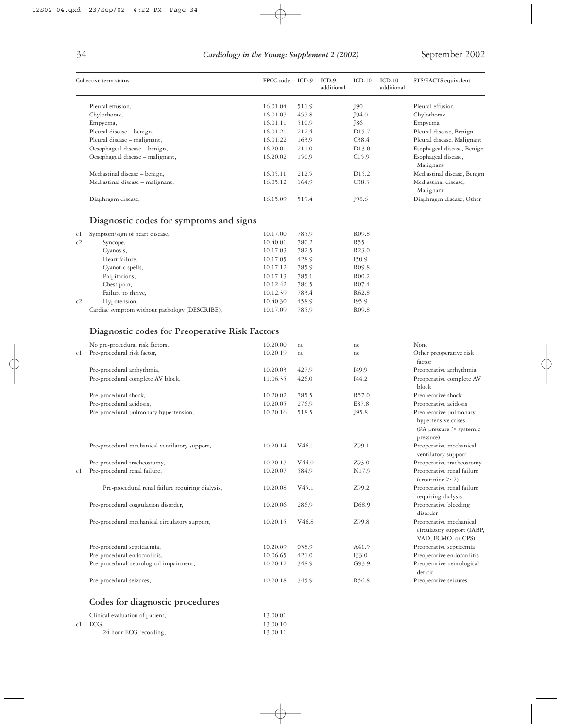| | Collective term status | EPCC code | ICD-9 | ICD-9 additional | ICD-10 | ICD-10 additional | STS/EACTS equivalent |
|---|---|---|---|---|---|---|---|
| | Pleural effusion, | 16.01.04 | 511.9 | | J90 | | Pleural effusion |
| | Chylothorax, | 16.01.07 | 457.8 | | J94.0 | | Chylothorax |
| | Empyema, | 16.01.11 | 510.9 | | J86 | | Empyema |
| | Pleural disease – benign, | 16.01.21 | 212.4 | | D15.7 | | Pleural disease, Benign |
| | Pleural disease – malignant, | 16.01.22 | 163.9 | | C38.4 | | Pleural disease, Malignant |
| | Oesophageal disease – benign, | 16.20.01 | 211.0 | | D13.0 | | Esophageal disease, Benign |
| | Oesophageal disease – malignant, | 16.20.02 | 150.9 | | C15.9 | | Esophageal disease, Malignant |
| | Mediastinal disease – benign, | 16.05.11 | 212.5 | | D15.2 | | Mediastinal disease, Benign |
| | Mediastinal disease – malignant, | 16.05.12 | 164.9 | | C38.3 | | Mediastinal disease, Malignant |
| | Diaphragm disease, | 16.15.09 | 519.4 | | J98.6 | | Diaphragm disease, Other |

## Diagnostic codes for symptoms and signs

| | Collective term status | EPCC code | ICD-9 | ICD-9 additional | ICD-10 | ICD-10 additional | STS/EACTS equivalent |
|---|---|---|---|---|---|---|---|
| c1 | Symptom/sign of heart disease, | 10.17.00 | 785.9 | | R09.8 | | |
| c2 | Syncope, | 10.40.01 | 780.2 | | R55 | | |
| | Cyanosis, | 10.17.03 | 782.5 | | R23.0 | | |
| | Heart failure, | 10.17.05 | 428.9 | | I50.9 | | |
| | Cyanotic spells, | 10.17.12 | 785.9 | | R09.8 | | |
| | Palpitations, | 10.17.13 | 785.1 | | R00.2 | | |
| | Chest pain, | 10.12.42 | 786.5 | | R07.4 | | |
| | Failure to thrive, | 10.12.39 | 783.4 | | R62.8 | | |
| c2 | Hypotension, | 10.40.30 | 458.9 | | I95.9 | | |
| | Cardiac symptom without pathology (DESCRIBE), | 10.17.09 | 785.9 | | R09.8 | | |

## Diagnostic codes for Preoperative Risk Factors

| | Collective term status | EPCC code | ICD-9 | ICD-9 additional | ICD-10 | ICD-10 additional | STS/EACTS equivalent |
|---|---|---|---|---|---|---|---|
| | No pre-procedural risk factors, | 10.20.00 | nc | | nc | | None |
| c1 | Pre-procedural risk factor, | 10.20.19 | nc | | nc | | Other preoperative risk factor |
| | Pre-procedural arrhythmia, | 10.20.03 | 427.9 | | I49.9 | | Preoperative arrhythmia |
| | Pre-procedural complete AV block, | 11.06.35 | 426.0 | | I44.2 | | Preoperative complete AV block |
| | Pre-procedural shock, | 10.20.02 | 785.5 | | R57.0 | | Preoperative shock |
| | Pre-procedural acidosis, | 10.20.05 | 276.9 | | E87.8 | | Preoperative acidosis |
| | Pre-procedural pulmonary hypertension, | 10.20.16 | 518.5 | | J95.8 | | Preoperative pulmonary hypertensive crises (PA pressure > systemic pressure) |
| | Pre-procedural mechanical ventilatory support, | 10.20.14 | V46.1 | | Z99.1 | | Preoperative mechanical ventilatory support |
| | Pre-procedural tracheostomy, | 10.20.17 | V44.0 | | Z93.0 | | Preoperative tracheostomy |
| c1 | Pre-procedural renal failure, | 10.20.07 | 584.9 | | N17.9 | | Preoperative renal failure (creatinine > 2) |
| | Pre-procedural renal failure requiring dialysis, | 10.20.08 | V45.1 | | Z99.2 | | Preoperative renal failure requiring dialysis |
| | Pre-procedural coagulation disorder, | 10.20.06 | 286.9 | | D68.9 | | Preoperative bleeding disorder |
| | Pre-procedural mechanical circulatory support, | 10.20.15 | V46.8 | | Z99.8 | | Preoperative mechanical circulatory support (IABP, VAD, ECMO, or CPS) |
| | Pre-procedural septicaemia, | 10.20.09 | 038.9 | | A41.9 | | Preoperative septicemia |
| | Pre-procedural endocarditis, | 10.06.65 | 421.0 | | I33.0 | | Preoperative endocarditis |
| | Pre-procedural neurological impairment, | 10.20.12 | 348.9 | | G93.9 | | Preoperative neurological deficit |
| | Pre-procedural seizures, | 10.20.18 | 345.9 | | R56.8 | | Preoperative seizures |

## Codes for diagnostic procedures

| | Collective term status | EPCC code | ICD-9 | ICD-9 additional | ICD-10 | ICD-10 additional | STS/EACTS equivalent |
|---|---|---|---|---|---|---|---|
| | Clinical evaluation of patient, | 13.00.01 | | | | | |
| c1 | ECG, | 13.00.10 | | | | | |
| | 24 hour ECG recording, | 13.00.11 | | | | | |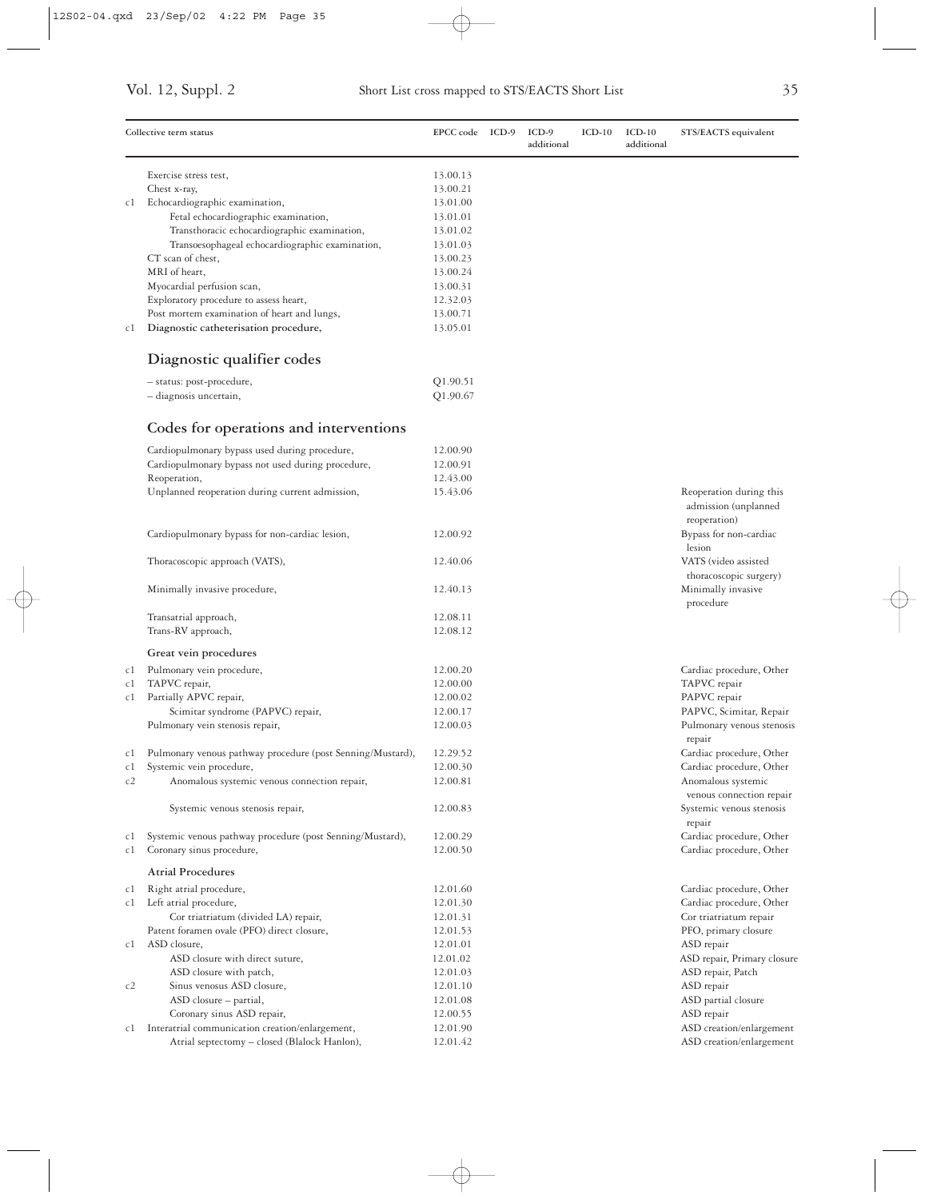| | Collective term status | EPCC code | ICD-9 | ICD-9 additional | ICD-10 | ICD-10 additional | STS/EACTS equivalent |
|---|---|---|---|---|---|---|---|
| | Exercise stress test, | 13.00.13 | | | | | |
| | Chest x-ray, | 13.00.21 | | | | | |
| c1 | Echocardiographic examination, | 13.01.00 | | | | | |
| | Fetal echocardiographic examination, | 13.01.01 | | | | | |
| | Transthoracic echocardiographic examination, | 13.01.02 | | | | | |
| | Transoesophageal echocardiographic examination, | 13.01.03 | | | | | |
| | CT scan of chest, | 13.00.23 | | | | | |
| | MRI of heart, | 13.00.24 | | | | | |
| | Myocardial perfusion scan, | 13.00.31 | | | | | |
| | Exploratory procedure to assess heart, | 12.32.03 | | | | | |
| | Post mortem examination of heart and lungs, | 13.00.71 | | | | | |
| c1 | **Diagnostic catheterisation procedure,** | 13.05.01 | | | | | |

## Diagnostic qualifier codes

| | Collective term status | EPCC code | ICD-9 | ICD-9 additional | ICD-10 | ICD-10 additional | STS/EACTS equivalent |
|---|---|---|---|---|---|---|---|
| | – status: post-procedure, | Q1.90.51 | | | | | |
| | – diagnosis uncertain, | Q1.90.67 | | | | | |

## Codes for operations and interventions

| | Collective term status | EPCC code | ICD-9 | ICD-9 additional | ICD-10 | ICD-10 additional | STS/EACTS equivalent |
|---|---|---|---|---|---|---|---|
| | Cardiopulmonary bypass used during procedure, | 12.00.90 | | | | | |
| | Cardiopulmonary bypass not used during procedure, | 12.00.91 | | | | | |
| | Reoperation, | 12.43.00 | | | | | |
| | Unplanned reoperation during current admission, | 15.43.06 | | | | | Reoperation during this admission (unplanned reoperation) |
| | Cardiopulmonary bypass for non-cardiac lesion, | 12.00.92 | | | | | Bypass for non-cardiac lesion |
| | Thoracoscopic approach (VATS), | 12.40.06 | | | | | VATS (video assisted thoracoscopic surgery) |
| | Minimally invasive procedure, | 12.40.13 | | | | | Minimally invasive procedure |
| | Transatrial approach, | 12.08.11 | | | | | |
| | Trans-RV approach, | 12.08.12 | | | | | |
| | **Great vein procedures** | | | | | | |
| c1 | Pulmonary vein procedure, | 12.00.20 | | | | | Cardiac procedure, Other |
| c1 | TAPVC repair, | 12.00.00 | | | | | TAPVC repair |
| c1 | Partially APVC repair, | 12.00.02 | | | | | PAPVC repair |
| | Scimitar syndrome (PAPVC) repair, | 12.00.17 | | | | | PAPVC, Scimitar, Repair |
| | Pulmonary vein stenosis repair, | 12.00.03 | | | | | Pulmonary venous stenosis repair |
| c1 | Pulmonary venous pathway procedure (post Senning/Mustard), | 12.29.52 | | | | | Cardiac procedure, Other |
| c1 | Systemic vein procedure, | 12.00.30 | | | | | Cardiac procedure, Other |
| c2 | Anomalous systemic venous connection repair, | 12.00.81 | | | | | Anomalous systemic venous connection repair |
| | Systemic venous stenosis repair, | 12.00.83 | | | | | Systemic venous stenosis repair |
| c1 | Systemic venous pathway procedure (post Senning/Mustard), | 12.00.29 | | | | | Cardiac procedure, Other |
| c1 | Coronary sinus procedure, | 12.00.50 | | | | | Cardiac procedure, Other |
| | **Atrial Procedures** | | | | | | |
| c1 | Right atrial procedure, | 12.01.60 | | | | | Cardiac procedure, Other |
| c1 | Left atrial procedure, | 12.01.30 | | | | | Cardiac procedure, Other |
| | Cor triatriatum (divided LA) repair, | 12.01.31 | | | | | Cor triatriatum repair |
| | Patent foramen ovale (PFO) direct closure, | 12.01.53 | | | | | PFO, primary closure |
| c1 | ASD closure, | 12.01.01 | | | | | ASD repair |
| | ASD closure with direct suture, | 12.01.02 | | | | | ASD repair, Primary closure |
| | ASD closure with patch, | 12.01.03 | | | | | ASD repair, Patch |
| c2 | Sinus venosus ASD closure, | 12.01.10 | | | | | ASD repair |
| | ASD closure – partial, | 12.01.08 | | | | | ASD partial closure |
| | Coronary sinus ASD repair, | 12.00.55 | | | | | ASD repair |
| c1 | Interatrial communication creation/enlargement, | 12.01.90 | | | | | ASD creation/enlargement |
| | Atrial septectomy – closed (Blalock Hanlon), | 12.01.42 | | | | | ASD creation/enlargement |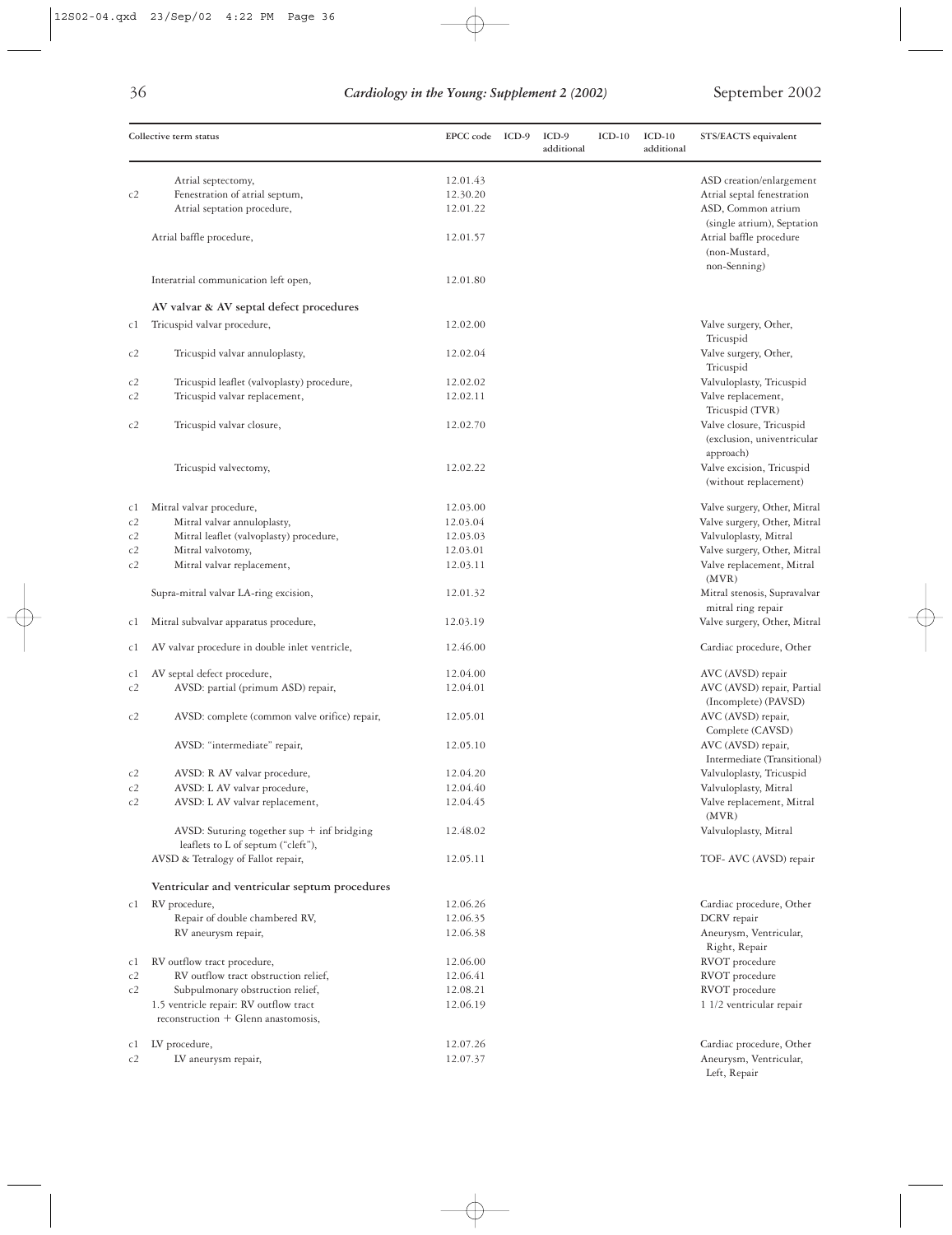| Collective term status | | EPCC code | ICD-9 | ICD-9 additional | ICD-10 | ICD-10 additional | STS/EACTS equivalent |
|---|---|---|---|---|---|---|---|
| | Atrial septectomy, | 12.01.43 | | | | | ASD creation/enlargement |
| c2 | Fenestration of atrial septum, | 12.30.20 | | | | | Atrial septal fenestration |
| | Atrial septation procedure, | 12.01.22 | | | | | ASD, Common atrium (single atrium), Septation |
| | Atrial baffle procedure, | 12.01.57 | | | | | Atrial baffle procedure (non-Mustard, non-Senning) |
| | Interatrial communication left open, | 12.01.80 | | | | | |
| | **AV valvar & AV septal defect procedures** | | | | | | |
| c1 | Tricuspid valvar procedure, | 12.02.00 | | | | | Valve surgery, Other, Tricuspid |
| c2 | Tricuspid valvar annuloplasty, | 12.02.04 | | | | | Valve surgery, Other, Tricuspid |
| c2 | Tricuspid leaflet (valvoplasty) procedure, | 12.02.02 | | | | | Valvuloplasty, Tricuspid |
| c2 | Tricuspid valvar replacement, | 12.02.11 | | | | | Valve replacement, Tricuspid (TVR) |
| c2 | Tricuspid valvar closure, | 12.02.70 | | | | | Valve closure, Tricuspid (exclusion, univentricular approach) |
| | Tricuspid valvectomy, | 12.02.22 | | | | | Valve excision, Tricuspid (without replacement) |
| c1 | Mitral valvar procedure, | 12.03.00 | | | | | Valve surgery, Other, Mitral |
| c2 | Mitral valvar annuloplasty, | 12.03.04 | | | | | Valve surgery, Other, Mitral |
| c2 | Mitral leaflet (valvoplasty) procedure, | 12.03.03 | | | | | Valvuloplasty, Mitral |
| c2 | Mitral valvotomy, | 12.03.01 | | | | | Valve surgery, Other, Mitral |
| c2 | Mitral valvar replacement, | 12.03.11 | | | | | Valve replacement, Mitral (MVR) |
| | Supra-mitral valvar LA-ring excision, | 12.01.32 | | | | | Mitral stenosis, Supravalvar mitral ring repair |
| c1 | Mitral subvalvar apparatus procedure, | 12.03.19 | | | | | Valve surgery, Other, Mitral |
| c1 | AV valvar procedure in double inlet ventricle, | 12.46.00 | | | | | Cardiac procedure, Other |
| c1 | AV septal defect procedure, | 12.04.00 | | | | | AVC (AVSD) repair |
| c2 | AVSD: partial (primum ASD) repair, | 12.04.01 | | | | | AVC (AVSD) repair, Partial (Incomplete) (PAVSD) |
| c2 | AVSD: complete (common valve orifice) repair, | 12.05.01 | | | | | AVC (AVSD) repair, Complete (CAVSD) |
| | AVSD: "intermediate" repair, | 12.05.10 | | | | | AVC (AVSD) repair, Intermediate (Transitional) |
| c2 | AVSD: R AV valvar procedure, | 12.04.20 | | | | | Valvuloplasty, Tricuspid |
| c2 | AVSD: L AV valvar procedure, | 12.04.40 | | | | | Valvuloplasty, Mitral |
| c2 | AVSD: L AV valvar replacement, | 12.04.45 | | | | | Valve replacement, Mitral (MVR) |
| | AVSD: Suturing together sup + inf bridging leaflets to L of septum ("cleft"), | 12.48.02 | | | | | Valvuloplasty, Mitral |
| | AVSD & Tetralogy of Fallot repair, | 12.05.11 | | | | | TOF- AVC (AVSD) repair |
| | **Ventricular and ventricular septum procedures** | | | | | | |
| c1 | RV procedure, | 12.06.26 | | | | | Cardiac procedure, Other |
| | Repair of double chambered RV, | 12.06.35 | | | | | DCRV repair |
| | RV aneurysm repair, | 12.06.38 | | | | | Aneurysm, Ventricular, Right, Repair |
| c1 | RV outflow tract procedure, | 12.06.00 | | | | | RVOT procedure |
| c2 | RV outflow tract obstruction relief, | 12.06.41 | | | | | RVOT procedure |
| c2 | Subpulmonary obstruction relief, | 12.08.21 | | | | | RVOT procedure |
| | 1.5 ventricle repair: RV outflow tract reconstruction + Glenn anastomosis, | 12.06.19 | | | | | 1 1/2 ventricular repair |
| c1 | LV procedure, | 12.07.26 | | | | | Cardiac procedure, Other |
| c2 | LV aneurysm repair, | 12.07.37 | | | | | Aneurysm, Ventricular, Left, Repair |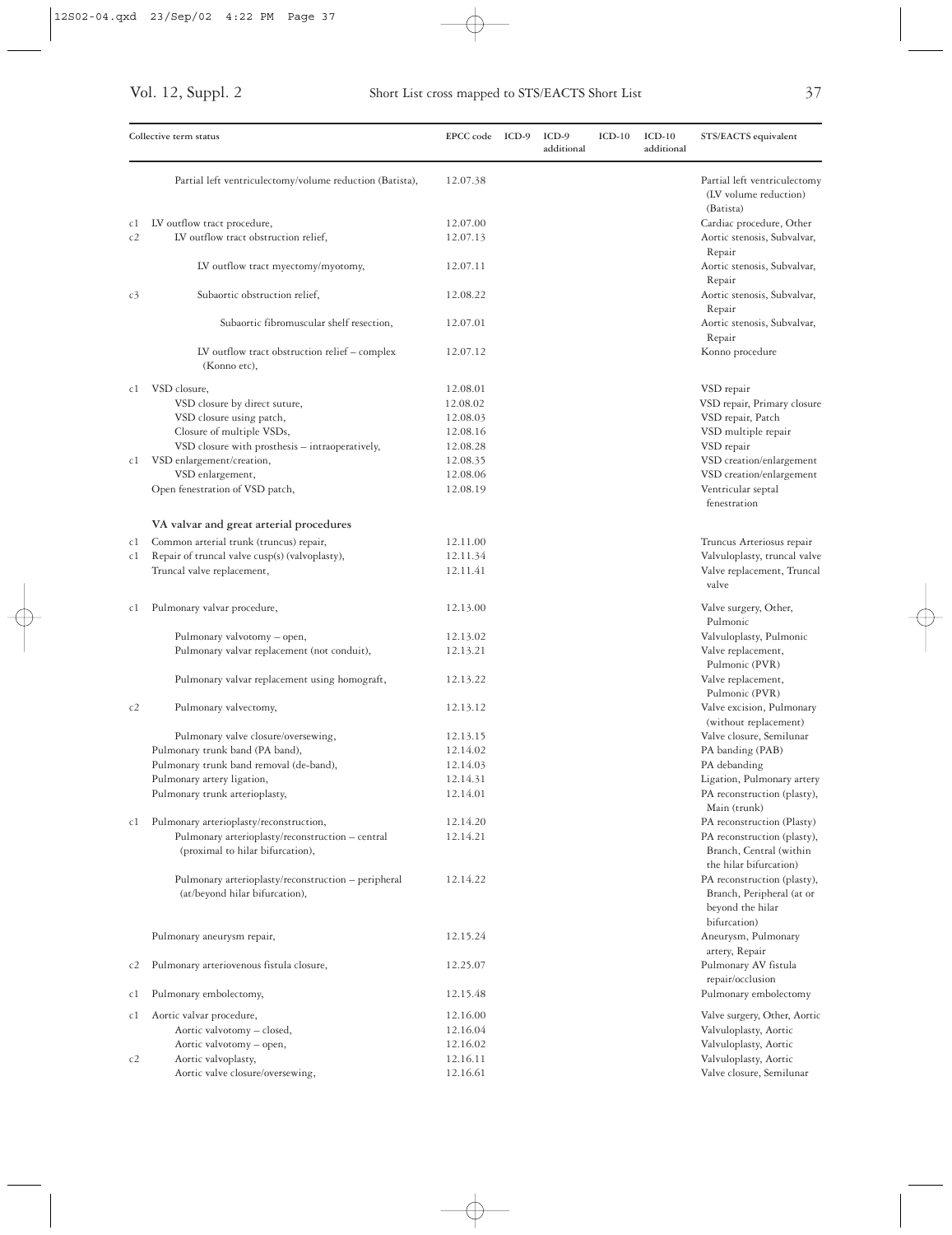| Collective term status | | EPCC code | ICD-9 | ICD-9 additional | ICD-10 | ICD-10 additional | STS/EACTS equivalent |
|---|---|---|---|---|---|---|---|
| | Partial left ventriculectomy/volume reduction (Batista), | 12.07.38 | | | | | Partial left ventriculectomy (LV volume reduction) (Batista) |
| c1 | LV outflow tract procedure, | 12.07.00 | | | | | Cardiac procedure, Other |
| c2 | LV outflow tract obstruction relief, | 12.07.13 | | | | | Aortic stenosis, Subvalvar, Repair |
| | LV outflow tract myectomy/myotomy, | 12.07.11 | | | | | Aortic stenosis, Subvalvar, Repair |
| c3 | Subaortic obstruction relief, | 12.08.22 | | | | | Aortic stenosis, Subvalvar, Repair |
| | Subaortic fibromuscular shelf resection, | 12.07.01 | | | | | Aortic stenosis, Subvalvar, Repair |
| | LV outflow tract obstruction relief – complex (Konno etc), | 12.07.12 | | | | | Konno procedure |
| c1 | VSD closure, | 12.08.01 | | | | | VSD repair |
| | VSD closure by direct suture, | 12.08.02 | | | | | VSD repair, Primary closure |
| | VSD closure using patch, | 12.08.03 | | | | | VSD repair, Patch |
| | Closure of multiple VSDs, | 12.08.16 | | | | | VSD multiple repair |
| | VSD closure with prosthesis – intraoperatively, | 12.08.28 | | | | | VSD repair |
| c1 | VSD enlargement/creation, | 12.08.35 | | | | | VSD creation/enlargement |
| | VSD enlargement, | 12.08.06 | | | | | VSD creation/enlargement |
| | Open fenestration of VSD patch, | 12.08.19 | | | | | Ventricular septal fenestration |
| | **VA valvar and great arterial procedures** | | | | | | |
| c1 | Common arterial trunk (truncus) repair, | 12.11.00 | | | | | Truncus Arteriosus repair |
| c1 | Repair of truncal valve cusp(s) (valvoplasty), | 12.11.34 | | | | | Valvuloplasty, truncal valve |
| | Truncal valve replacement, | 12.11.41 | | | | | Valve replacement, Truncal valve |
| c1 | Pulmonary valvar procedure, | 12.13.00 | | | | | Valve surgery, Other, Pulmonic |
| | Pulmonary valvotomy – open, | 12.13.02 | | | | | Valvuloplasty, Pulmonic |
| | Pulmonary valvar replacement (not conduit), | 12.13.21 | | | | | Valve replacement, Pulmonic (PVR) |
| | Pulmonary valvar replacement using homograft, | 12.13.22 | | | | | Valve replacement, Pulmonic (PVR) |
| c2 | Pulmonary valvectomy, | 12.13.12 | | | | | Valve excision, Pulmonary (without replacement) |
| | Pulmonary valve closure/oversewing, | 12.13.15 | | | | | Valve closure, Semilunar |
| | Pulmonary trunk band (PA band), | 12.14.02 | | | | | PA banding (PAB) |
| | Pulmonary trunk band removal (de-band), | 12.14.03 | | | | | PA debanding |
| | Pulmonary artery ligation, | 12.14.31 | | | | | Ligation, Pulmonary artery |
| | Pulmonary trunk arterioplasty, | 12.14.01 | | | | | PA reconstruction (plasty), Main (trunk) |
| c1 | Pulmonary arterioplasty/reconstruction, | 12.14.20 | | | | | PA reconstruction (Plasty) |
| | Pulmonary arterioplasty/reconstruction – central (proximal to hilar bifurcation), | 12.14.21 | | | | | PA reconstruction (plasty), Branch, Central (within the hilar bifurcation) |
| | Pulmonary arterioplasty/reconstruction – peripheral (at/beyond hilar bifurcation), | 12.14.22 | | | | | PA reconstruction (plasty), Branch, Peripheral (at or beyond the hilar bifurcation) |
| | Pulmonary aneurysm repair, | 12.15.24 | | | | | Aneurysm, Pulmonary artery, Repair |
| c2 | Pulmonary arteriovenous fistula closure, | 12.25.07 | | | | | Pulmonary AV fistula repair/occlusion |
| c1 | Pulmonary embolectomy, | 12.15.48 | | | | | Pulmonary embolectomy |
| c1 | Aortic valvar procedure, | 12.16.00 | | | | | Valve surgery, Other, Aortic |
| | Aortic valvotomy – closed, | 12.16.04 | | | | | Valvuloplasty, Aortic |
| | Aortic valvotomy – open, | 12.16.02 | | | | | Valvuloplasty, Aortic |
| c2 | Aortic valvoplasty, | 12.16.11 | | | | | Valvuloplasty, Aortic |
| | Aortic valve closure/oversewing, | 12.16.61 | | | | | Valve closure, Semilunar |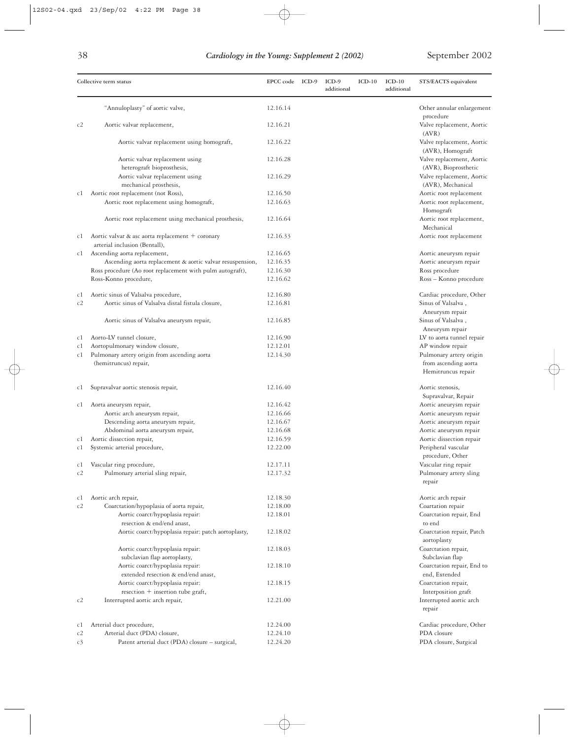| Collective term status | | EPCC code | ICD-9 | ICD-9 additional | ICD-10 | ICD-10 additional | STS/EACTS equivalent |
|---|---|---|---|---|---|---|---|
| | "Annuloplasty" of aortic valve, | 12.16.14 | | | | | Other annular enlargement procedure |
| c2 | Aortic valvar replacement, | 12.16.21 | | | | | Valve replacement, Aortic (AVR) |
| | Aortic valvar replacement using homograft, | 12.16.22 | | | | | Valve replacement, Aortic (AVR), Homograft |
| | Aortic valvar replacement using heterograft bioprosthesis, | 12.16.28 | | | | | Valve replacement, Aortic (AVR), Bioprosthetic |
| | Aortic valvar replacement using mechanical prosthesis, | 12.16.29 | | | | | Valve replacement, Aortic (AVR), Mechanical |
| c1 | Aortic root replacement (not Ross), | 12.16.50 | | | | | Aortic root replacement |
| | Aortic root replacement using homograft, | 12.16.63 | | | | | Aortic root replacement, Homograft |
| | Aortic root replacement using mechanical prosthesis, | 12.16.64 | | | | | Aortic root replacement, Mechanical |
| c1 | Aortic valvar & asc aorta replacement + coronary arterial inclusion (Bentall), | 12.16.33 | | | | | Aortic root replacement |
| c1 | Ascending aorta replacement, | 12.16.65 | | | | | Aortic aneurysm repair |
| | Ascending aorta replacement & aortic valvar resuspension, | 12.16.35 | | | | | Aortic aneurysm repair |
| | Ross procedure (Ao root replacement with pulm autograft), | 12.16.30 | | | | | Ross procedure |
| | Ross-Konno procedure, | 12.16.62 | | | | | Ross – Konno procedure |
| c1 | Aortic sinus of Valsalva procedure, | 12.16.80 | | | | | Cardiac procedure, Other |
| c2 | Aortic sinus of Valsalva distal fistula closure, | 12.16.81 | | | | | Sinus of Valsalva , Aneurysm repair |
| | Aortic sinus of Valsalva aneurysm repair, | 12.16.85 | | | | | Sinus of Valsalva , Aneurysm repair |
| c1 | Aorto-LV tunnel closure, | 12.16.90 | | | | | LV to aorta tunnel repair |
| c1 | Aortopulmonary window closure, | 12.12.01 | | | | | AP window repair |
| c1 | Pulmonary artery origin from ascending aorta (hemitruncus) repair, | 12.14.30 | | | | | Pulmonary artery origin from ascending aorta Hemitruncus repair |
| c1 | Supravalvar aortic stenosis repair, | 12.16.40 | | | | | Aortic stenosis, Supravalvar, Repair |
| c1 | Aorta aneurysm repair, | 12.16.42 | | | | | Aortic aneurysm repair |
| | Aortic arch aneurysm repair, | 12.16.66 | | | | | Aortic aneurysm repair |
| | Descending aorta aneurysm repair, | 12.16.67 | | | | | Aortic aneurysm repair |
| | Abdominal aorta aneurysm repair, | 12.16.68 | | | | | Aortic aneurysm repair |
| c1 | Aortic dissection repair, | 12.16.59 | | | | | Aortic dissection repair |
| c1 | Systemic arterial procedure, | 12.22.00 | | | | | Peripheral vascular procedure, Other |
| c1 | Vascular ring procedure, | 12.17.11 | | | | | Vascular ring repair |
| c2 | Pulmonary arterial sling repair, | 12.17.32 | | | | | Pulmonary artery sling repair |
| c1 | Aortic arch repair, | 12.18.30 | | | | | Aortic arch repair |
| c2 | Coarctation/hypoplasia of aorta repair, | 12.18.00 | | | | | Coartation repair |
| | Aortic coarct/hypoplasia repair: resection & end/end anast, | 12.18.01 | | | | | Coarctation repair, End to end |
| | Aortic coarct/hypoplasia repair: patch aortoplasty, | 12.18.02 | | | | | Coarctation repair, Patch aortoplasty |
| | Aortic coarct/hypoplasia repair: subclavian flap aortoplasty, | 12.18.03 | | | | | Coarctation repair, Subclavian flap |
| | Aortic coarct/hypoplasia repair: extended resection & end/end anast, | 12.18.10 | | | | | Coarctation repair, End to end, Extended |
| | Aortic coarct/hypoplasia repair: resection + insertion tube graft, | 12.18.15 | | | | | Coarctation repair, Interposition graft |
| c2 | Interrupted aortic arch repair, | 12.21.00 | | | | | Interrupted aortic arch repair |
| c1 | Arterial duct procedure, | 12.24.00 | | | | | Cardiac procedure, Other |
| c2 | Arterial duct (PDA) closure, | 12.24.10 | | | | | PDA closure |
| c3 | Patent arterial duct (PDA) closure – surgical, | 12.24.20 | | | | | PDA closure, Surgical |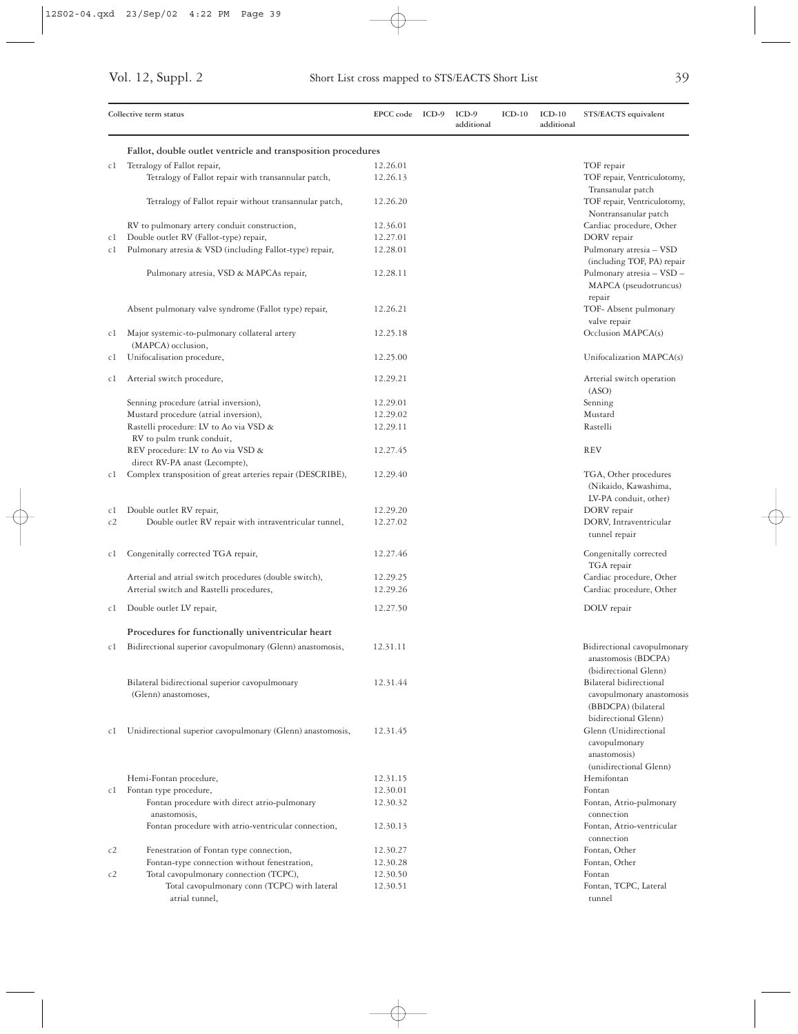| Collective term status | | EPCC code | ICD-9 | ICD-9 additional | ICD-10 | ICD-10 additional | STS/EACTS equivalent |
|---|---|---|---|---|---|---|---|
| | **Fallot, double outlet ventricle and transposition procedures** | | | | | | |
| c1 | Tetralogy of Fallot repair, | 12.26.01 | | | | | TOF repair |
| | Tetralogy of Fallot repair with transannular patch, | 12.26.13 | | | | | TOF repair, Ventriculotomy, Transanular patch |
| | Tetralogy of Fallot repair without transannular patch, | 12.26.20 | | | | | TOF repair, Ventriculotomy, Nontransanular patch |
| | RV to pulmonary artery conduit construction, | 12.36.01 | | | | | Cardiac procedure, Other |
| c1 | Double outlet RV (Fallot-type) repair, | 12.27.01 | | | | | DORV repair |
| c1 | Pulmonary atresia & VSD (including Fallot-type) repair, | 12.28.01 | | | | | Pulmonary atresia – VSD (including TOF, PA) repair |
| | Pulmonary atresia, VSD & MAPCAs repair, | 12.28.11 | | | | | Pulmonary atresia – VSD – MAPCA (pseudotruncus) repair |
| | Absent pulmonary valve syndrome (Fallot type) repair, | 12.26.21 | | | | | TOF- Absent pulmonary valve repair |
| c1 | Major systemic-to-pulmonary collateral artery (MAPCA) occlusion, | 12.25.18 | | | | | Occlusion MAPCA(s) |
| c1 | Unifocalisation procedure, | 12.25.00 | | | | | Unifocalization MAPCA(s) |
| c1 | Arterial switch procedure, | 12.29.21 | | | | | Arterial switch operation (ASO) |
| | Senning procedure (atrial inversion), | 12.29.01 | | | | | Senning |
| | Mustard procedure (atrial inversion), | 12.29.02 | | | | | Mustard |
| | Rastelli procedure: LV to Ao via VSD & RV to pulm trunk conduit, | 12.29.11 | | | | | Rastelli |
| | REV procedure: LV to Ao via VSD & direct RV-PA anast (Lecompte), | 12.27.45 | | | | | REV |
| c1 | Complex transposition of great arteries repair (DESCRIBE), | 12.29.40 | | | | | TGA, Other procedures (Nikaido, Kawashima, LV-PA conduit, other) |
| c1 | Double outlet RV repair, | 12.29.20 | | | | | DORV repair |
| c2 | Double outlet RV repair with intraventricular tunnel, | 12.27.02 | | | | | DORV, Intraventricular tunnel repair |
| c1 | Congenitally corrected TGA repair, | 12.27.46 | | | | | Congenitally corrected TGA repair |
| | Arterial and atrial switch procedures (double switch), | 12.29.25 | | | | | Cardiac procedure, Other |
| | Arterial switch and Rastelli procedures, | 12.29.26 | | | | | Cardiac procedure, Other |
| c1 | Double outlet LV repair, | 12.27.50 | | | | | DOLV repair |
| | **Procedures for functionally univentricular heart** | | | | | | |
| c1 | Bidirectional superior cavopulmonary (Glenn) anastomosis, | 12.31.11 | | | | | Bidirectional cavopulmonary anastomosis (BDCPA) (bidirectional Glenn) |
| | Bilateral bidirectional superior cavopulmonary (Glenn) anastomoses, | 12.31.44 | | | | | Bilateral bidirectional cavopulmonary anastomosis (BBDCPA) (bilateral bidirectional Glenn) |
| c1 | Unidirectional superior cavopulmonary (Glenn) anastomosis, | 12.31.45 | | | | | Glenn (Unidirectional cavopulmonary anastomosis) (unidirectional Glenn) |
| | Hemi-Fontan procedure, | 12.31.15 | | | | | Hemifontan |
| c1 | Fontan type procedure, | 12.30.01 | | | | | Fontan |
| | Fontan procedure with direct atrio-pulmonary anastomosis, | 12.30.32 | | | | | Fontan, Atrio-pulmonary connection |
| | Fontan procedure with atrio-ventricular connection, | 12.30.13 | | | | | Fontan, Atrio-ventricular connection |
| c2 | Fenestration of Fontan type connection, | 12.30.27 | | | | | Fontan, Other |
| | Fontan-type connection without fenestration, | 12.30.28 | | | | | Fontan, Other |
| c2 | Total cavopulmonary connection (TCPC), | 12.30.50 | | | | | Fontan |
| | Total cavopulmonary conn (TCPC) with lateral atrial tunnel, | 12.30.51 | | | | | Fontan, TCPC, Lateral tunnel |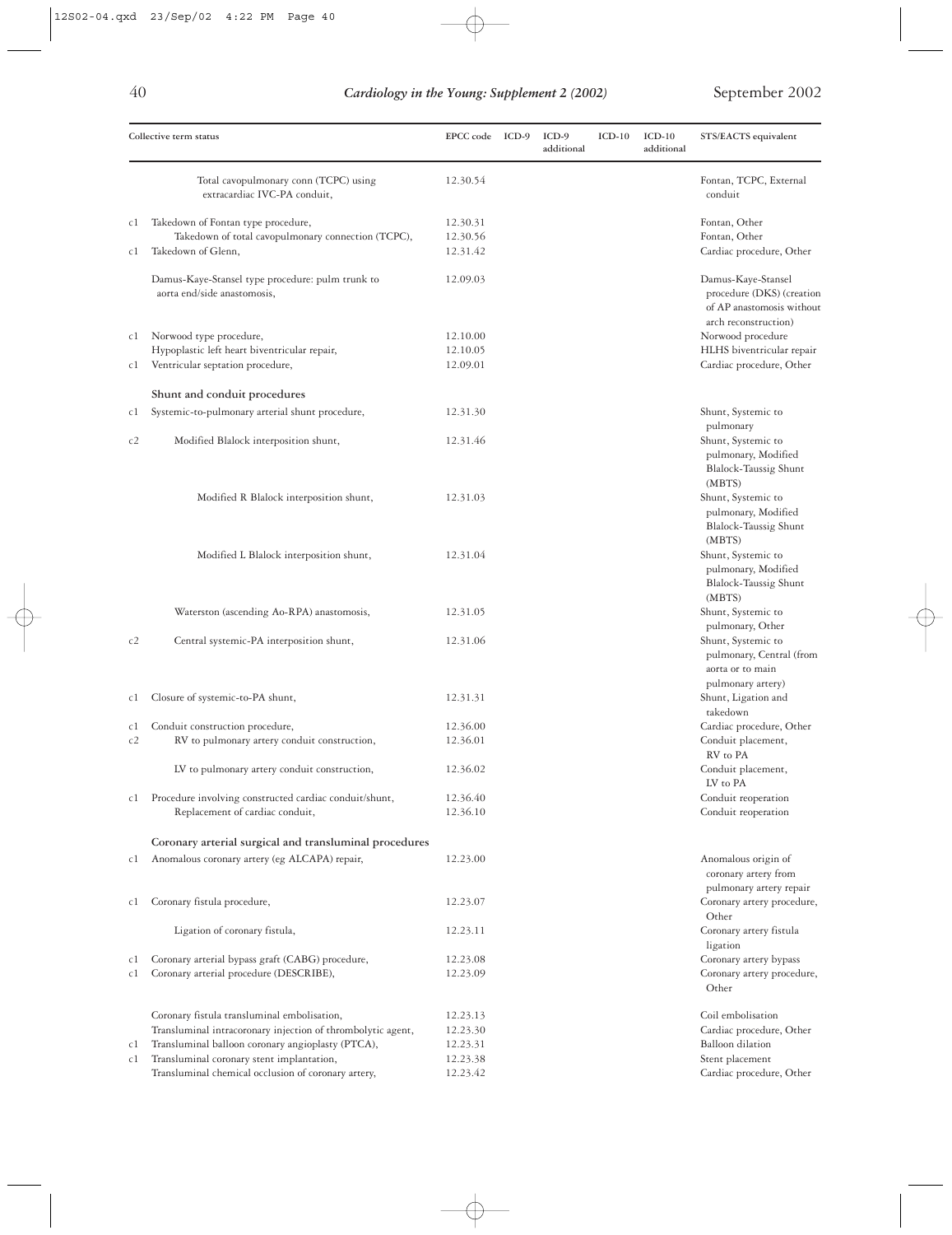| | Collective term status | EPCC code | ICD-9 | ICD-9 additional | ICD-10 | ICD-10 additional | STS/EACTS equivalent |
|---|---|---|---|---|---|---|---|
| | Total cavopulmonary conn (TCPC) using extracardiac IVC-PA conduit, | 12.30.54 | | | | | Fontan, TCPC, External conduit |
| c1 | Takedown of Fontan type procedure, | 12.30.31 | | | | | Fontan, Other |
| | Takedown of total cavopulmonary connection (TCPC), | 12.30.56 | | | | | Fontan, Other |
| c1 | Takedown of Glenn, | 12.31.42 | | | | | Cardiac procedure, Other |
| | Damus-Kaye-Stansel type procedure: pulm trunk to aorta end/side anastomosis, | 12.09.03 | | | | | Damus-Kaye-Stansel procedure (DKS) (creation of AP anastomosis without arch reconstruction) |
| c1 | Norwood type procedure, | 12.10.00 | | | | | Norwood procedure |
| | Hypoplastic left heart biventricular repair, | 12.10.05 | | | | | HLHS biventricular repair |
| c1 | Ventricular septation procedure, | 12.09.01 | | | | | Cardiac procedure, Other |
| | **Shunt and conduit procedures** | | | | | | |
| c1 | Systemic-to-pulmonary arterial shunt procedure, | 12.31.30 | | | | | Shunt, Systemic to pulmonary |
| c2 | Modified Blalock interposition shunt, | 12.31.46 | | | | | Shunt, Systemic to pulmonary, Modified Blalock-Taussig Shunt (MBTS) |
| | Modified R Blalock interposition shunt, | 12.31.03 | | | | | Shunt, Systemic to pulmonary, Modified Blalock-Taussig Shunt (MBTS) |
| | Modified L Blalock interposition shunt, | 12.31.04 | | | | | Shunt, Systemic to pulmonary, Modified Blalock-Taussig Shunt (MBTS) |
| | Waterston (ascending Ao-RPA) anastomosis, | 12.31.05 | | | | | Shunt, Systemic to pulmonary, Other |
| c2 | Central systemic-PA interposition shunt, | 12.31.06 | | | | | Shunt, Systemic to pulmonary, Central (from aorta or to main pulmonary artery) |
| c1 | Closure of systemic-to-PA shunt, | 12.31.31 | | | | | Shunt, Ligation and takedown |
| c1 | Conduit construction procedure, | 12.36.00 | | | | | Cardiac procedure, Other |
| c2 | RV to pulmonary artery conduit construction, | 12.36.01 | | | | | Conduit placement, RV to PA |
| | LV to pulmonary artery conduit construction, | 12.36.02 | | | | | Conduit placement, LV to PA |
| c1 | Procedure involving constructed cardiac conduit/shunt, | 12.36.40 | | | | | Conduit reoperation |
| | Replacement of cardiac conduit, | 12.36.10 | | | | | Conduit reoperation |
| | **Coronary arterial surgical and transluminal procedures** | | | | | | |
| c1 | Anomalous coronary artery (eg ALCAPA) repair, | 12.23.00 | | | | | Anomalous origin of coronary artery from pulmonary artery repair |
| c1 | Coronary fistula procedure, | 12.23.07 | | | | | Coronary artery procedure, Other |
| | Ligation of coronary fistula, | 12.23.11 | | | | | Coronary artery fistula ligation |
| c1 | Coronary arterial bypass graft (CABG) procedure, | 12.23.08 | | | | | Coronary artery bypass |
| c1 | Coronary arterial procedure (DESCRIBE), | 12.23.09 | | | | | Coronary artery procedure, Other |
| | Coronary fistula transluminal embolisation, | 12.23.13 | | | | | Coil embolisation |
| | Transluminal intracoronary injection of thrombolytic agent, | 12.23.30 | | | | | Cardiac procedure, Other |
| c1 | Transluminal balloon coronary angioplasty (PTCA), | 12.23.31 | | | | | Balloon dilation |
| c1 | Transluminal coronary stent implantation, | 12.23.38 | | | | | Stent placement |
| | Transluminal chemical occlusion of coronary artery, | 12.23.42 | | | | | Cardiac procedure, Other |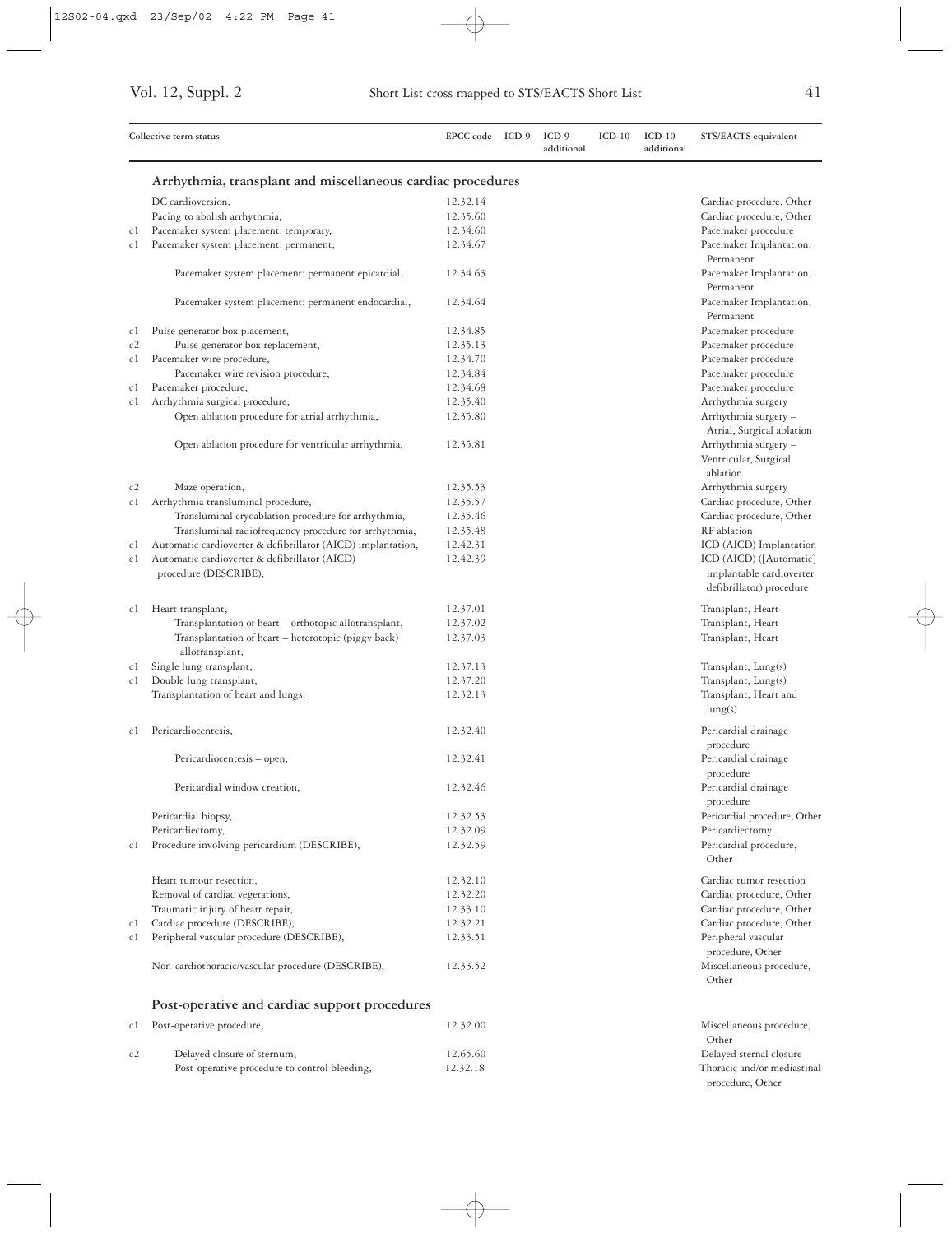| | Collective term status | EPCC code | ICD-9 | ICD-9 additional | ICD-10 | ICD-10 additional | STS/EACTS equivalent |
|---|---|---|---|---|---|---|---|
| | **Arrhythmia, transplant and miscellaneous cardiac procedures** | | | | | | |
| | DC cardioversion, | 12.32.14 | | | | | Cardiac procedure, Other |
| | Pacing to abolish arrhythmia, | 12.35.60 | | | | | Cardiac procedure, Other |
| c1 | Pacemaker system placement: temporary, | 12.34.60 | | | | | Pacemaker procedure |
| c1 | Pacemaker system placement: permanent, | 12.34.67 | | | | | Pacemaker Implantation, Permanent |
| | Pacemaker system placement: permanent epicardial, | 12.34.63 | | | | | Pacemaker Implantation, Permanent |
| | Pacemaker system placement: permanent endocardial, | 12.34.64 | | | | | Pacemaker Implantation, Permanent |
| c1 | Pulse generator box placement, | 12.34.85 | | | | | Pacemaker procedure |
| c2 | Pulse generator box replacement, | 12.35.13 | | | | | Pacemaker procedure |
| c1 | Pacemaker wire procedure, | 12.34.70 | | | | | Pacemaker procedure |
| | Pacemaker wire revision procedure, | 12.34.84 | | | | | Pacemaker procedure |
| c1 | Pacemaker procedure, | 12.34.68 | | | | | Pacemaker procedure |
| c1 | Arrhythmia surgical procedure, | 12.35.40 | | | | | Arrhythmia surgery |
| | Open ablation procedure for atrial arrhythmia, | 12.35.80 | | | | | Arrhythmia surgery – Atrial, Surgical ablation |
| | Open ablation procedure for ventricular arrhythmia, | 12.35.81 | | | | | Arrhythmia surgery – Ventricular, Surgical ablation |
| c2 | Maze operation, | 12.35.53 | | | | | Arrhythmia surgery |
| c1 | Arrhythmia transluminal procedure, | 12.35.57 | | | | | Cardiac procedure, Other |
| | Transluminal cryoablation procedure for arrhythmia, | 12.35.46 | | | | | Cardiac procedure, Other |
| | Transluminal radiofrequency procedure for arrhythmia, | 12.35.48 | | | | | RF ablation |
| c1 | Automatic cardioverter & defibrillator (AICD) implantation, | 12.42.31 | | | | | ICD (AICD) Implantation |
| c1 | Automatic cardioverter & defibrillator (AICD) procedure (DESCRIBE), | 12.42.39 | | | | | ICD (AICD) ([Automatic] implantable cardioverter defibrillator) procedure |
| c1 | Heart transplant, | 12.37.01 | | | | | Transplant, Heart |
| | Transplantation of heart – orthotopic allotransplant, | 12.37.02 | | | | | Transplant, Heart |
| | Transplantation of heart – heterotopic (piggy back) allotransplant, | 12.37.03 | | | | | Transplant, Heart |
| c1 | Single lung transplant, | 12.37.13 | | | | | Transplant, Lung(s) |
| c1 | Double lung transplant, | 12.37.20 | | | | | Transplant, Lung(s) |
| | Transplantation of heart and lungs, | 12.32.13 | | | | | Transplant, Heart and lung(s) |
| c1 | Pericardiocentesis, | 12.32.40 | | | | | Pericardial drainage procedure |
| | Pericardiocentesis – open, | 12.32.41 | | | | | Pericardial drainage procedure |
| | Pericardial window creation, | 12.32.46 | | | | | Pericardial drainage procedure |
| | Pericardial biopsy, | 12.32.53 | | | | | Pericardial procedure, Other |
| | Pericardiectomy, | 12.32.09 | | | | | Pericardiectomy |
| c1 | Procedure involving pericardium (DESCRIBE), | 12.32.59 | | | | | Pericardial procedure, Other |
| | Heart tumour resection, | 12.32.10 | | | | | Cardiac tumor resection |
| | Removal of cardiac vegetations, | 12.32.20 | | | | | Cardiac procedure, Other |
| | Traumatic injury of heart repair, | 12.33.10 | | | | | Cardiac procedure, Other |
| c1 | Cardiac procedure (DESCRIBE), | 12.32.21 | | | | | Cardiac procedure, Other |
| c1 | Peripheral vascular procedure (DESCRIBE), | 12.33.51 | | | | | Peripheral vascular procedure, Other |
| | Non-cardiothoracic/vascular procedure (DESCRIBE), | 12.33.52 | | | | | Miscellaneous procedure, Other |
| | **Post-operative and cardiac support procedures** | | | | | | |
| c1 | Post-operative procedure, | 12.32.00 | | | | | Miscellaneous procedure, Other |
| c2 | Delayed closure of sternum, | 12.65.60 | | | | | Delayed sternal closure |
| | Post-operative procedure to control bleeding, | 12.32.18 | | | | | Thoracic and/or mediastinal procedure, Other |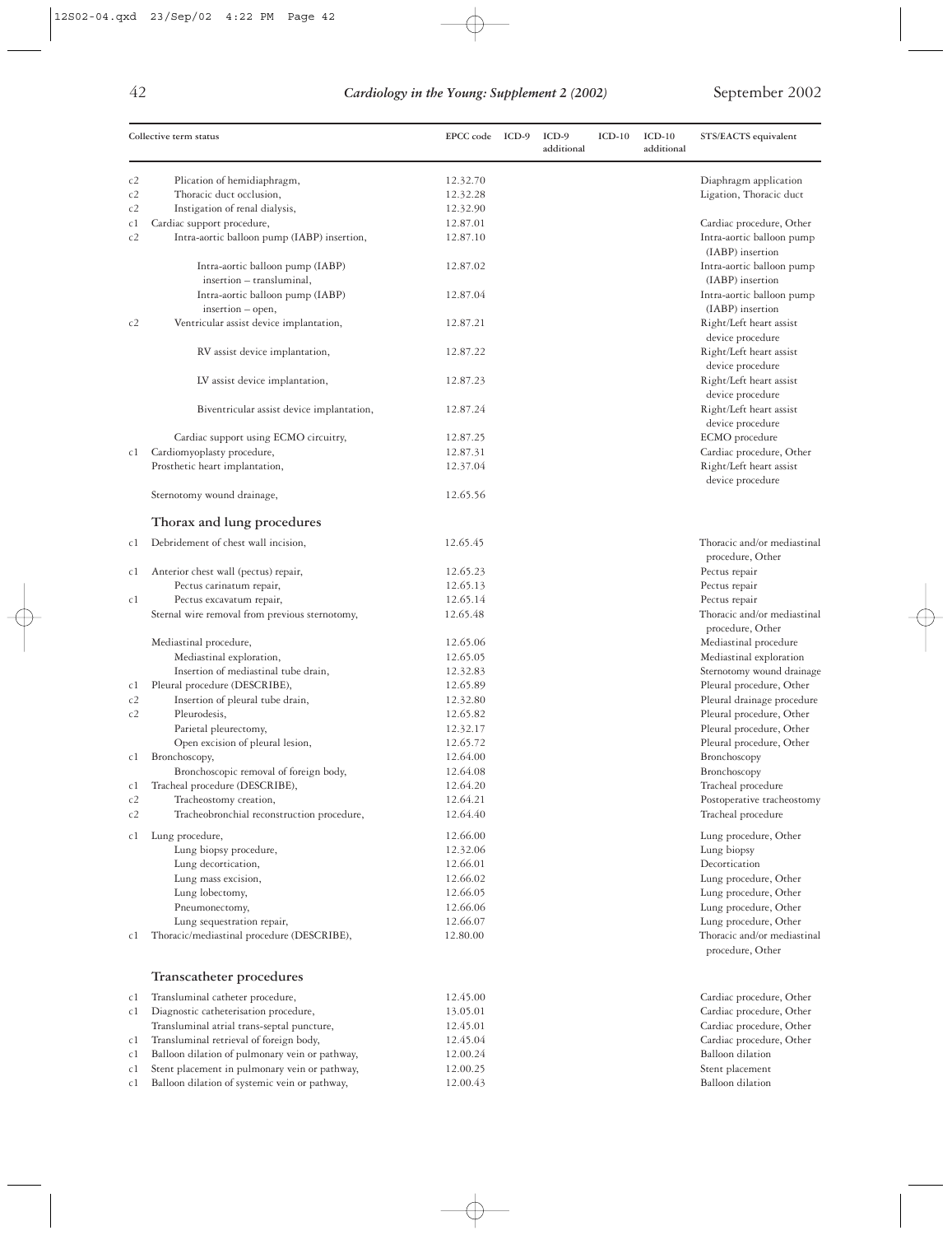| Collective term status | | EPCC code | ICD-9 | ICD-9 additional | ICD-10 | ICD-10 additional | STS/EACTS equivalent |
|---|---|---|---|---|---|---|---|
| c2 | Plication of hemidiaphragm, | 12.32.70 | | | | | Diaphragm application |
| c2 | Thoracic duct occlusion, | 12.32.28 | | | | | Ligation, Thoracic duct |
| c2 | Instigation of renal dialysis, | 12.32.90 | | | | | |
| c1 | Cardiac support procedure, | 12.87.01 | | | | | Cardiac procedure, Other |
| c2 | Intra-aortic balloon pump (IABP) insertion, | 12.87.10 | | | | | Intra-aortic balloon pump (IABP) insertion |
| | Intra-aortic balloon pump (IABP) insertion – transluminal, | 12.87.02 | | | | | Intra-aortic balloon pump (IABP) insertion |
| | Intra-aortic balloon pump (IABP) insertion – open, | 12.87.04 | | | | | Intra-aortic balloon pump (IABP) insertion |
| c2 | Ventricular assist device implantation, | 12.87.21 | | | | | Right/Left heart assist device procedure |
| | RV assist device implantation, | 12.87.22 | | | | | Right/Left heart assist device procedure |
| | LV assist device implantation, | 12.87.23 | | | | | Right/Left heart assist device procedure |
| | Biventricular assist device implantation, | 12.87.24 | | | | | Right/Left heart assist device procedure |
| | Cardiac support using ECMO circuitry, | 12.87.25 | | | | | ECMO procedure |
| c1 | Cardiomyoplasty procedure, | 12.87.31 | | | | | Cardiac procedure, Other |
| | Prosthetic heart implantation, | 12.37.04 | | | | | Right/Left heart assist device procedure |
| | Sternotomy wound drainage, | 12.65.56 | | | | | |
| | **Thorax and lung procedures** | | | | | | |
| c1 | Debridement of chest wall incision, | 12.65.45 | | | | | Thoracic and/or mediastinal procedure, Other |
| c1 | Anterior chest wall (pectus) repair, | 12.65.23 | | | | | Pectus repair |
| | Pectus carinatum repair, | 12.65.13 | | | | | Pectus repair |
| c1 | Pectus excavatum repair, | 12.65.14 | | | | | Pectus repair |
| | Sternal wire removal from previous sternotomy, | 12.65.48 | | | | | Thoracic and/or mediastinal procedure, Other |
| | Mediastinal procedure, | 12.65.06 | | | | | Mediastinal procedure |
| | Mediastinal exploration, | 12.65.05 | | | | | Mediastinal exploration |
| | Insertion of mediastinal tube drain, | 12.32.83 | | | | | Sternotomy wound drainage |
| c1 | Pleural procedure (DESCRIBE), | 12.65.89 | | | | | Pleural procedure, Other |
| c2 | Insertion of pleural tube drain, | 12.32.80 | | | | | Pleural drainage procedure |
| c2 | Pleurodesis, | 12.65.82 | | | | | Pleural procedure, Other |
| | Parietal pleurectomy, | 12.32.17 | | | | | Pleural procedure, Other |
| | Open excision of pleural lesion, | 12.65.72 | | | | | Pleural procedure, Other |
| c1 | Bronchoscopy, | 12.64.00 | | | | | Bronchoscopy |
| | Bronchoscopic removal of foreign body, | 12.64.08 | | | | | Bronchoscopy |
| c1 | Tracheal procedure (DESCRIBE), | 12.64.20 | | | | | Tracheal procedure |
| c2 | Tracheostomy creation, | 12.64.21 | | | | | Postoperative tracheostomy |
| c2 | Tracheobronchial reconstruction procedure, | 12.64.40 | | | | | Tracheal procedure |
| c1 | Lung procedure, | 12.66.00 | | | | | Lung procedure, Other |
| | Lung biopsy procedure, | 12.32.06 | | | | | Lung biopsy |
| | Lung decortication, | 12.66.01 | | | | | Decortication |
| | Lung mass excision, | 12.66.02 | | | | | Lung procedure, Other |
| | Lung lobectomy, | 12.66.05 | | | | | Lung procedure, Other |
| | Pneumonectomy, | 12.66.06 | | | | | Lung procedure, Other |
| | Lung sequestration repair, | 12.66.07 | | | | | Lung procedure, Other |
| c1 | Thoracic/mediastinal procedure (DESCRIBE), | 12.80.00 | | | | | Thoracic and/or mediastinal procedure, Other |
| | **Transcatheter procedures** | | | | | | |
| c1 | Transluminal catheter procedure, | 12.45.00 | | | | | Cardiac procedure, Other |
| c1 | Diagnostic catheterisation procedure, | 13.05.01 | | | | | Cardiac procedure, Other |
| | Transluminal atrial trans-septal puncture, | 12.45.01 | | | | | Cardiac procedure, Other |
| c1 | Transluminal retrieval of foreign body, | 12.45.04 | | | | | Cardiac procedure, Other |
| c1 | Balloon dilation of pulmonary vein or pathway, | 12.00.24 | | | | | Balloon dilation |
| c1 | Stent placement in pulmonary vein or pathway, | 12.00.25 | | | | | Stent placement |
| c1 | Balloon dilation of systemic vein or pathway, | 12.00.43 | | | | | Balloon dilation |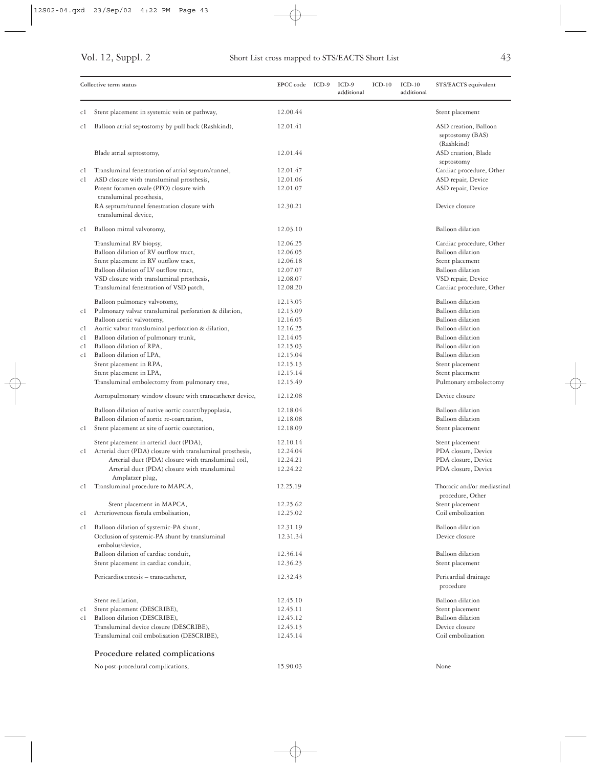| Collective term status | | EPCC code | ICD-9 | ICD-9 additional | ICD-10 | ICD-10 additional | STS/EACTS equivalent |
|---|---|---|---|---|---|---|---|
| c1 | Stent placement in systemic vein or pathway, | 12.00.44 | | | | | Stent placement |
| c1 | Balloon atrial septostomy by pull back (Rashkind), | 12.01.41 | | | | | ASD creation, Balloon septostomy (BAS) (Rashkind) |
| | Blade atrial septostomy, | 12.01.44 | | | | | ASD creation, Blade septostomy |
| c1 | Transluminal fenestration of atrial septum/tunnel, | 12.01.47 | | | | | Cardiac procedure, Other |
| c1 | ASD closure with transluminal prosthesis, | 12.01.06 | | | | | ASD repair, Device |
| | Patent foramen ovale (PFO) closure with transluminal prosthesis, | 12.01.07 | | | | | ASD repair, Device |
| | RA septum/tunnel fenestration closure with transluminal device, | 12.30.21 | | | | | Device closure |
| c1 | Balloon mitral valvotomy, | 12.03.10 | | | | | Balloon dilation |
| | Transluminal RV biopsy, | 12.06.25 | | | | | Cardiac procedure, Other |
| | Balloon dilation of RV outflow tract, | 12.06.05 | | | | | Balloon dilation |
| | Stent placement in RV outflow tract, | 12.06.18 | | | | | Stent placement |
| | Balloon dilation of LV outflow tract, | 12.07.07 | | | | | Balloon dilation |
| | VSD closure with transluminal prosthesis, | 12.08.07 | | | | | VSD repair, Device |
| | Transluminal fenestration of VSD patch, | 12.08.20 | | | | | Cardiac procedure, Other |
| | Balloon pulmonary valvotomy, | 12.13.05 | | | | | Balloon dilation |
| c1 | Pulmonary valvar transluminal perforation & dilation, | 12.13.09 | | | | | Balloon dilation |
| | Balloon aortic valvotomy, | 12.16.05 | | | | | Balloon dilation |
| c1 | Aortic valvar transluminal perforation & dilation, | 12.16.25 | | | | | Balloon dilation |
| c1 | Balloon dilation of pulmonary trunk, | 12.14.05 | | | | | Balloon dilation |
| c1 | Balloon dilation of RPA, | 12.15.03 | | | | | Balloon dilation |
| c1 | Balloon dilation of LPA, | 12.15.04 | | | | | Balloon dilation |
| | Stent placement in RPA, | 12.15.13 | | | | | Stent placement |
| | Stent placement in LPA, | 12.15.14 | | | | | Stent placement |
| | Transluminal embolectomy from pulmonary tree, | 12.15.49 | | | | | Pulmonary embolectomy |
| | Aortopulmonary window closure with transcatheter device, | 12.12.08 | | | | | Device closure |
| | Balloon dilation of native aortic coarct/hypoplasia, | 12.18.04 | | | | | Balloon dilation |
| | Balloon dilation of aortic re-coarctation, | 12.18.08 | | | | | Balloon dilation |
| c1 | Stent placement at site of aortic coarctation, | 12.18.09 | | | | | Stent placement |
| | Stent placement in arterial duct (PDA), | 12.10.14 | | | | | Stent placement |
| c1 | Arterial duct (PDA) closure with transluminal prosthesis, | 12.24.04 | | | | | PDA closure, Device |
| | Arterial duct (PDA) closure with transluminal coil, | 12.24.21 | | | | | PDA closure, Device |
| | Arterial duct (PDA) closure with transluminal Amplatzer plug, | 12.24.22 | | | | | PDA closure, Device |
| c1 | Transluminal procedure to MAPCA, | 12.25.19 | | | | | Thoracic and/or mediastinal procedure, Other |
| | Stent placement in MAPCA, | 12.25.62 | | | | | Stent placement |
| c1 | Arteriovenous fistula embolisation, | 12.25.02 | | | | | Coil embolization |
| c1 | Balloon dilation of systemic-PA shunt, | 12.31.19 | | | | | Balloon dilation |
| | Occlusion of systemic-PA shunt by transluminal embolus/device, | 12.31.34 | | | | | Device closure |
| | Balloon dilation of cardiac conduit, | 12.36.14 | | | | | Balloon dilation |
| | Stent placement in cardiac conduit, | 12.36.23 | | | | | Stent placement |
| | Pericardiocentesis – transcatheter, | 12.32.43 | | | | | Pericardial drainage procedure |
| | Stent redilation, | 12.45.10 | | | | | Balloon dilation |
| c1 | Stent placement (DESCRIBE), | 12.45.11 | | | | | Stent placement |
| c1 | Balloon dilation (DESCRIBE), | 12.45.12 | | | | | Balloon dilation |
| | Transluminal device closure (DESCRIBE), | 12.45.13 | | | | | Device closure |
| | Transluminal coil embolisation (DESCRIBE), | 12.45.14 | | | | | Coil embolization |
| | **Procedure related complications** | | | | | | |
| | No post-procedural complications, | 15.90.03 | | | | | None |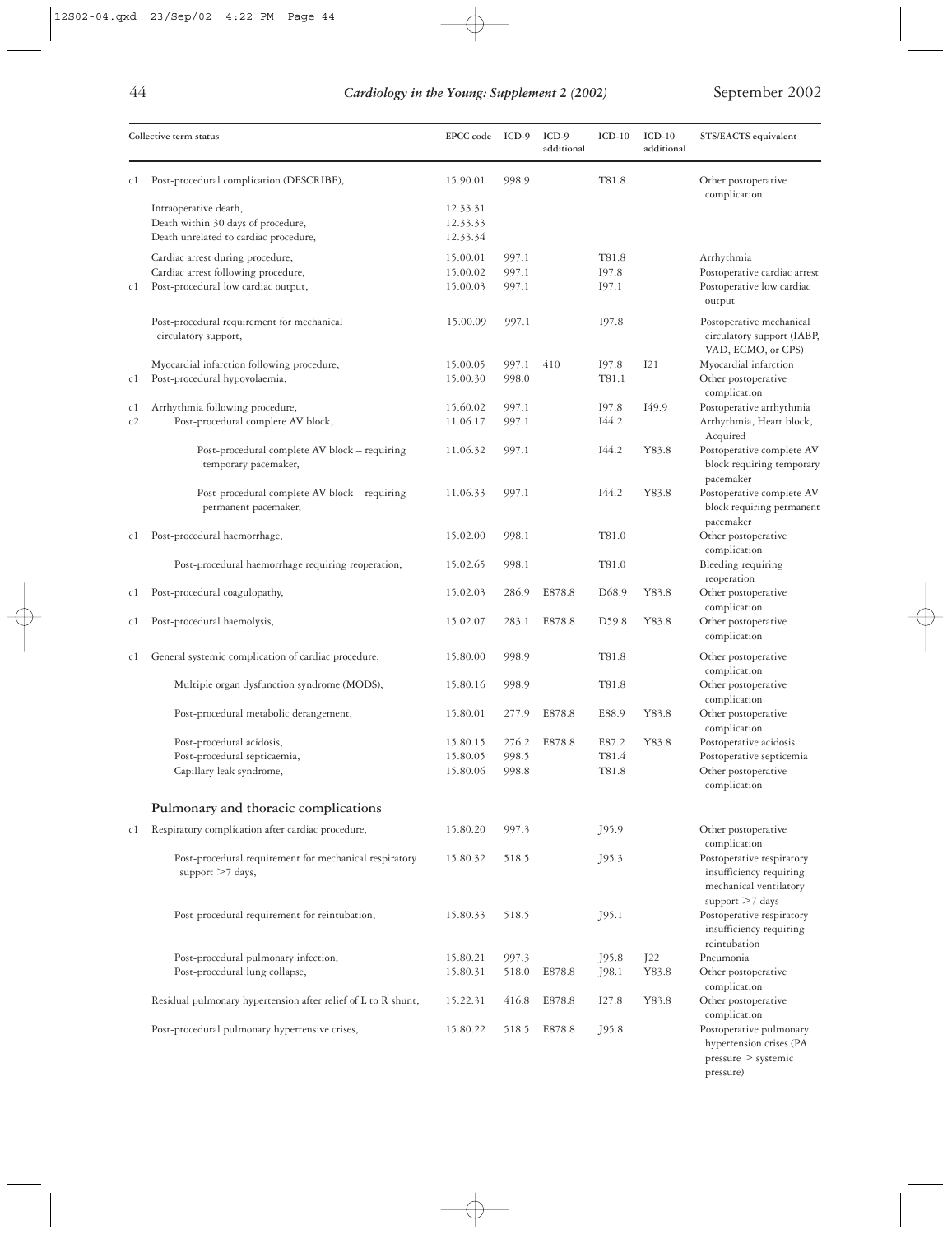| | Collective term status | EPCC code | ICD-9 | ICD-9 additional | ICD-10 | ICD-10 additional | STS/EACTS equivalent |
|---|---|---|---|---|---|---|---|
| c1 | Post-procedural complication (DESCRIBE), | 15.90.01 | 998.9 | | T81.8 | | Other postoperative complication |
| | Intraoperative death, | 12.33.31 | | | | | |
| | Death within 30 days of procedure, | 12.33.33 | | | | | |
| | Death unrelated to cardiac procedure, | 12.33.34 | | | | | |
| | Cardiac arrest during procedure, | 15.00.01 | 997.1 | | T81.8 | | Arrhythmia |
| | Cardiac arrest following procedure, | 15.00.02 | 997.1 | | I97.8 | | Postoperative cardiac arrest |
| c1 | Post-procedural low cardiac output, | 15.00.03 | 997.1 | | I97.1 | | Postoperative low cardiac output |
| | Post-procedural requirement for mechanical circulatory support, | 15.00.09 | 997.1 | | I97.8 | | Postoperative mechanical circulatory support (IABP, VAD, ECMO, or CPS) |
| | Myocardial infarction following procedure, | 15.00.05 | 997.1 | 410 | I97.8 | I21 | Myocardial infarction |
| c1 | Post-procedural hypovolaemia, | 15.00.30 | 998.0 | | T81.1 | | Other postoperative complication |
| c1 | Arrhythmia following procedure, | 15.60.02 | 997.1 | | I97.8 | I49.9 | Postoperative arrhythmia |
| c2 | Post-procedural complete AV block, | 11.06.17 | 997.1 | | I44.2 | | Arrhythmia, Heart block, Acquired |
| | Post-procedural complete AV block – requiring temporary pacemaker, | 11.06.32 | 997.1 | | I44.2 | Y83.8 | Postoperative complete AV block requiring temporary pacemaker |
| | Post-procedural complete AV block – requiring permanent pacemaker, | 11.06.33 | 997.1 | | I44.2 | Y83.8 | Postoperative complete AV block requiring permanent pacemaker |
| c1 | Post-procedural haemorrhage, | 15.02.00 | 998.1 | | T81.0 | | Other postoperative complication |
| | Post-procedural haemorrhage requiring reoperation, | 15.02.65 | 998.1 | | T81.0 | | Bleeding requiring reoperation |
| c1 | Post-procedural coagulopathy, | 15.02.03 | 286.9 | E878.8 | D68.9 | Y83.8 | Other postoperative complication |
| c1 | Post-procedural haemolysis, | 15.02.07 | 283.1 | E878.8 | D59.8 | Y83.8 | Other postoperative complication |
| c1 | General systemic complication of cardiac procedure, | 15.80.00 | 998.9 | | T81.8 | | Other postoperative complication |
| | Multiple organ dysfunction syndrome (MODS), | 15.80.16 | 998.9 | | T81.8 | | Other postoperative complication |
| | Post-procedural metabolic derangement, | 15.80.01 | 277.9 | E878.8 | E88.9 | Y83.8 | Other postoperative complication |
| | Post-procedural acidosis, | 15.80.15 | 276.2 | E878.8 | E87.2 | Y83.8 | Postoperative acidosis |
| | Post-procedural septicaemia, | 15.80.05 | 998.5 | | T81.4 | | Postoperative septicemia |
| | Capillary leak syndrome, | 15.80.06 | 998.8 | | T81.8 | | Other postoperative complication |
| | **Pulmonary and thoracic complications** | | | | | | |
| c1 | Respiratory complication after cardiac procedure, | 15.80.20 | 997.3 | | J95.9 | | Other postoperative complication |
| | Post-procedural requirement for mechanical respiratory support >7 days, | 15.80.32 | 518.5 | | J95.3 | | Postoperative respiratory insufficiency requiring mechanical ventilatory support >7 days |
| | Post-procedural requirement for reintubation, | 15.80.33 | 518.5 | | J95.1 | | Postoperative respiratory insufficiency requiring reintubation |
| | Post-procedural pulmonary infection, | 15.80.21 | 997.3 | | J95.8 | J22 | Pneumonia |
| | Post-procedural lung collapse, | 15.80.31 | 518.0 | E878.8 | J98.1 | Y83.8 | Other postoperative complication |
| | Residual pulmonary hypertension after relief of L to R shunt, | 15.22.31 | 416.8 | E878.8 | I27.8 | Y83.8 | Other postoperative complication |
| | Post-procedural pulmonary hypertensive crises, | 15.80.22 | 518.5 | E878.8 | J95.8 | | Postoperative pulmonary hypertension crises (PA pressure > systemic pressure) |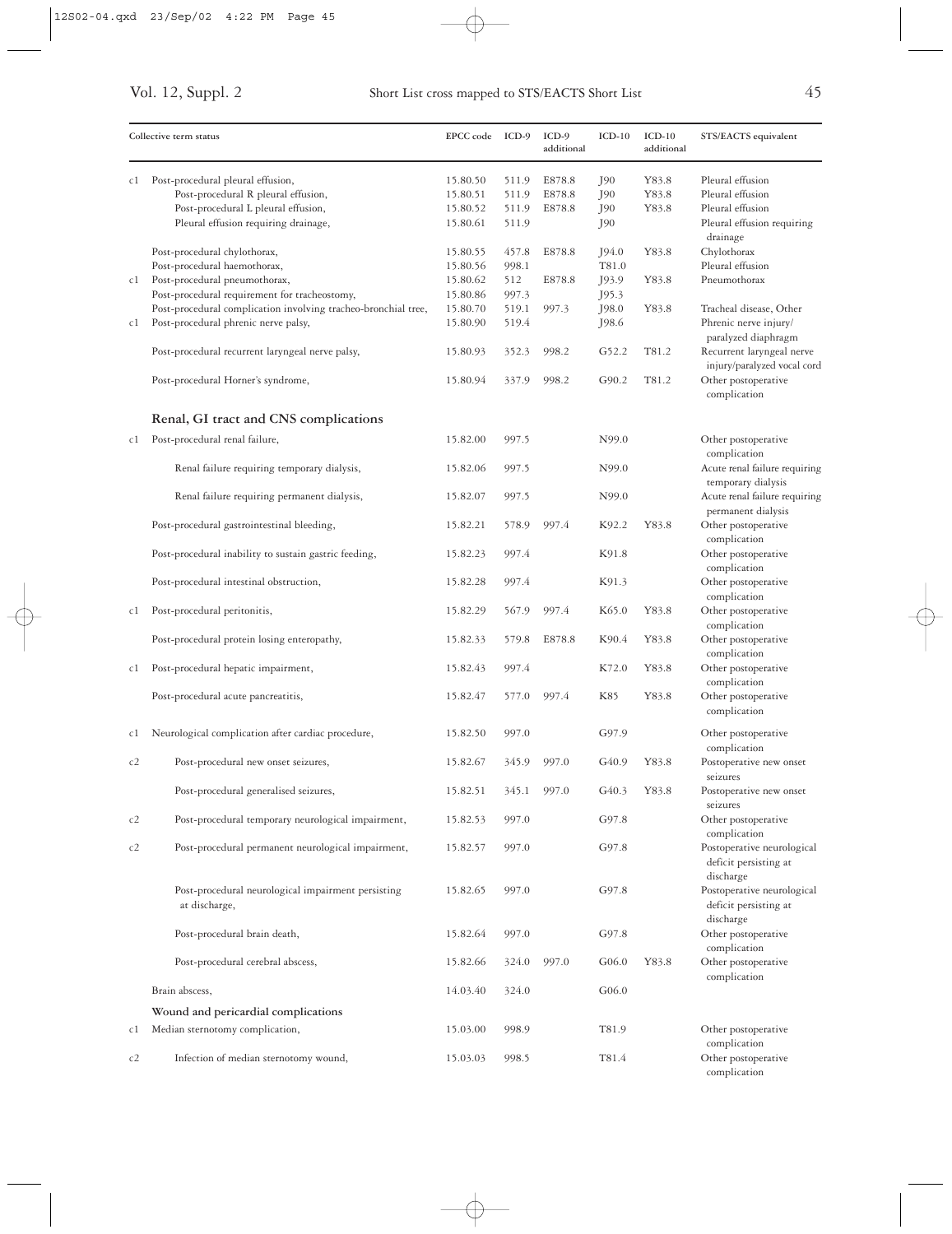| | Collective term status | EPCC code | ICD-9 | ICD-9 additional | ICD-10 | ICD-10 additional | STS/EACTS equivalent |
|---|---|---|---|---|---|---|---|
| c1 | Post-procedural pleural effusion, | 15.80.50 | 511.9 | E878.8 | J90 | Y83.8 | Pleural effusion |
| | Post-procedural R pleural effusion, | 15.80.51 | 511.9 | E878.8 | J90 | Y83.8 | Pleural effusion |
| | Post-procedural L pleural effusion, | 15.80.52 | 511.9 | E878.8 | J90 | Y83.8 | Pleural effusion |
| | Pleural effusion requiring drainage, | 15.80.61 | 511.9 | | J90 | | Pleural effusion requiring drainage |
| | Post-procedural chylothorax, | 15.80.55 | 457.8 | E878.8 | J94.0 | Y83.8 | Chylothorax |
| | Post-procedural haemothorax, | 15.80.56 | 998.1 | | T81.0 | | Pleural effusion |
| c1 | Post-procedural pneumothorax, | 15.80.62 | 512 | E878.8 | J93.9 | Y83.8 | Pneumothorax |
| | Post-procedural requirement for tracheostomy, | 15.80.86 | 997.3 | | J95.3 | | |
| | Post-procedural complication involving tracheo-bronchial tree, | 15.80.70 | 519.1 | 997.3 | J98.0 | Y83.8 | Tracheal disease, Other |
| c1 | Post-procedural phrenic nerve palsy, | 15.80.90 | 519.4 | | J98.6 | | Phrenic nerve injury/ paralyzed diaphragm |
| | Post-procedural recurrent laryngeal nerve palsy, | 15.80.93 | 352.3 | 998.2 | G52.2 | T81.2 | Recurrent laryngeal nerve injury/paralyzed vocal cord |
| | Post-procedural Horner's syndrome, | 15.80.94 | 337.9 | 998.2 | G90.2 | T81.2 | Other postoperative complication |
| | **Renal, GI tract and CNS complications** | | | | | | |
| c1 | Post-procedural renal failure, | 15.82.00 | 997.5 | | N99.0 | | Other postoperative complication |
| | Renal failure requiring temporary dialysis, | 15.82.06 | 997.5 | | N99.0 | | Acute renal failure requiring temporary dialysis |
| | Renal failure requiring permanent dialysis, | 15.82.07 | 997.5 | | N99.0 | | Acute renal failure requiring permanent dialysis |
| | Post-procedural gastrointestinal bleeding, | 15.82.21 | 578.9 | 997.4 | K92.2 | Y83.8 | Other postoperative complication |
| | Post-procedural inability to sustain gastric feeding, | 15.82.23 | 997.4 | | K91.8 | | Other postoperative complication |
| | Post-procedural intestinal obstruction, | 15.82.28 | 997.4 | | K91.3 | | Other postoperative complication |
| c1 | Post-procedural peritonitis, | 15.82.29 | 567.9 | 997.4 | K65.0 | Y83.8 | Other postoperative complication |
| | Post-procedural protein losing enteropathy, | 15.82.33 | 579.8 | E878.8 | K90.4 | Y83.8 | Other postoperative complication |
| c1 | Post-procedural hepatic impairment, | 15.82.43 | 997.4 | | K72.0 | Y83.8 | Other postoperative complication |
| | Post-procedural acute pancreatitis, | 15.82.47 | 577.0 | 997.4 | K85 | Y83.8 | Other postoperative complication |
| c1 | Neurological complication after cardiac procedure, | 15.82.50 | 997.0 | | G97.9 | | Other postoperative complication |
| c2 | Post-procedural new onset seizures, | 15.82.67 | 345.9 | 997.0 | G40.9 | Y83.8 | Postoperative new onset seizures |
| | Post-procedural generalised seizures, | 15.82.51 | 345.1 | 997.0 | G40.3 | Y83.8 | Postoperative new onset seizures |
| c2 | Post-procedural temporary neurological impairment, | 15.82.53 | 997.0 | | G97.8 | | Other postoperative complication |
| c2 | Post-procedural permanent neurological impairment, | 15.82.57 | 997.0 | | G97.8 | | Postoperative neurological deficit persisting at discharge |
| | Post-procedural neurological impairment persisting at discharge, | 15.82.65 | 997.0 | | G97.8 | | Postoperative neurological deficit persisting at discharge |
| | Post-procedural brain death, | 15.82.64 | 997.0 | | G97.8 | | Other postoperative complication |
| | Post-procedural cerebral abscess, | 15.82.66 | 324.0 | 997.0 | G06.0 | Y83.8 | Other postoperative complication |
| | Brain abscess, | 14.03.40 | 324.0 | | G06.0 | | |
| | **Wound and pericardial complications** | | | | | | |
| c1 | Median sternotomy complication, | 15.03.00 | 998.9 | | T81.9 | | Other postoperative complication |
| c2 | Infection of median sternotomy wound, | 15.03.03 | 998.5 | | T81.4 | | Other postoperative complication |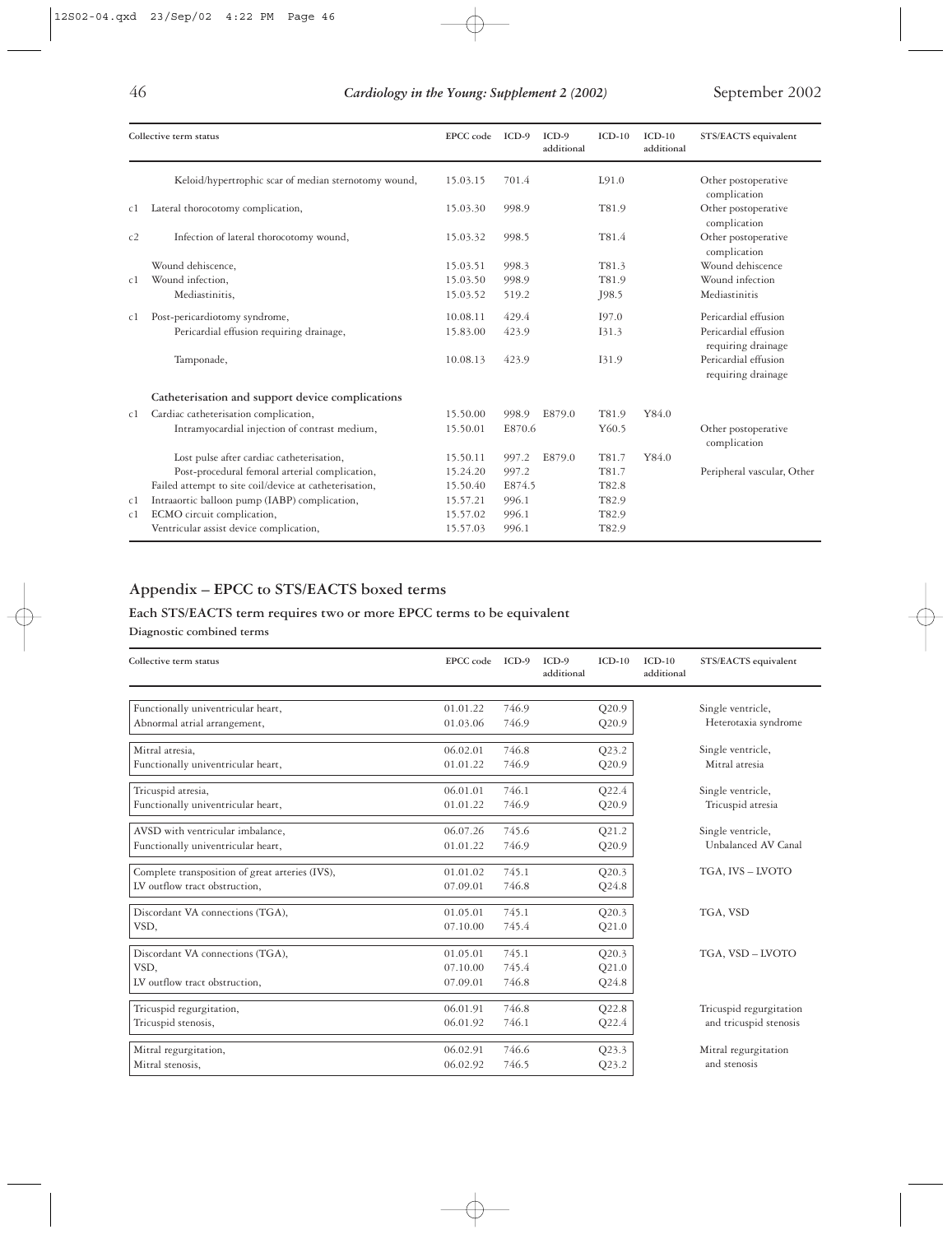| | Collective term status | EPCC code | ICD-9 | ICD-9 additional | ICD-10 | ICD-10 additional | STS/EACTS equivalent |
|---|---|---|---|---|---|---|---|
| | Keloid/hypertrophic scar of median sternotomy wound, | 15.03.15 | 701.4 | | L91.0 | | Other postoperative complication |
| c1 | Lateral thorocotomy complication, | 15.03.30 | 998.9 | | T81.9 | | Other postoperative complication |
| c2 | Infection of lateral thorocotomy wound, | 15.03.32 | 998.5 | | T81.4 | | Other postoperative complication |
| | Wound dehiscence, | 15.03.51 | 998.3 | | T81.3 | | Wound dehiscence |
| c1 | Wound infection, | 15.03.50 | 998.9 | | T81.9 | | Wound infection |
| | Mediastinitis, | 15.03.52 | 519.2 | | J98.5 | | Mediastinitis |
| c1 | Post-pericardiotomy syndrome, | 10.08.11 | 429.4 | | I97.0 | | Pericardial effusion |
| | Pericardial effusion requiring drainage, | 15.83.00 | 423.9 | | I31.3 | | Pericardial effusion requiring drainage |
| | Tamponade, | 10.08.13 | 423.9 | | I31.9 | | Pericardial effusion requiring drainage |
| | **Catheterisation and support device complications** | | | | | | |
| c1 | Cardiac catheterisation complication, | 15.50.00 | 998.9 | E879.0 | T81.9 | Y84.0 | |
| | Intramyocardial injection of contrast medium, | 15.50.01 | E870.6 | | Y60.5 | | Other postoperative complication |
| | Lost pulse after cardiac catheterisation, | 15.50.11 | 997.2 | E879.0 | T81.7 | Y84.0 | |
| | Post-procedural femoral arterial complication, | 15.24.20 | 997.2 | | T81.7 | | Peripheral vascular, Other |
| | Failed attempt to site coil/device at catheterisation, | 15.50.40 | E874.5 | | T82.8 | | |
| c1 | Intraaortic balloon pump (IABP) complication, | 15.57.21 | 996.1 | | T82.9 | | |
| c1 | ECMO circuit complication, | 15.57.02 | 996.1 | | T82.9 | | |
| | Ventricular assist device complication, | 15.57.03 | 996.1 | | T82.9 | | |

## Appendix – EPCC to STS/EACTS boxed terms

### Each STS/EACTS term requires two or more EPCC terms to be equivalent

**Diagnostic combined terms**

| Collective term status | EPCC code | ICD-9 | ICD-9 additional | ICD-10 | ICD-10 additional | STS/EACTS equivalent |
|---|---|---|---|---|---|---|
| Functionally univentricular heart, | 01.01.22 | 746.9 | | Q20.9 | | Single ventricle, |
| Abnormal atrial arrangement, | 01.03.06 | 746.9 | | Q20.9 | | Heterotaxia syndrome |
| Mitral atresia, | 06.02.01 | 746.8 | | Q23.2 | | Single ventricle, |
| Functionally univentricular heart, | 01.01.22 | 746.9 | | Q20.9 | | Mitral atresia |
| Tricuspid atresia, | 06.01.01 | 746.1 | | Q22.4 | | Single ventricle, |
| Functionally univentricular heart, | 01.01.22 | 746.9 | | Q20.9 | | Tricuspid atresia |
| AVSD with ventricular imbalance, | 06.07.26 | 745.6 | | Q21.2 | | Single ventricle, |
| Functionally univentricular heart, | 01.01.22 | 746.9 | | Q20.9 | | Unbalanced AV Canal |
| Complete transposition of great arteries (IVS), | 01.01.02 | 745.1 | | Q20.3 | | TGA, IVS – LVOTO |
| LV outflow tract obstruction, | 07.09.01 | 746.8 | | Q24.8 | | |
| Discordant VA connections (TGA), | 01.05.01 | 745.1 | | Q20.3 | | TGA, VSD |
| VSD, | 07.10.00 | 745.4 | | Q21.0 | | |
| Discordant VA connections (TGA), | 01.05.01 | 745.1 | | Q20.3 | | TGA, VSD – LVOTO |
| VSD, | 07.10.00 | 745.4 | | Q21.0 | | |
| LV outflow tract obstruction, | 07.09.01 | 746.8 | | Q24.8 | | |
| Tricuspid regurgitation, | 06.01.91 | 746.8 | | Q22.8 | | Tricuspid regurgitation |
| Tricuspid stenosis, | 06.01.92 | 746.1 | | Q22.4 | | and tricuspid stenosis |
| Mitral regurgitation, | 06.02.91 | 746.6 | | Q23.3 | | Mitral regurgitation |
| Mitral stenosis, | 06.02.92 | 746.5 | | Q23.2 | | and stenosis |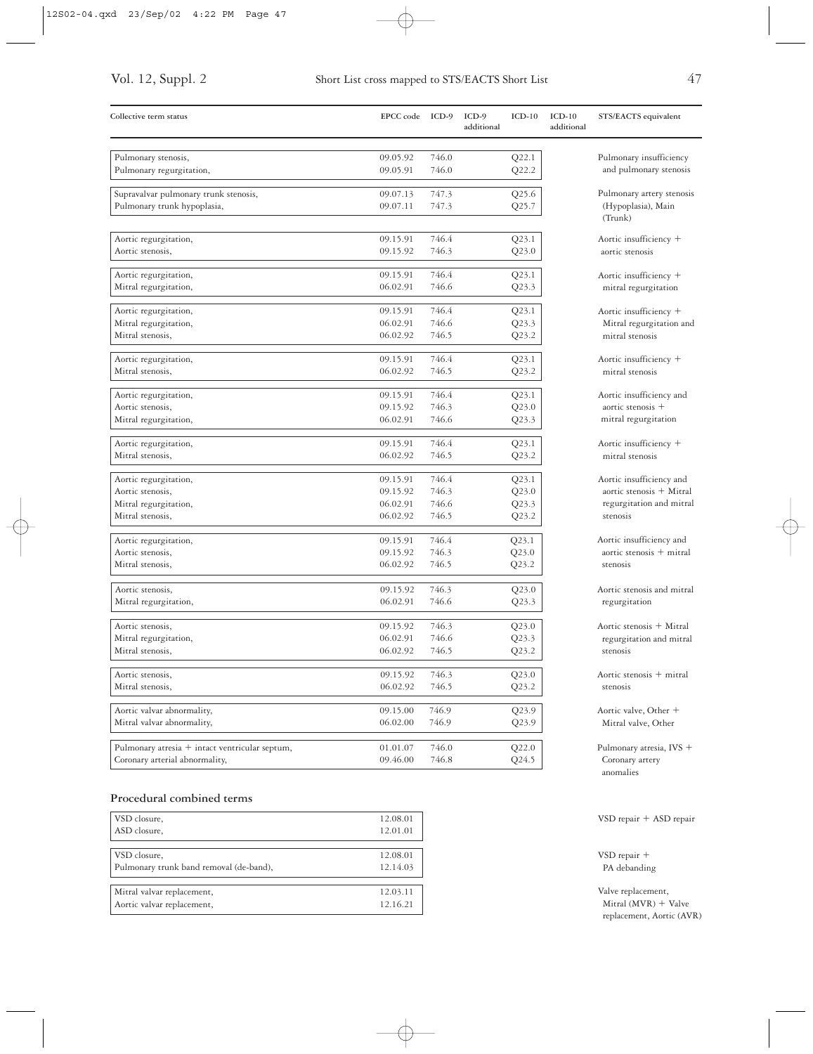| Collective term status | EPCC code | ICD-9 | ICD-9 additional | ICD-10 | ICD-10 additional | STS/EACTS equivalent |
|---|---|---|---|---|---|---|
| Pulmonary stenosis, | 09.05.92 | 746.0 | | Q22.1 | | Pulmonary insufficiency and pulmonary stenosis |
| Pulmonary regurgitation, | 09.05.91 | 746.0 | | Q22.2 | | |
| Supravalvar pulmonary trunk stenosis, | 09.07.13 | 747.3 | | Q25.6 | | Pulmonary artery stenosis (Hypoplasia), Main (Trunk) |
| Pulmonary trunk hypoplasia, | 09.07.11 | 747.3 | | Q25.7 | | |
| Aortic regurgitation, | 09.15.91 | 746.4 | | Q23.1 | | Aortic insufficiency + aortic stenosis |
| Aortic stenosis, | 09.15.92 | 746.3 | | Q23.0 | | |
| Aortic regurgitation, | 09.15.91 | 746.4 | | Q23.1 | | Aortic insufficiency + mitral regurgitation |
| Mitral regurgitation, | 06.02.91 | 746.6 | | Q23.3 | | |
| Aortic regurgitation, | 09.15.91 | 746.4 | | Q23.1 | | Aortic insufficiency + Mitral regurgitation and mitral stenosis |
| Mitral regurgitation, | 06.02.91 | 746.6 | | Q23.3 | | |
| Mitral stenosis, | 06.02.92 | 746.5 | | Q23.2 | | |
| Aortic regurgitation, | 09.15.91 | 746.4 | | Q23.1 | | Aortic insufficiency + mitral stenosis |
| Mitral stenosis, | 06.02.92 | 746.5 | | Q23.2 | | |
| Aortic regurgitation, | 09.15.91 | 746.4 | | Q23.1 | | Aortic insufficiency and aortic stenosis + mitral regurgitation |
| Aortic stenosis, | 09.15.92 | 746.3 | | Q23.0 | | |
| Mitral regurgitation, | 06.02.91 | 746.6 | | Q23.3 | | |
| Aortic regurgitation, | 09.15.91 | 746.4 | | Q23.1 | | Aortic insufficiency + mitral stenosis |
| Mitral stenosis, | 06.02.92 | 746.5 | | Q23.2 | | |
| Aortic regurgitation, | 09.15.91 | 746.4 | | Q23.1 | | Aortic insufficiency and aortic stenosis + Mitral regurgitation and mitral stenosis |
| Aortic stenosis, | 09.15.92 | 746.3 | | Q23.0 | | |
| Mitral regurgitation, | 06.02.91 | 746.6 | | Q23.3 | | |
| Mitral stenosis, | 06.02.92 | 746.5 | | Q23.2 | | |
| Aortic regurgitation, | 09.15.91 | 746.4 | | Q23.1 | | Aortic insufficiency and aortic stenosis + mitral stenosis |
| Aortic stenosis, | 09.15.92 | 746.3 | | Q23.0 | | |
| Mitral stenosis, | 06.02.92 | 746.5 | | Q23.2 | | |
| Aortic stenosis, | 09.15.92 | 746.3 | | Q23.0 | | Aortic stenosis and mitral regurgitation |
| Mitral regurgitation, | 06.02.91 | 746.6 | | Q23.3 | | |
| Aortic stenosis, | 09.15.92 | 746.3 | | Q23.0 | | Aortic stenosis + Mitral regurgitation and mitral stenosis |
| Mitral regurgitation, | 06.02.91 | 746.6 | | Q23.3 | | |
| Mitral stenosis, | 06.02.92 | 746.5 | | Q23.2 | | |
| Aortic stenosis, | 09.15.92 | 746.3 | | Q23.0 | | Aortic stenosis + mitral stenosis |
| Mitral stenosis, | 06.02.92 | 746.5 | | Q23.2 | | |
| Aortic valvar abnormality, | 09.15.00 | 746.9 | | Q23.9 | | Aortic valve, Other + Mitral valve, Other |
| Mitral valvar abnormality, | 06.02.00 | 746.9 | | Q23.9 | | |
| Pulmonary atresia + intact ventricular septum, | 01.01.07 | 746.0 | | Q22.0 | | Pulmonary atresia, IVS + Coronary artery anomalies |
| Coronary arterial abnormality, | 09.46.00 | 746.8 | | Q24.5 | | |

## Procedural combined terms

| Procedural combined terms | EPCC code | STS/EACTS equivalent |
|---|---|---|
| VSD closure, | 12.08.01 | VSD repair + ASD repair |
| ASD closure, | 12.01.01 | |
| VSD closure, | 12.08.01 | VSD repair + PA debanding |
| Pulmonary trunk band removal (de-band), | 12.14.03 | |
| Mitral valvar replacement, | 12.03.11 | Valve replacement, Mitral (MVR) + Valve replacement, Aortic (AVR) |
| Aortic valvar replacement, | 12.16.21 | |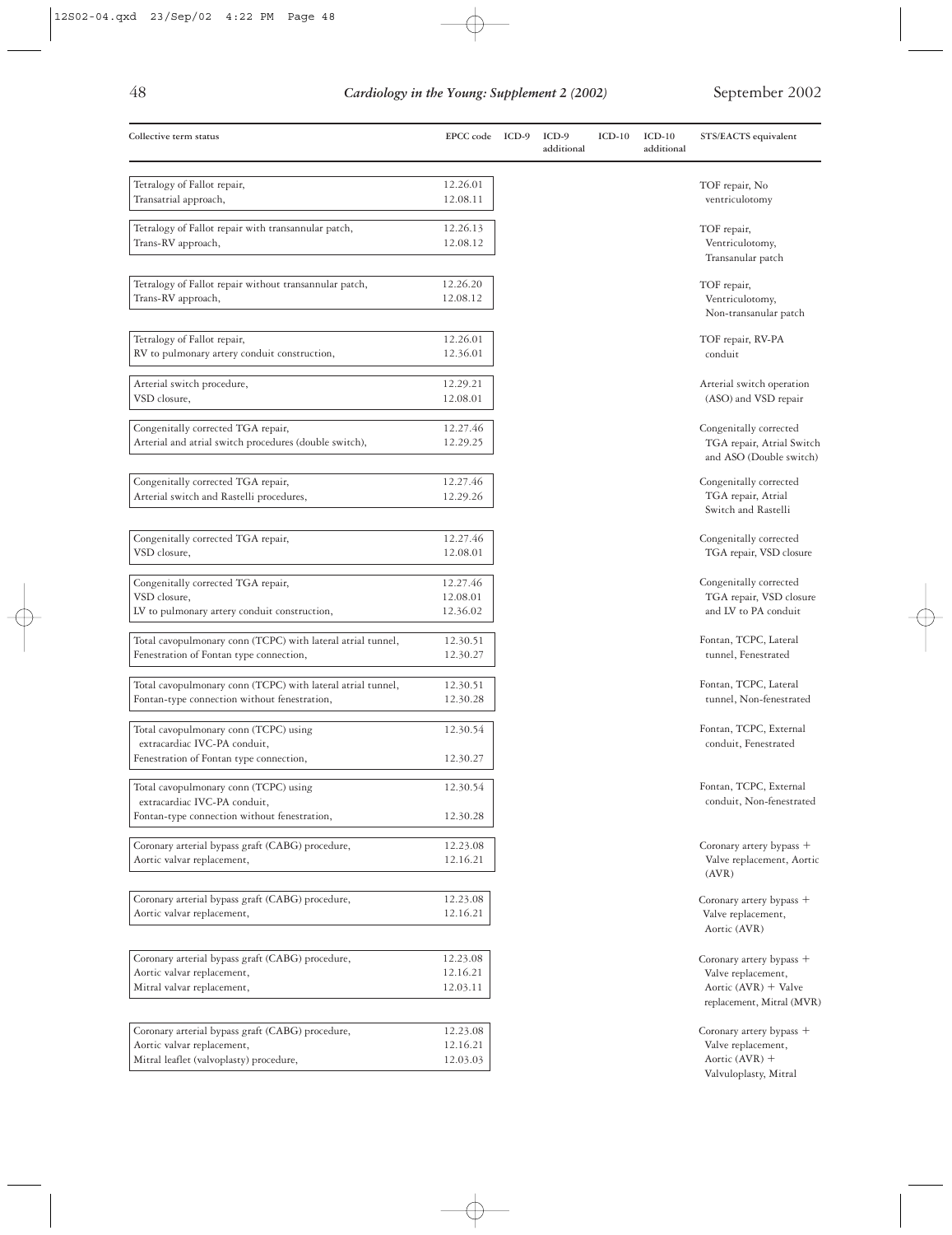| Collective term status | EPCC code | ICD-9 | ICD-9 additional | ICD-10 | ICD-10 additional | STS/EACTS equivalent |
|---|---|---|---|---|---|---|
| Tetralogy of Fallot repair,<br>Transatrial approach, | 12.26.01<br>12.08.11 | | | | | TOF repair, No ventriculotomy |
| Tetralogy of Fallot repair with transannular patch,<br>Trans-RV approach, | 12.26.13<br>12.08.12 | | | | | TOF repair, Ventriculotomy, Transanular patch |
| Tetralogy of Fallot repair without transannular patch,<br>Trans-RV approach, | 12.26.20<br>12.08.12 | | | | | TOF repair, Ventriculotomy, Non-transanular patch |
| Tetralogy of Fallot repair,<br>RV to pulmonary artery conduit construction, | 12.26.01<br>12.36.01 | | | | | TOF repair, RV-PA conduit |
| Arterial switch procedure,<br>VSD closure, | 12.29.21<br>12.08.01 | | | | | Arterial switch operation (ASO) and VSD repair |
| Congenitally corrected TGA repair,<br>Arterial and atrial switch procedures (double switch), | 12.27.46<br>12.29.25 | | | | | Congenitally corrected TGA repair, Atrial Switch and ASO (Double switch) |
| Congenitally corrected TGA repair,<br>Arterial switch and Rastelli procedures, | 12.27.46<br>12.29.26 | | | | | Congenitally corrected TGA repair, Atrial Switch and Rastelli |
| Congenitally corrected TGA repair,<br>VSD closure, | 12.27.46<br>12.08.01 | | | | | Congenitally corrected TGA repair, VSD closure |
| Congenitally corrected TGA repair,<br>VSD closure,<br>LV to pulmonary artery conduit construction, | 12.27.46<br>12.08.01<br>12.36.02 | | | | | Congenitally corrected TGA repair, VSD closure and LV to PA conduit |
| Total cavopulmonary conn (TCPC) with lateral atrial tunnel,<br>Fenestration of Fontan type connection, | 12.30.51<br>12.30.27 | | | | | Fontan, TCPC, Lateral tunnel, Fenestrated |
| Total cavopulmonary conn (TCPC) with lateral atrial tunnel,<br>Fontan-type connection without fenestration, | 12.30.51<br>12.30.28 | | | | | Fontan, TCPC, Lateral tunnel, Non-fenestrated |
| Total cavopulmonary conn (TCPC) using extracardiac IVC-PA conduit,<br>Fenestration of Fontan type connection, | 12.30.54<br>12.30.27 | | | | | Fontan, TCPC, External conduit, Fenestrated |
| Total cavopulmonary conn (TCPC) using extracardiac IVC-PA conduit,<br>Fontan-type connection without fenestration, | 12.30.54<br>12.30.28 | | | | | Fontan, TCPC, External conduit, Non-fenestrated |
| Coronary arterial bypass graft (CABG) procedure,<br>Aortic valvar replacement, | 12.23.08<br>12.16.21 | | | | | Coronary artery bypass + Valve replacement, Aortic (AVR) |
| Coronary arterial bypass graft (CABG) procedure,<br>Aortic valvar replacement, | 12.23.08<br>12.16.21 | | | | | Coronary artery bypass + Valve replacement, Aortic (AVR) |
| Coronary arterial bypass graft (CABG) procedure,<br>Aortic valvar replacement,<br>Mitral valvar replacement, | 12.23.08<br>12.16.21<br>12.03.11 | | | | | Coronary artery bypass + Valve replacement, Aortic (AVR) + Valve replacement, Mitral (MVR) |
| Coronary arterial bypass graft (CABG) procedure,<br>Aortic valvar replacement,<br>Mitral leaflet (valvoplasty) procedure, | 12.23.08<br>12.16.21<br>12.03.03 | | | | | Coronary artery bypass + Valve replacement, Aortic (AVR) + Valvuloplasty, Mitral |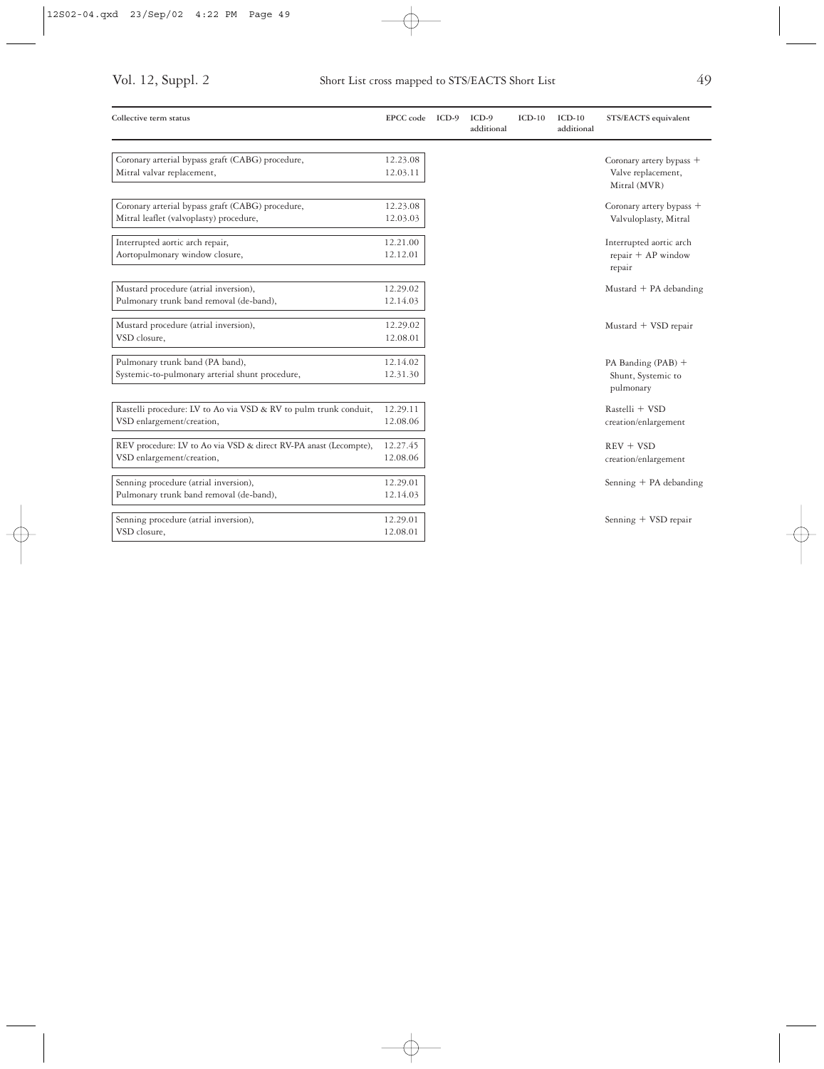| Collective term status | EPCC code | ICD-9 | ICD-9 additional | ICD-10 | ICD-10 additional | STS/EACTS equivalent |
|---|---|---|---|---|---|---|
| Coronary arterial bypass graft (CABG) procedure,<br>Mitral valvar replacement, | 12.23.08<br>12.03.11 | | | | | Coronary artery bypass + Valve replacement, Mitral (MVR) |
| Coronary arterial bypass graft (CABG) procedure,<br>Mitral leaflet (valvoplasty) procedure, | 12.23.08<br>12.03.03 | | | | | Coronary artery bypass + Valvuloplasty, Mitral |
| Interrupted aortic arch repair,<br>Aortopulmonary window closure, | 12.21.00<br>12.12.01 | | | | | Interrupted aortic arch repair + AP window repair |
| Mustard procedure (atrial inversion),<br>Pulmonary trunk band removal (de-band), | 12.29.02<br>12.14.03 | | | | | Mustard + PA debanding |
| Mustard procedure (atrial inversion),<br>VSD closure, | 12.29.02<br>12.08.01 | | | | | Mustard + VSD repair |
| Pulmonary trunk band (PA band),<br>Systemic-to-pulmonary arterial shunt procedure, | 12.14.02<br>12.31.30 | | | | | PA Banding (PAB) + Shunt, Systemic to pulmonary |
| Rastelli procedure: LV to Ao via VSD & RV to pulm trunk conduit,<br>VSD enlargement/creation, | 12.29.11<br>12.08.06 | | | | | Rastelli + VSD creation/enlargement |
| REV procedure: LV to Ao via VSD & direct RV-PA anast (Lecompte),<br>VSD enlargement/creation, | 12.27.45<br>12.08.06 | | | | | REV + VSD creation/enlargement |
| Senning procedure (atrial inversion),<br>Pulmonary trunk band removal (de-band), | 12.29.01<br>12.14.03 | | | | | Senning + PA debanding |
| Senning procedure (atrial inversion),<br>VSD closure, | 12.29.01<br>12.08.01 | | | | | Senning + VSD repair |